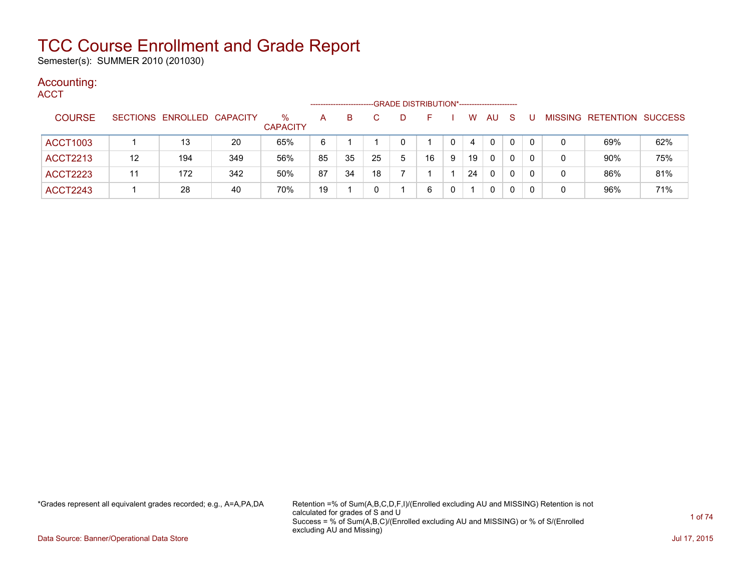# TCC Course Enrollment and Grade Report

Semester(s): SUMMER 2010 (201030)

## Accounting:

### ACCT

| COURSE | SECTIONS | ENROLLED | CAPACITY | % CAPACITY | A | B | C | D | F | I | W | AU | S | U | MISSING | RETENTION | SUCCESS |
|---|---|---|---|---|---|---|---|---|---|---|---|---|---|---|---|---|---|
| | | | | | GRADE DISTRIBUTION* | | | | | | | | | | | | |
| ACCT1003 | 1 | 13 | 20 | 65% | 6 | 1 | 1 | 0 | 1 | 0 | 4 | 0 | 0 | 0 | 0 | 69% | 62% |
| ACCT2213 | 12 | 194 | 349 | 56% | 85 | 35 | 25 | 5 | 16 | 9 | 19 | 0 | 0 | 0 | 0 | 90% | 75% |
| ACCT2223 | 11 | 172 | 342 | 50% | 87 | 34 | 18 | 7 | 1 | 1 | 24 | 0 | 0 | 0 | 0 | 86% | 81% |
| ACCT2243 | 1 | 28 | 40 | 70% | 19 | 1 | 0 | 1 | 6 | 0 | 1 | 0 | 0 | 0 | 0 | 96% | 71% |

*Grades represent all equivalent grades recorded; e.g., A=A,PA,DA

Retention =% of Sum(A,B,C,D,F,I)/(Enrolled excluding AU and MISSING) Retention is not calculated for grades of S and U
Success = % of Sum(A,B,C)/(Enrolled excluding AU and MISSING) or % of S/(Enrolled excluding AU and Missing)

Data Source: Banner/Operational Data Store

Jul 17, 2015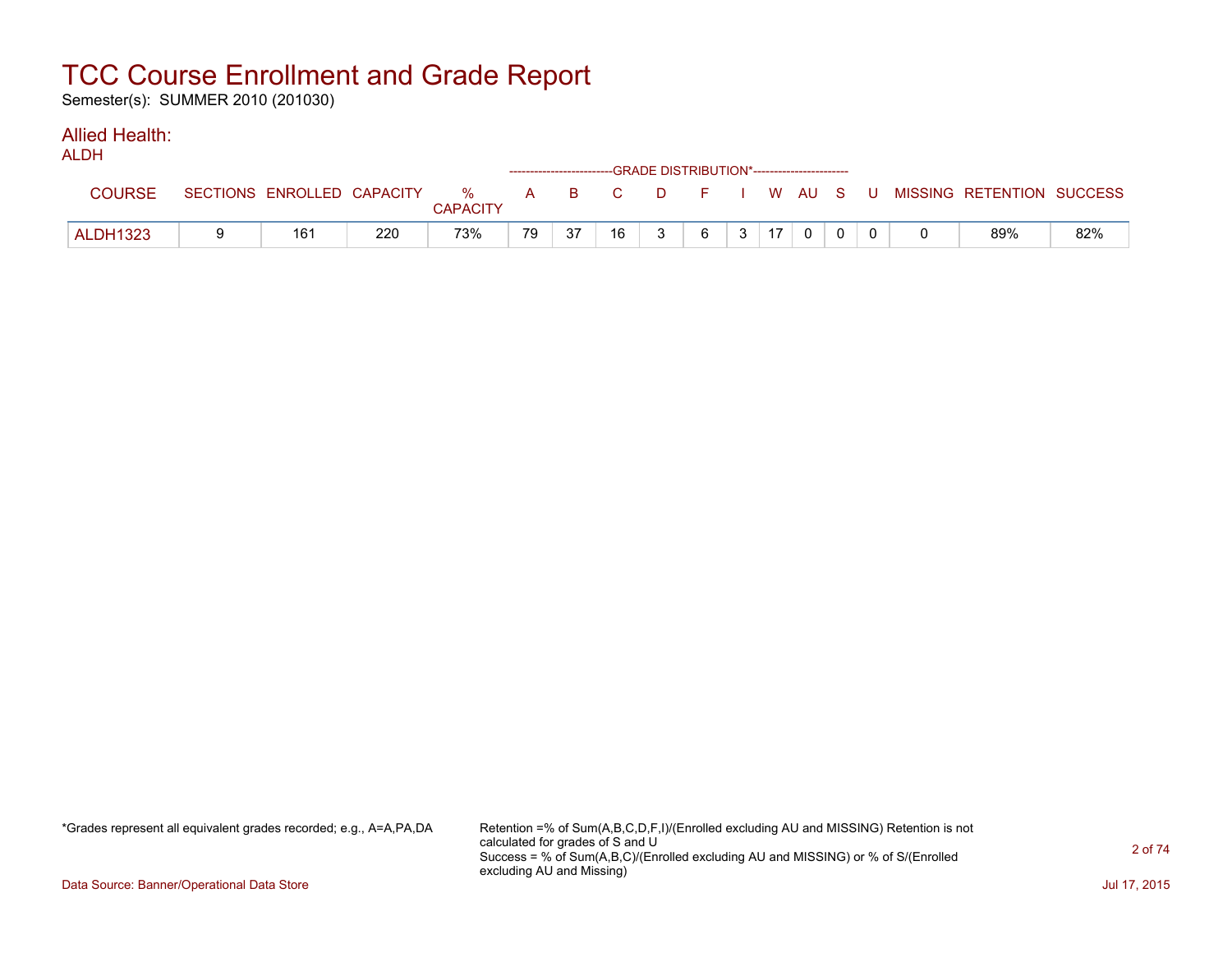# TCC Course Enrollment and Grade Report

Semester(s): SUMMER 2010 (201030)

## Allied Health:

ALDH

| COURSE | SECTIONS | ENROLLED | CAPACITY | % CAPACITY | A | B | C | D | F | I | W | AU | S | U | MISSING | RETENTION | SUCCESS |
|---|---|---|---|---|---|---|---|---|---|---|---|---|---|---|---|---|---|
| | | | | | GRADE DISTRIBUTION* | | | | | | | | | | | | |
| ALDH1323 | 9 | 161 | 220 | 73% | 79 | 37 | 16 | 3 | 6 | 3 | 17 | 0 | 0 | 0 | 0 | 89% | 82% |

*Grades represent all equivalent grades recorded; e.g., A=A,PA,DA

Retention =% of Sum(A,B,C,D,F,I)/(Enrolled excluding AU and MISSING) Retention is not calculated for grades of S and U
Success = % of Sum(A,B,C)/(Enrolled excluding AU and MISSING) or % of S/(Enrolled excluding AU and Missing)

Data Source: Banner/Operational Data Store

Jul 17, 2015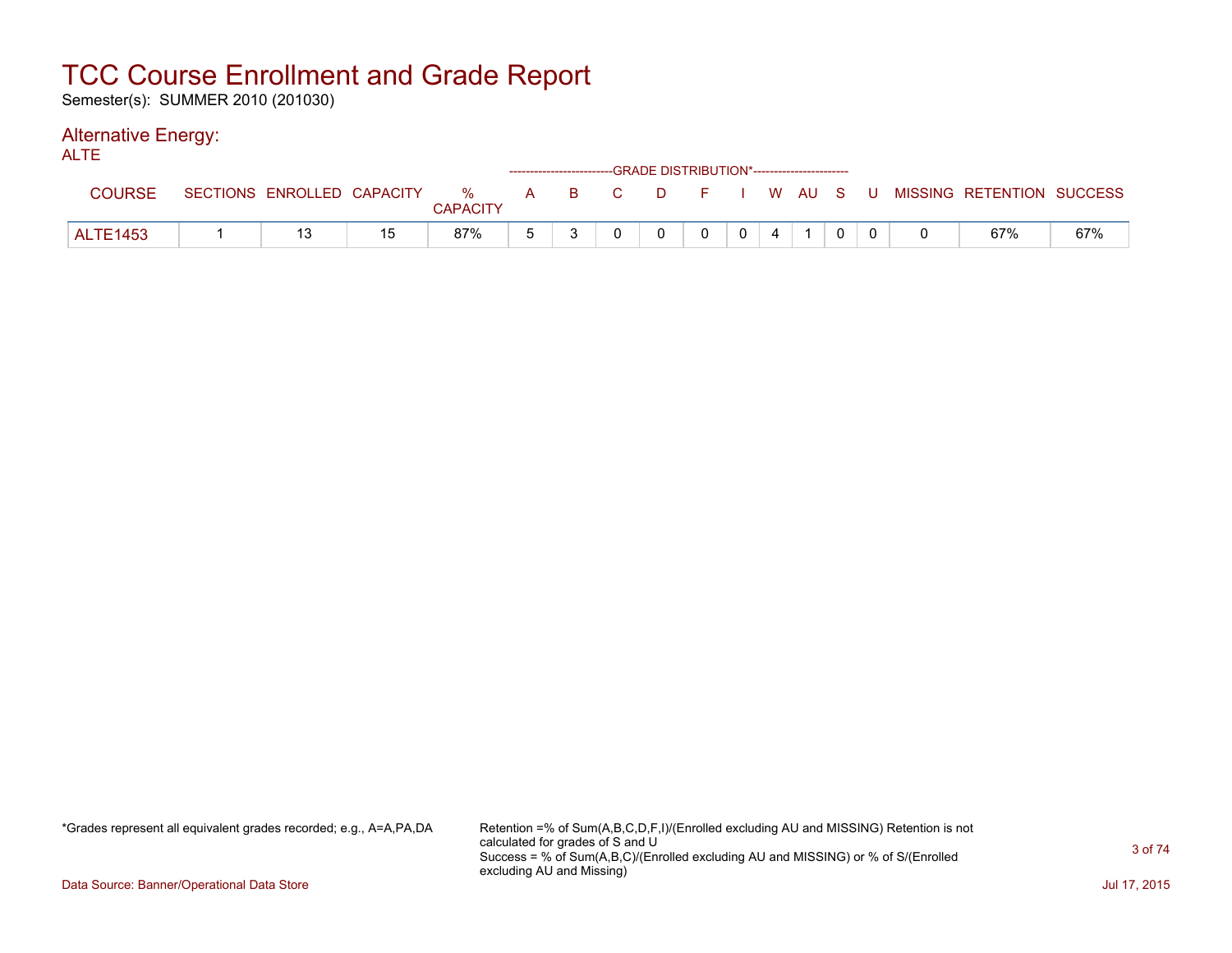# TCC Course Enrollment and Grade Report

Semester(s): SUMMER 2010 (201030)

## Alternative Energy:

ALTE

| COURSE | SECTIONS | ENROLLED | CAPACITY | % CAPACITY | A | B | C | D | F | I | W | AU | S | U | MISSING | RETENTION | SUCCESS |
|---|---|---|---|---|---|---|---|---|---|---|---|---|---|---|---|---|---|
| | | | | | GRADE DISTRIBUTION* | | | | | | | | | | | | |
| ALTE1453 | 1 | 13 | 15 | 87% | 5 | 3 | 0 | 0 | 0 | 0 | 4 | 1 | 0 | 0 | 0 | 67% | 67% |

*Grades represent all equivalent grades recorded; e.g., A=A,PA,DA

Retention =% of Sum(A,B,C,D,F,I)/(Enrolled excluding AU and MISSING) Retention is not calculated for grades of S and U
Success = % of Sum(A,B,C)/(Enrolled excluding AU and MISSING) or % of S/(Enrolled excluding AU and Missing)

Data Source: Banner/Operational Data Store

Jul 17, 2015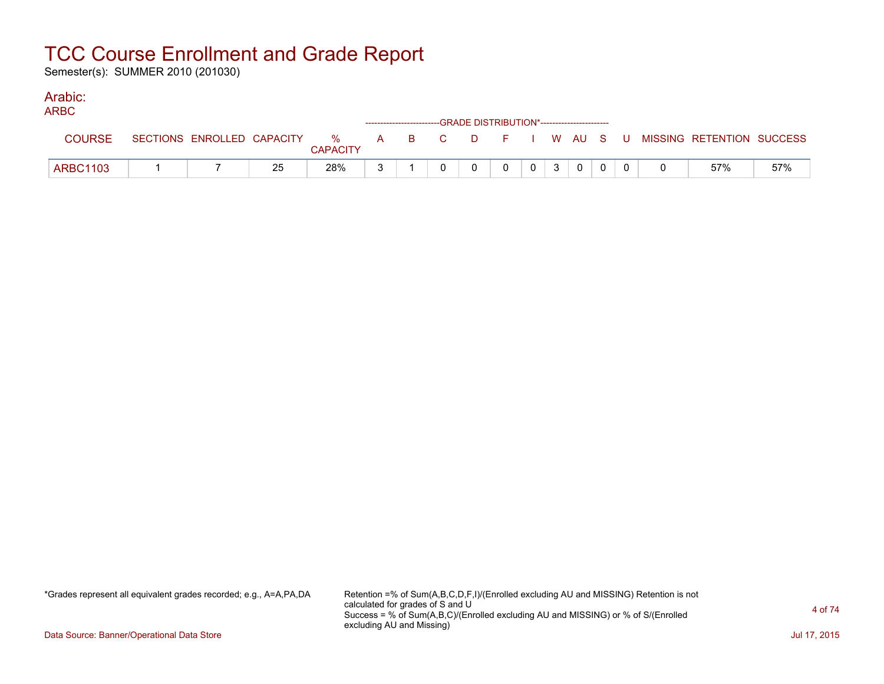# TCC Course Enrollment and Grade Report

Semester(s): SUMMER 2010 (201030)

## Arabic:

### ARBC

| COURSE | SECTIONS | ENROLLED | CAPACITY | % CAPACITY | A | B | C | D | F | I | W | AU | S | U | MISSING | RETENTION | SUCCESS |
|---|---|---|---|---|---|---|---|---|---|---|---|---|---|---|---|---|---|
| | | | | | GRADE DISTRIBUTION* | | | | | | | | | | | | |
| ARBC1103 | 1 | 7 | 25 | 28% | 3 | 1 | 0 | 0 | 0 | 0 | 3 | 0 | 0 | 0 | 0 | 57% | 57% |

*Grades represent all equivalent grades recorded; e.g., A=A,PA,DA

Retention =% of Sum(A,B,C,D,F,I)/(Enrolled excluding AU and MISSING) Retention is not calculated for grades of S and U
Success = % of Sum(A,B,C)/(Enrolled excluding AU and MISSING) or % of S/(Enrolled excluding AU and Missing)

Data Source: Banner/Operational Data Store

Jul 17, 2015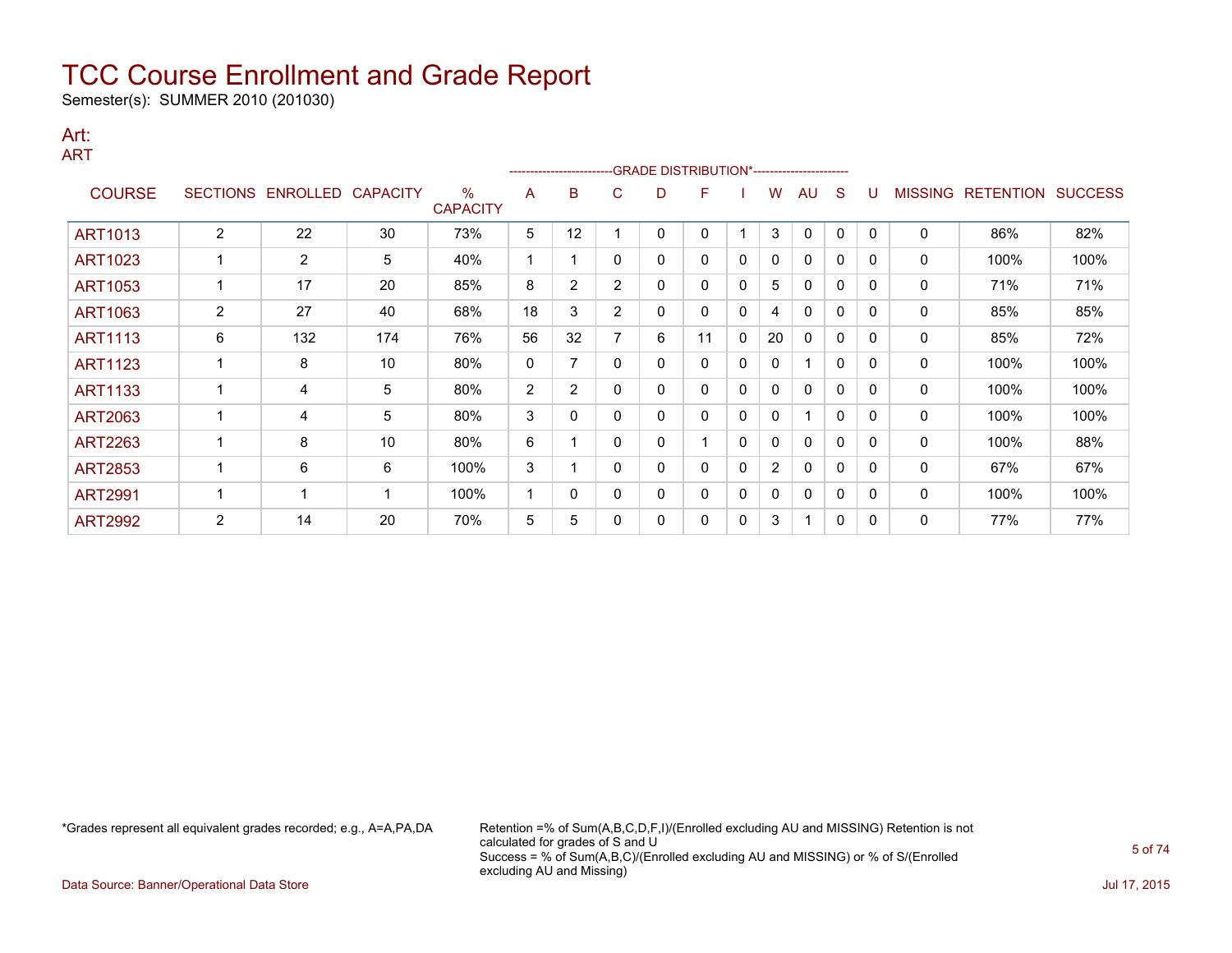# TCC Course Enrollment and Grade Report

Semester(s): SUMMER 2010 (201030)

## Art:

### ART

| COURSE | SECTIONS | ENROLLED | CAPACITY | % CAPACITY | A | B | C | D | F | I | W | AU | S | U | MISSING | RETENTION | SUCCESS |
|---|---|---|---|---|---|---|---|---|---|---|---|---|---|---|---|---|---|
| | | | | | GRADE DISTRIBUTION* | | | | | | | | | | | | |
| ART1013 | 2 | 22 | 30 | 73% | 5 | 12 | 1 | 0 | 0 | 1 | 3 | 0 | 0 | 0 | 0 | 86% | 82% |
| ART1023 | 1 | 2 | 5 | 40% | 1 | 1 | 0 | 0 | 0 | 0 | 0 | 0 | 0 | 0 | 0 | 100% | 100% |
| ART1053 | 1 | 17 | 20 | 85% | 8 | 2 | 2 | 0 | 0 | 0 | 5 | 0 | 0 | 0 | 0 | 71% | 71% |
| ART1063 | 2 | 27 | 40 | 68% | 18 | 3 | 2 | 0 | 0 | 0 | 4 | 0 | 0 | 0 | 0 | 85% | 85% |
| ART1113 | 6 | 132 | 174 | 76% | 56 | 32 | 7 | 6 | 11 | 0 | 20 | 0 | 0 | 0 | 0 | 85% | 72% |
| ART1123 | 1 | 8 | 10 | 80% | 0 | 7 | 0 | 0 | 0 | 0 | 0 | 1 | 0 | 0 | 0 | 100% | 100% |
| ART1133 | 1 | 4 | 5 | 80% | 2 | 2 | 0 | 0 | 0 | 0 | 0 | 0 | 0 | 0 | 0 | 100% | 100% |
| ART2063 | 1 | 4 | 5 | 80% | 3 | 0 | 0 | 0 | 0 | 0 | 0 | 1 | 0 | 0 | 0 | 100% | 100% |
| ART2263 | 1 | 8 | 10 | 80% | 6 | 1 | 0 | 0 | 1 | 0 | 0 | 0 | 0 | 0 | 0 | 100% | 88% |
| ART2853 | 1 | 6 | 6 | 100% | 3 | 1 | 0 | 0 | 0 | 0 | 2 | 0 | 0 | 0 | 0 | 67% | 67% |
| ART2991 | 1 | 1 | 1 | 100% | 1 | 0 | 0 | 0 | 0 | 0 | 0 | 0 | 0 | 0 | 0 | 100% | 100% |
| ART2992 | 2 | 14 | 20 | 70% | 5 | 5 | 0 | 0 | 0 | 0 | 3 | 1 | 0 | 0 | 0 | 77% | 77% |

*Grades represent all equivalent grades recorded; e.g., A=A,PA,DA

Retention =% of Sum(A,B,C,D,F,I)/(Enrolled excluding AU and MISSING) Retention is not calculated for grades of S and U
Success = % of Sum(A,B,C)/(Enrolled excluding AU and MISSING) or % of S/(Enrolled excluding AU and Missing)

Data Source: Banner/Operational Data Store

Jul 17, 2015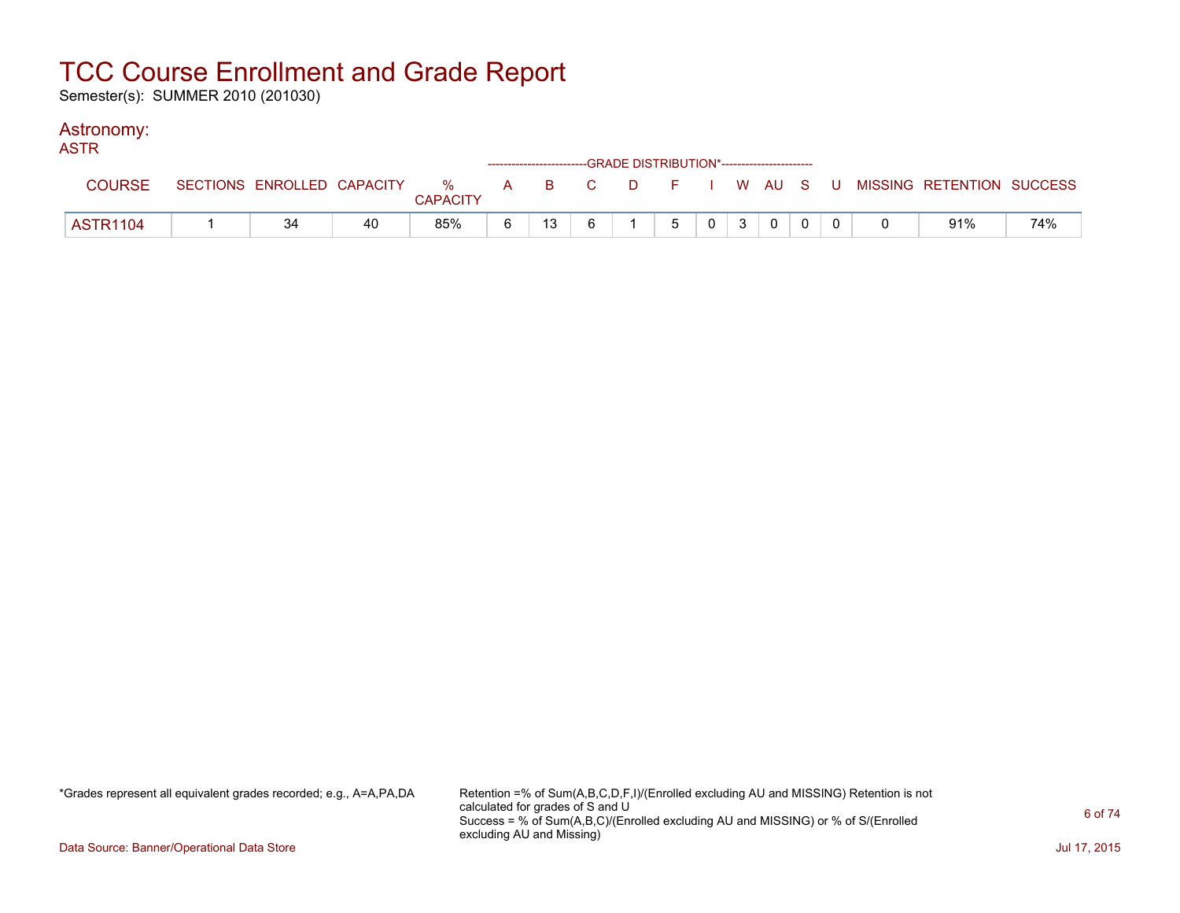# TCC Course Enrollment and Grade Report

Semester(s): SUMMER 2010 (201030)

## Astronomy:

### ASTR

| COURSE | SECTIONS | ENROLLED | CAPACITY | % CAPACITY | A | B | C | D | F | I | W | AU | S | U | MISSING | RETENTION | SUCCESS |
|---|---|---|---|---|---|---|---|---|---|---|---|---|---|---|---|---|---|
| | | | | | --------------------------GRADE DISTRIBUTION*----------------------- | | | | | | | | | | | | |
| ASTR1104 | 1 | 34 | 40 | 85% | 6 | 13 | 6 | 1 | 5 | 0 | 3 | 0 | 0 | 0 | 0 | 91% | 74% |

*Grades represent all equivalent grades recorded; e.g., A=A,PA,DA

Retention =% of Sum(A,B,C,D,F,I)/(Enrolled excluding AU and MISSING) Retention is not calculated for grades of S and U
Success = % of Sum(A,B,C)/(Enrolled excluding AU and MISSING) or % of S/(Enrolled excluding AU and Missing)

Data Source: Banner/Operational Data Store

Jul 17, 2015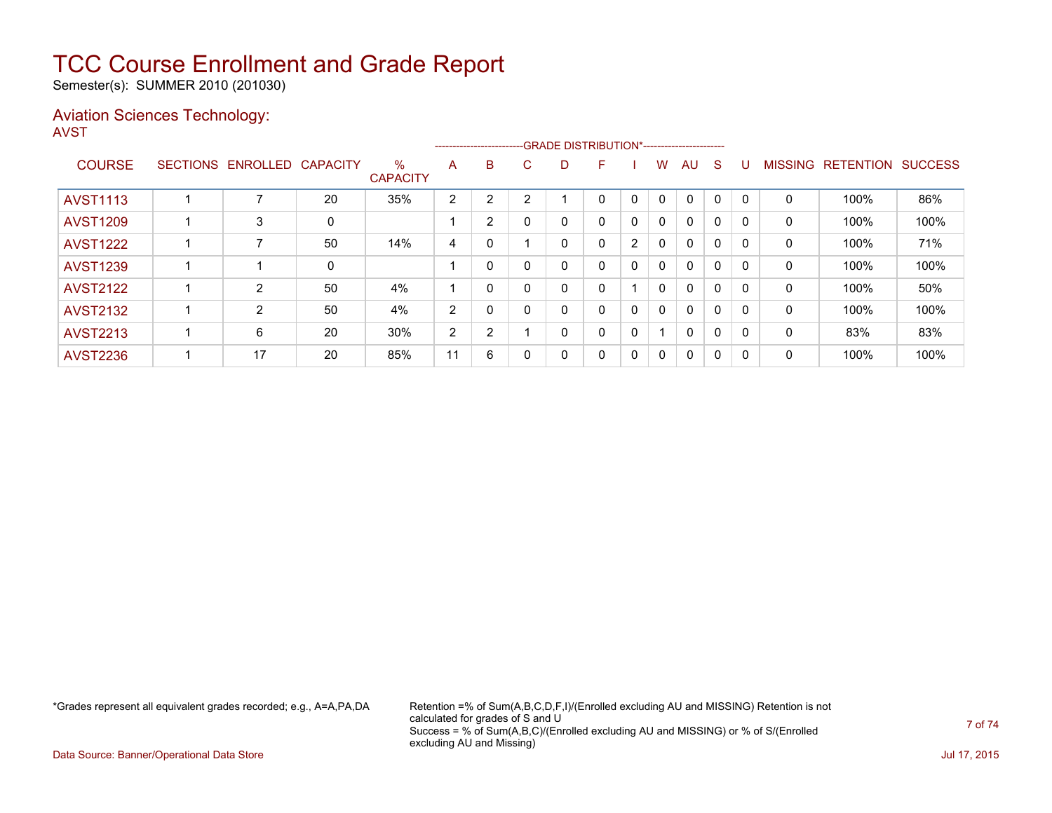# TCC Course Enrollment and Grade Report

Semester(s): SUMMER 2010 (201030)

## Aviation Sciences Technology:

AVST

| COURSE | SECTIONS | ENROLLED | CAPACITY | % CAPACITY | A | B | C | D | F | I | W | AU | S | U | MISSING | RETENTION | SUCCESS |
|---|---|---|---|---|---|---|---|---|---|---|---|---|---|---|---|---|---|
| | | | | | GRADE DISTRIBUTION* | | | | | | | | | | | | |
| AVST1113 | 1 | 7 | 20 | 35% | 2 | 2 | 2 | 1 | 0 | 0 | 0 | 0 | 0 | 0 | 0 | 100% | 86% |
| AVST1209 | 1 | 3 | 0 | | 1 | 2 | 0 | 0 | 0 | 0 | 0 | 0 | 0 | 0 | 0 | 100% | 100% |
| AVST1222 | 1 | 7 | 50 | 14% | 4 | 0 | 1 | 0 | 0 | 2 | 0 | 0 | 0 | 0 | 0 | 100% | 71% |
| AVST1239 | 1 | 1 | 0 | | 1 | 0 | 0 | 0 | 0 | 0 | 0 | 0 | 0 | 0 | 0 | 100% | 100% |
| AVST2122 | 1 | 2 | 50 | 4% | 1 | 0 | 0 | 0 | 0 | 1 | 0 | 0 | 0 | 0 | 0 | 100% | 50% |
| AVST2132 | 1 | 2 | 50 | 4% | 2 | 0 | 0 | 0 | 0 | 0 | 0 | 0 | 0 | 0 | 0 | 100% | 100% |
| AVST2213 | 1 | 6 | 20 | 30% | 2 | 2 | 1 | 0 | 0 | 0 | 1 | 0 | 0 | 0 | 0 | 83% | 83% |
| AVST2236 | 1 | 17 | 20 | 85% | 11 | 6 | 0 | 0 | 0 | 0 | 0 | 0 | 0 | 0 | 0 | 100% | 100% |

*Grades represent all equivalent grades recorded; e.g., A=A,PA,DA

Retention =% of Sum(A,B,C,D,F,I)/(Enrolled excluding AU and MISSING) Retention is not calculated for grades of S and U
Success = % of Sum(A,B,C)/(Enrolled excluding AU and MISSING) or % of S/(Enrolled excluding AU and Missing)

Data Source: Banner/Operational Data Store

Jul 17, 2015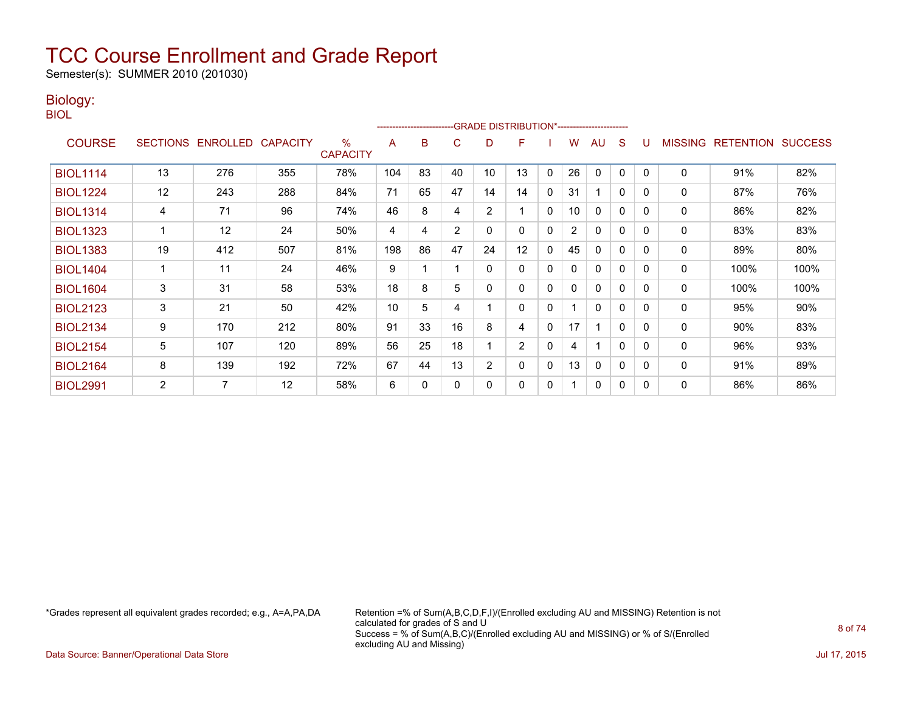# TCC Course Enrollment and Grade Report

Semester(s): SUMMER 2010 (201030)

## Biology:

BIOL

| COURSE | SECTIONS | ENROLLED | CAPACITY | % CAPACITY | A | B | C | D | F | I | W | AU | S | U | MISSING | RETENTION | SUCCESS |
|---|---|---|---|---|---|---|---|---|---|---|---|---|---|---|---|---|---|
| | | | | | GRADE DISTRIBUTION* | | | | | | | | | | | | |
| BIOL1114 | 13 | 276 | 355 | 78% | 104 | 83 | 40 | 10 | 13 | 0 | 26 | 0 | 0 | 0 | 0 | 91% | 82% |
| BIOL1224 | 12 | 243 | 288 | 84% | 71 | 65 | 47 | 14 | 14 | 0 | 31 | 1 | 0 | 0 | 0 | 87% | 76% |
| BIOL1314 | 4 | 71 | 96 | 74% | 46 | 8 | 4 | 2 | 1 | 0 | 10 | 0 | 0 | 0 | 0 | 86% | 82% |
| BIOL1323 | 1 | 12 | 24 | 50% | 4 | 4 | 2 | 0 | 0 | 0 | 2 | 0 | 0 | 0 | 0 | 83% | 83% |
| BIOL1383 | 19 | 412 | 507 | 81% | 198 | 86 | 47 | 24 | 12 | 0 | 45 | 0 | 0 | 0 | 0 | 89% | 80% |
| BIOL1404 | 1 | 11 | 24 | 46% | 9 | 1 | 1 | 0 | 0 | 0 | 0 | 0 | 0 | 0 | 0 | 100% | 100% |
| BIOL1604 | 3 | 31 | 58 | 53% | 18 | 8 | 5 | 0 | 0 | 0 | 0 | 0 | 0 | 0 | 0 | 100% | 100% |
| BIOL2123 | 3 | 21 | 50 | 42% | 10 | 5 | 4 | 1 | 0 | 0 | 1 | 0 | 0 | 0 | 0 | 95% | 90% |
| BIOL2134 | 9 | 170 | 212 | 80% | 91 | 33 | 16 | 8 | 4 | 0 | 17 | 1 | 0 | 0 | 0 | 90% | 83% |
| BIOL2154 | 5 | 107 | 120 | 89% | 56 | 25 | 18 | 1 | 2 | 0 | 4 | 1 | 0 | 0 | 0 | 96% | 93% |
| BIOL2164 | 8 | 139 | 192 | 72% | 67 | 44 | 13 | 2 | 0 | 0 | 13 | 0 | 0 | 0 | 0 | 91% | 89% |
| BIOL2991 | 2 | 7 | 12 | 58% | 6 | 0 | 0 | 0 | 0 | 0 | 1 | 0 | 0 | 0 | 0 | 86% | 86% |

*Grades represent all equivalent grades recorded; e.g., A=A,PA,DA

Retention =% of Sum(A,B,C,D,F,I)/(Enrolled excluding AU and MISSING) Retention is not calculated for grades of S and U
Success = % of Sum(A,B,C)/(Enrolled excluding AU and MISSING) or % of S/(Enrolled excluding AU and Missing)

Data Source: Banner/Operational Data Store

Jul 17, 2015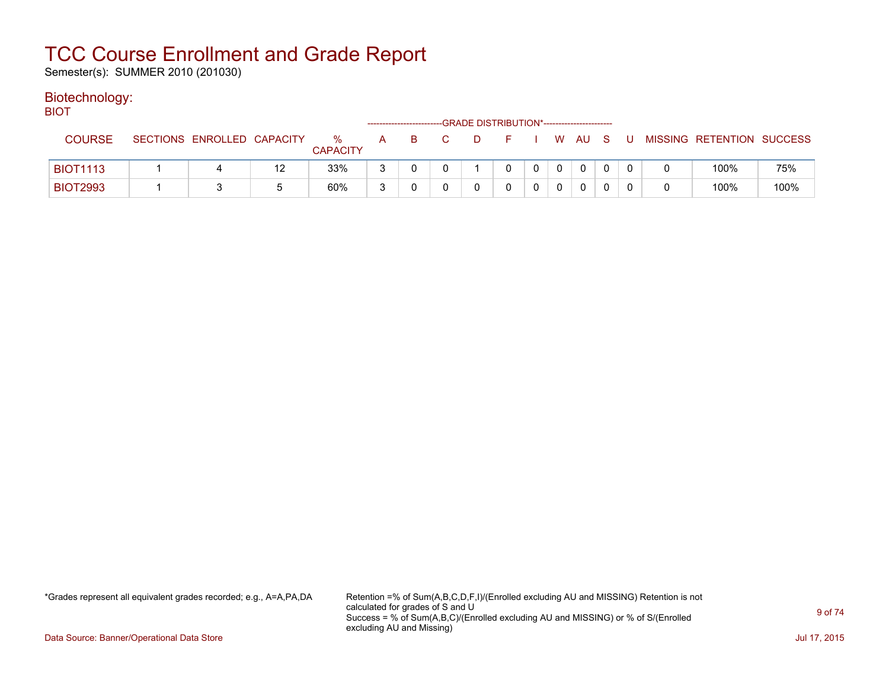# TCC Course Enrollment and Grade Report

Semester(s): SUMMER 2010 (201030)

## Biotechnology:

### BIOT

| COURSE | SECTIONS | ENROLLED | CAPACITY | % CAPACITY | A | B | C | D | F | I | W | AU | S | U | MISSING | RETENTION | SUCCESS |
|---|---|---|---|---|---|---|---|---|---|---|---|---|---|---|---|---|---|
| | | | | | GRADE DISTRIBUTION* | | | | | | | | | | | | |
| BIOT1113 | 1 | 4 | 12 | 33% | 3 | 0 | 0 | 1 | 0 | 0 | 0 | 0 | 0 | 0 | 0 | 100% | 75% |
| BIOT2993 | 1 | 3 | 5 | 60% | 3 | 0 | 0 | 0 | 0 | 0 | 0 | 0 | 0 | 0 | 0 | 100% | 100% |

*Grades represent all equivalent grades recorded; e.g., A=A,PA,DA

Retention =% of Sum(A,B,C,D,F,I)/(Enrolled excluding AU and MISSING) Retention is not calculated for grades of S and U
Success = % of Sum(A,B,C)/(Enrolled excluding AU and MISSING) or % of S/(Enrolled excluding AU and Missing)

Data Source: Banner/Operational Data Store

Jul 17, 2015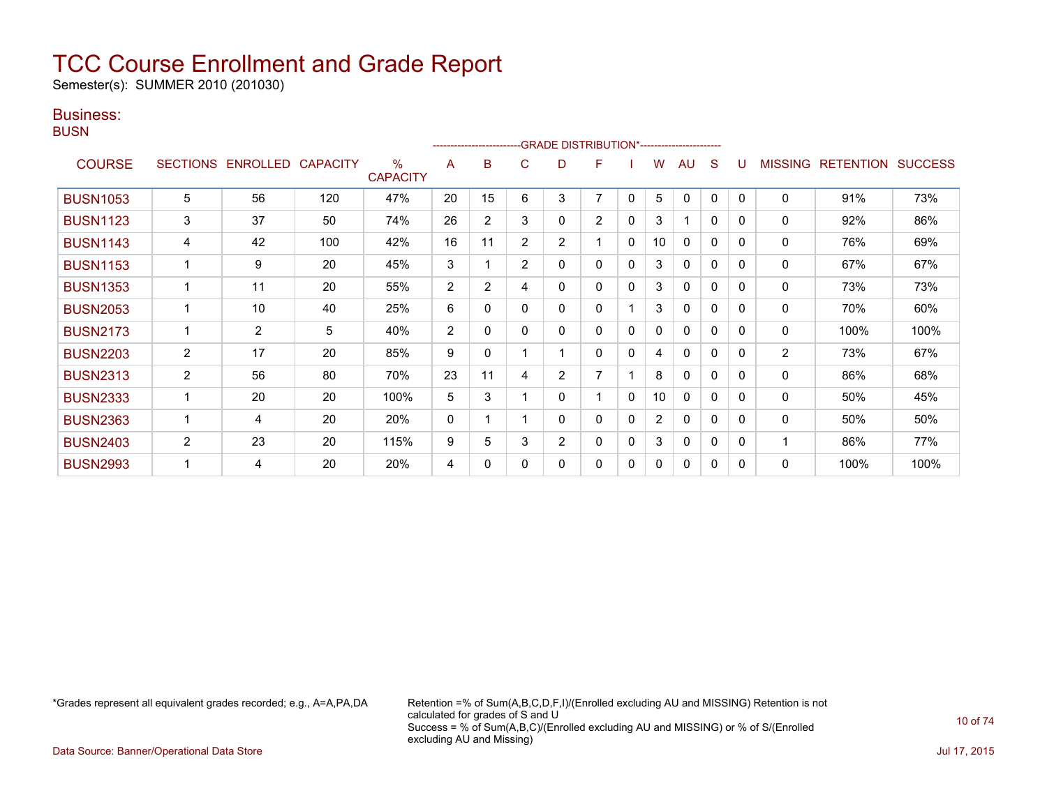# TCC Course Enrollment and Grade Report

Semester(s): SUMMER 2010 (201030)

## Business:

### BUSN

| COURSE | SECTIONS | ENROLLED | CAPACITY | % CAPACITY | A | B | C | D | F | I | W | AU | S | U | MISSING | RETENTION | SUCCESS |
|---|---|---|---|---|---|---|---|---|---|---|---|---|---|---|---|---|---|
| | | | | | GRADE DISTRIBUTION* | | | | | | | | | | | | |
| BUSN1053 | 5 | 56 | 120 | 47% | 20 | 15 | 6 | 3 | 7 | 0 | 5 | 0 | 0 | 0 | 0 | 91% | 73% |
| BUSN1123 | 3 | 37 | 50 | 74% | 26 | 2 | 3 | 0 | 2 | 0 | 3 | 1 | 0 | 0 | 0 | 92% | 86% |
| BUSN1143 | 4 | 42 | 100 | 42% | 16 | 11 | 2 | 2 | 1 | 0 | 10 | 0 | 0 | 0 | 0 | 76% | 69% |
| BUSN1153 | 1 | 9 | 20 | 45% | 3 | 1 | 2 | 0 | 0 | 0 | 3 | 0 | 0 | 0 | 0 | 67% | 67% |
| BUSN1353 | 1 | 11 | 20 | 55% | 2 | 2 | 4 | 0 | 0 | 0 | 3 | 0 | 0 | 0 | 0 | 73% | 73% |
| BUSN2053 | 1 | 10 | 40 | 25% | 6 | 0 | 0 | 0 | 0 | 1 | 3 | 0 | 0 | 0 | 0 | 70% | 60% |
| BUSN2173 | 1 | 2 | 5 | 40% | 2 | 0 | 0 | 0 | 0 | 0 | 0 | 0 | 0 | 0 | 0 | 100% | 100% |
| BUSN2203 | 2 | 17 | 20 | 85% | 9 | 0 | 1 | 1 | 0 | 0 | 4 | 0 | 0 | 0 | 2 | 73% | 67% |
| BUSN2313 | 2 | 56 | 80 | 70% | 23 | 11 | 4 | 2 | 7 | 1 | 8 | 0 | 0 | 0 | 0 | 86% | 68% |
| BUSN2333 | 1 | 20 | 20 | 100% | 5 | 3 | 1 | 0 | 1 | 0 | 10 | 0 | 0 | 0 | 0 | 50% | 45% |
| BUSN2363 | 1 | 4 | 20 | 20% | 0 | 1 | 1 | 0 | 0 | 0 | 2 | 0 | 0 | 0 | 0 | 50% | 50% |
| BUSN2403 | 2 | 23 | 20 | 115% | 9 | 5 | 3 | 2 | 0 | 0 | 3 | 0 | 0 | 0 | 1 | 86% | 77% |
| BUSN2993 | 1 | 4 | 20 | 20% | 4 | 0 | 0 | 0 | 0 | 0 | 0 | 0 | 0 | 0 | 0 | 100% | 100% |

*Grades represent all equivalent grades recorded; e.g., A=A,PA,DA

Retention =% of Sum(A,B,C,D,F,I)/(Enrolled excluding AU and MISSING) Retention is not calculated for grades of S and U
Success = % of Sum(A,B,C)/(Enrolled excluding AU and MISSING) or % of S/(Enrolled excluding AU and Missing)

Data Source: Banner/Operational Data Store

Jul 17, 2015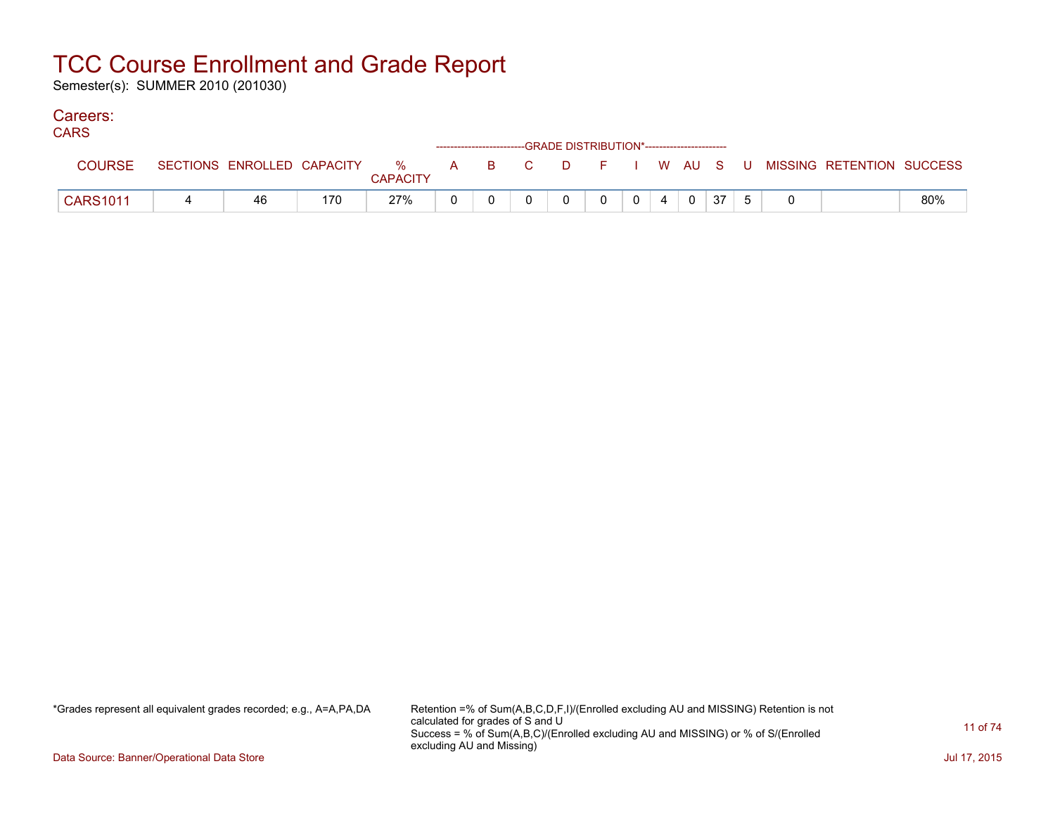# TCC Course Enrollment and Grade Report

Semester(s): SUMMER 2010 (201030)

## Careers:

CARS

| COURSE | SECTIONS | ENROLLED | CAPACITY | % CAPACITY | A | B | C | D | F | I | W | AU | S | U | MISSING | RETENTION | SUCCESS |
|---|---|---|---|---|---|---|---|---|---|---|---|---|---|---|---|---|---|
| | | | | | GRADE DISTRIBUTION* | | | | | | | | | | | | |
| CARS1011 | 4 | 46 | 170 | 27% | 0 | 0 | 0 | 0 | 0 | 0 | 4 | 0 | 37 | 5 | 0 | | 80% |

*Grades represent all equivalent grades recorded; e.g., A=A,PA,DA

Retention =% of Sum(A,B,C,D,F,I)/(Enrolled excluding AU and MISSING) Retention is not calculated for grades of S and U
Success = % of Sum(A,B,C)/(Enrolled excluding AU and MISSING) or % of S/(Enrolled excluding AU and Missing)

Data Source: Banner/Operational Data Store

Jul 17, 2015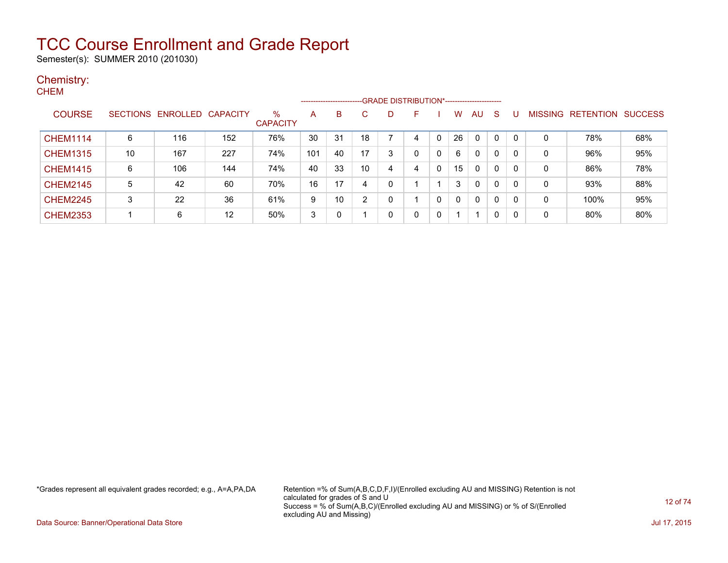# TCC Course Enrollment and Grade Report

Semester(s): SUMMER 2010 (201030)

## Chemistry:

### CHEM

| COURSE | SECTIONS | ENROLLED | CAPACITY | % CAPACITY | A | B | C | D | F | I | W | AU | S | U | MISSING | RETENTION | SUCCESS |
|---|---|---|---|---|---|---|---|---|---|---|---|---|---|---|---|---|---|
| | | | | | GRADE DISTRIBUTION* | | | | | | | | | | | | |
| CHEM1114 | 6 | 116 | 152 | 76% | 30 | 31 | 18 | 7 | 4 | 0 | 26 | 0 | 0 | 0 | 0 | 78% | 68% |
| CHEM1315 | 10 | 167 | 227 | 74% | 101 | 40 | 17 | 3 | 0 | 0 | 6 | 0 | 0 | 0 | 0 | 96% | 95% |
| CHEM1415 | 6 | 106 | 144 | 74% | 40 | 33 | 10 | 4 | 4 | 0 | 15 | 0 | 0 | 0 | 0 | 86% | 78% |
| CHEM2145 | 5 | 42 | 60 | 70% | 16 | 17 | 4 | 0 | 1 | 1 | 3 | 0 | 0 | 0 | 0 | 93% | 88% |
| CHEM2245 | 3 | 22 | 36 | 61% | 9 | 10 | 2 | 0 | 1 | 0 | 0 | 0 | 0 | 0 | 0 | 100% | 95% |
| CHEM2353 | 1 | 6 | 12 | 50% | 3 | 0 | 1 | 0 | 0 | 0 | 1 | 1 | 0 | 0 | 0 | 80% | 80% |

*Grades represent all equivalent grades recorded; e.g., A=A,PA,DA

Retention =% of Sum(A,B,C,D,F,I)/(Enrolled excluding AU and MISSING) Retention is not calculated for grades of S and U

Success = % of Sum(A,B,C)/(Enrolled excluding AU and MISSING) or % of S/(Enrolled excluding AU and Missing)

Data Source: Banner/Operational Data Store

Jul 17, 2015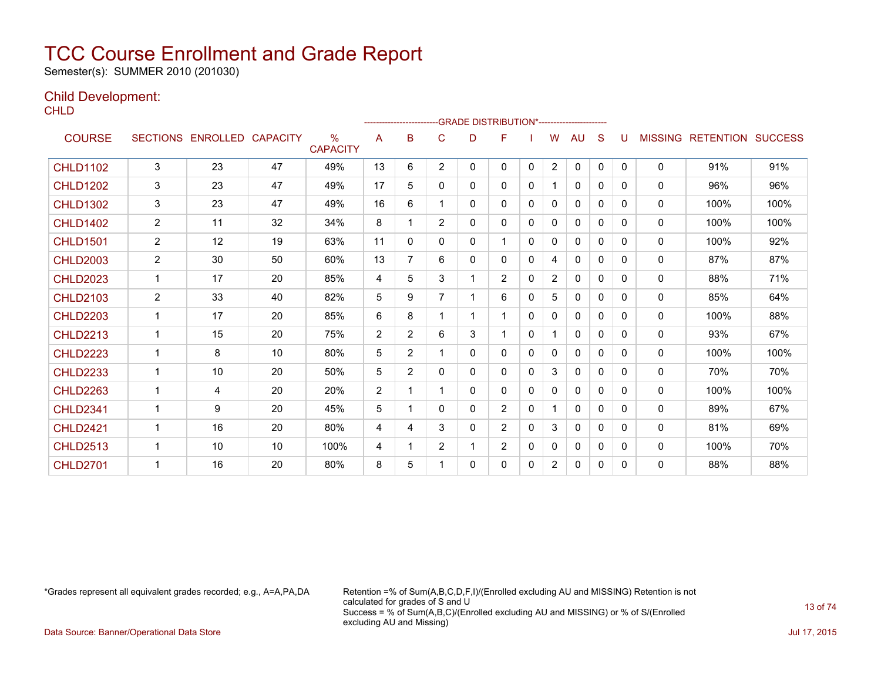# TCC Course Enrollment and Grade Report

Semester(s): SUMMER 2010 (201030)

## Child Development:

CHLD

| COURSE | SECTIONS | ENROLLED | CAPACITY | % CAPACITY | A | B | C | D | F | I | W | AU | S | U | MISSING | RETENTION | SUCCESS |
|---|---|---|---|---|---|---|---|---|---|---|---|---|---|---|---|---|---|
| CHLD1102 | 3 | 23 | 47 | 49% | 13 | 6 | 2 | 0 | 0 | 0 | 2 | 0 | 0 | 0 | 0 | 91% | 91% |
| CHLD1202 | 3 | 23 | 47 | 49% | 17 | 5 | 0 | 0 | 0 | 0 | 1 | 0 | 0 | 0 | 0 | 96% | 96% |
| CHLD1302 | 3 | 23 | 47 | 49% | 16 | 6 | 1 | 0 | 0 | 0 | 0 | 0 | 0 | 0 | 0 | 100% | 100% |
| CHLD1402 | 2 | 11 | 32 | 34% | 8 | 1 | 2 | 0 | 0 | 0 | 0 | 0 | 0 | 0 | 0 | 100% | 100% |
| CHLD1501 | 2 | 12 | 19 | 63% | 11 | 0 | 0 | 0 | 1 | 0 | 0 | 0 | 0 | 0 | 0 | 100% | 92% |
| CHLD2003 | 2 | 30 | 50 | 60% | 13 | 7 | 6 | 0 | 0 | 0 | 4 | 0 | 0 | 0 | 0 | 87% | 87% |
| CHLD2023 | 1 | 17 | 20 | 85% | 4 | 5 | 3 | 1 | 2 | 0 | 2 | 0 | 0 | 0 | 0 | 88% | 71% |
| CHLD2103 | 2 | 33 | 40 | 82% | 5 | 9 | 7 | 1 | 6 | 0 | 5 | 0 | 0 | 0 | 0 | 85% | 64% |
| CHLD2203 | 1 | 17 | 20 | 85% | 6 | 8 | 1 | 1 | 1 | 0 | 0 | 0 | 0 | 0 | 0 | 100% | 88% |
| CHLD2213 | 1 | 15 | 20 | 75% | 2 | 2 | 6 | 3 | 1 | 0 | 1 | 0 | 0 | 0 | 0 | 93% | 67% |
| CHLD2223 | 1 | 8 | 10 | 80% | 5 | 2 | 1 | 0 | 0 | 0 | 0 | 0 | 0 | 0 | 0 | 100% | 100% |
| CHLD2233 | 1 | 10 | 20 | 50% | 5 | 2 | 0 | 0 | 0 | 0 | 3 | 0 | 0 | 0 | 0 | 70% | 70% |
| CHLD2263 | 1 | 4 | 20 | 20% | 2 | 1 | 1 | 0 | 0 | 0 | 0 | 0 | 0 | 0 | 0 | 100% | 100% |
| CHLD2341 | 1 | 9 | 20 | 45% | 5 | 1 | 0 | 0 | 2 | 0 | 1 | 0 | 0 | 0 | 0 | 89% | 67% |
| CHLD2421 | 1 | 16 | 20 | 80% | 4 | 4 | 3 | 0 | 2 | 0 | 3 | 0 | 0 | 0 | 0 | 81% | 69% |
| CHLD2513 | 1 | 10 | 10 | 100% | 4 | 1 | 2 | 1 | 2 | 0 | 0 | 0 | 0 | 0 | 0 | 100% | 70% |
| CHLD2701 | 1 | 16 | 20 | 80% | 8 | 5 | 1 | 0 | 0 | 0 | 2 | 0 | 0 | 0 | 0 | 88% | 88% |

*Grades represent all equivalent grades recorded; e.g., A=A,PA,DA

Retention =% of Sum(A,B,C,D,F,I)/(Enrolled excluding AU and MISSING) Retention is not calculated for grades of S and U
Success = % of Sum(A,B,C)/(Enrolled excluding AU and MISSING) or % of S/(Enrolled excluding AU and Missing)

Data Source: Banner/Operational Data Store

Jul 17, 2015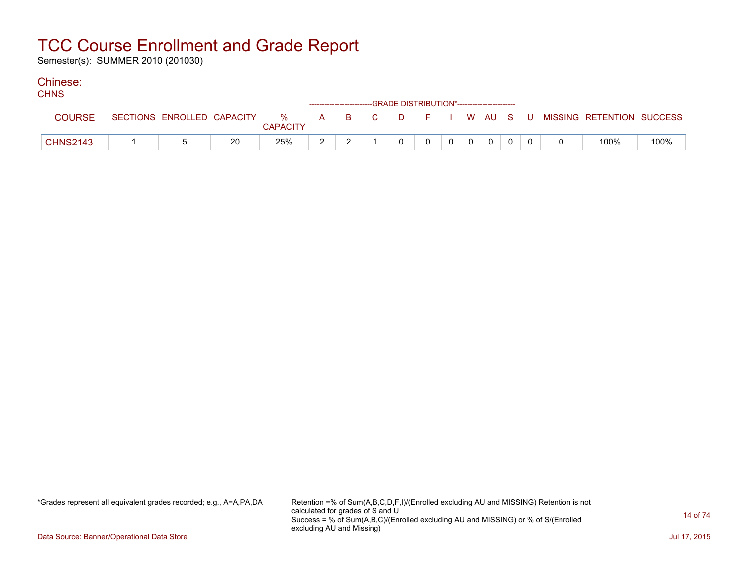# TCC Course Enrollment and Grade Report

Semester(s): SUMMER 2010 (201030)

## Chinese:

CHNS

| COURSE | SECTIONS | ENROLLED | CAPACITY | % CAPACITY | GRADE DISTRIBUTION* A | B | C | D | F | I | W | AU | S | U | MISSING | RETENTION | SUCCESS |
|---|---|---|---|---|---|---|---|---|---|---|---|---|---|---|---|---|---|
| CHNS2143 | 1 | 5 | 20 | 25% | 2 | 2 | 1 | 0 | 0 | 0 | 0 | 0 | 0 | 0 | 0 | 100% | 100% |

*Grades represent all equivalent grades recorded; e.g., A=A,PA,DA

Retention =% of Sum(A,B,C,D,F,I)/(Enrolled excluding AU and MISSING) Retention is not calculated for grades of S and U
Success = % of Sum(A,B,C)/(Enrolled excluding AU and MISSING) or % of S/(Enrolled excluding AU and Missing)

Data Source: Banner/Operational Data Store

Jul 17, 2015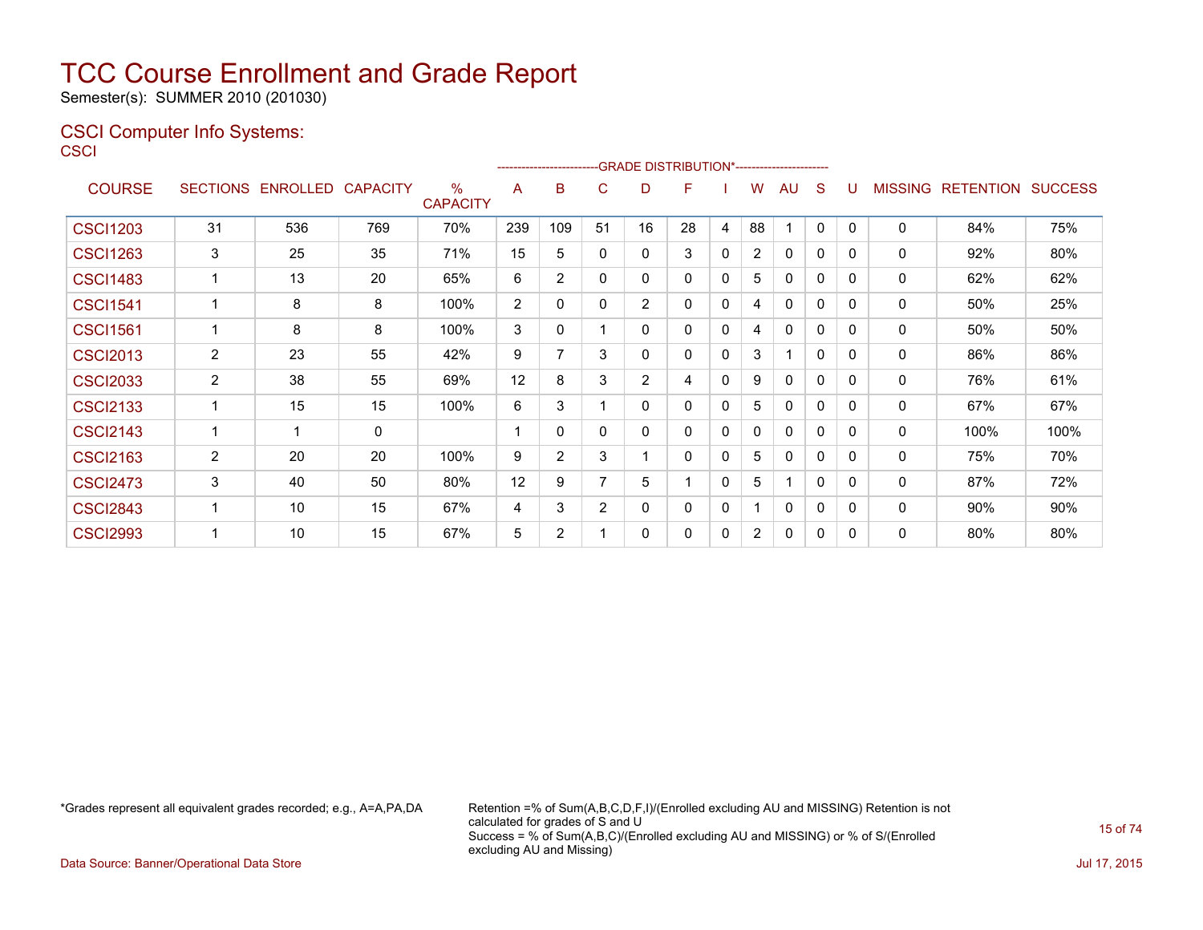# TCC Course Enrollment and Grade Report

Semester(s): SUMMER 2010 (201030)

## CSCI Computer Info Systems:

### CSCI

| COURSE | SECTIONS | ENROLLED | CAPACITY | % CAPACITY | A | B | C | D | F | I | W | AU | S | U | MISSING | RETENTION | SUCCESS |
|---|---|---|---|---|---|---|---|---|---|---|---|---|---|---|---|---|---|
| | | | | | GRADE DISTRIBUTION* | | | | | | | | | | | | |
| CSCI1203 | 31 | 536 | 769 | 70% | 239 | 109 | 51 | 16 | 28 | 4 | 88 | 1 | 0 | 0 | 0 | 84% | 75% |
| CSCI1263 | 3 | 25 | 35 | 71% | 15 | 5 | 0 | 0 | 3 | 0 | 2 | 0 | 0 | 0 | 0 | 92% | 80% |
| CSCI1483 | 1 | 13 | 20 | 65% | 6 | 2 | 0 | 0 | 0 | 0 | 5 | 0 | 0 | 0 | 0 | 62% | 62% |
| CSCI1541 | 1 | 8 | 8 | 100% | 2 | 0 | 0 | 2 | 0 | 0 | 4 | 0 | 0 | 0 | 0 | 50% | 25% |
| CSCI1561 | 1 | 8 | 8 | 100% | 3 | 0 | 1 | 0 | 0 | 0 | 4 | 0 | 0 | 0 | 0 | 50% | 50% |
| CSCI2013 | 2 | 23 | 55 | 42% | 9 | 7 | 3 | 0 | 0 | 0 | 3 | 1 | 0 | 0 | 0 | 86% | 86% |
| CSCI2033 | 2 | 38 | 55 | 69% | 12 | 8 | 3 | 2 | 4 | 0 | 9 | 0 | 0 | 0 | 0 | 76% | 61% |
| CSCI2133 | 1 | 15 | 15 | 100% | 6 | 3 | 1 | 0 | 0 | 0 | 5 | 0 | 0 | 0 | 0 | 67% | 67% |
| CSCI2143 | 1 | 1 | 0 | | 1 | 0 | 0 | 0 | 0 | 0 | 0 | 0 | 0 | 0 | 0 | 100% | 100% |
| CSCI2163 | 2 | 20 | 20 | 100% | 9 | 2 | 3 | 1 | 0 | 0 | 5 | 0 | 0 | 0 | 0 | 75% | 70% |
| CSCI2473 | 3 | 40 | 50 | 80% | 12 | 9 | 7 | 5 | 1 | 0 | 5 | 1 | 0 | 0 | 0 | 87% | 72% |
| CSCI2843 | 1 | 10 | 15 | 67% | 4 | 3 | 2 | 0 | 0 | 0 | 1 | 0 | 0 | 0 | 0 | 90% | 90% |
| CSCI2993 | 1 | 10 | 15 | 67% | 5 | 2 | 1 | 0 | 0 | 0 | 2 | 0 | 0 | 0 | 0 | 80% | 80% |

*Grades represent all equivalent grades recorded; e.g., A=A,PA,DA

Retention =% of Sum(A,B,C,D,F,I)/(Enrolled excluding AU and MISSING) Retention is not calculated for grades of S and U
Success = % of Sum(A,B,C)/(Enrolled excluding AU and MISSING) or % of S/(Enrolled excluding AU and Missing)

Data Source: Banner/Operational Data Store

Jul 17, 2015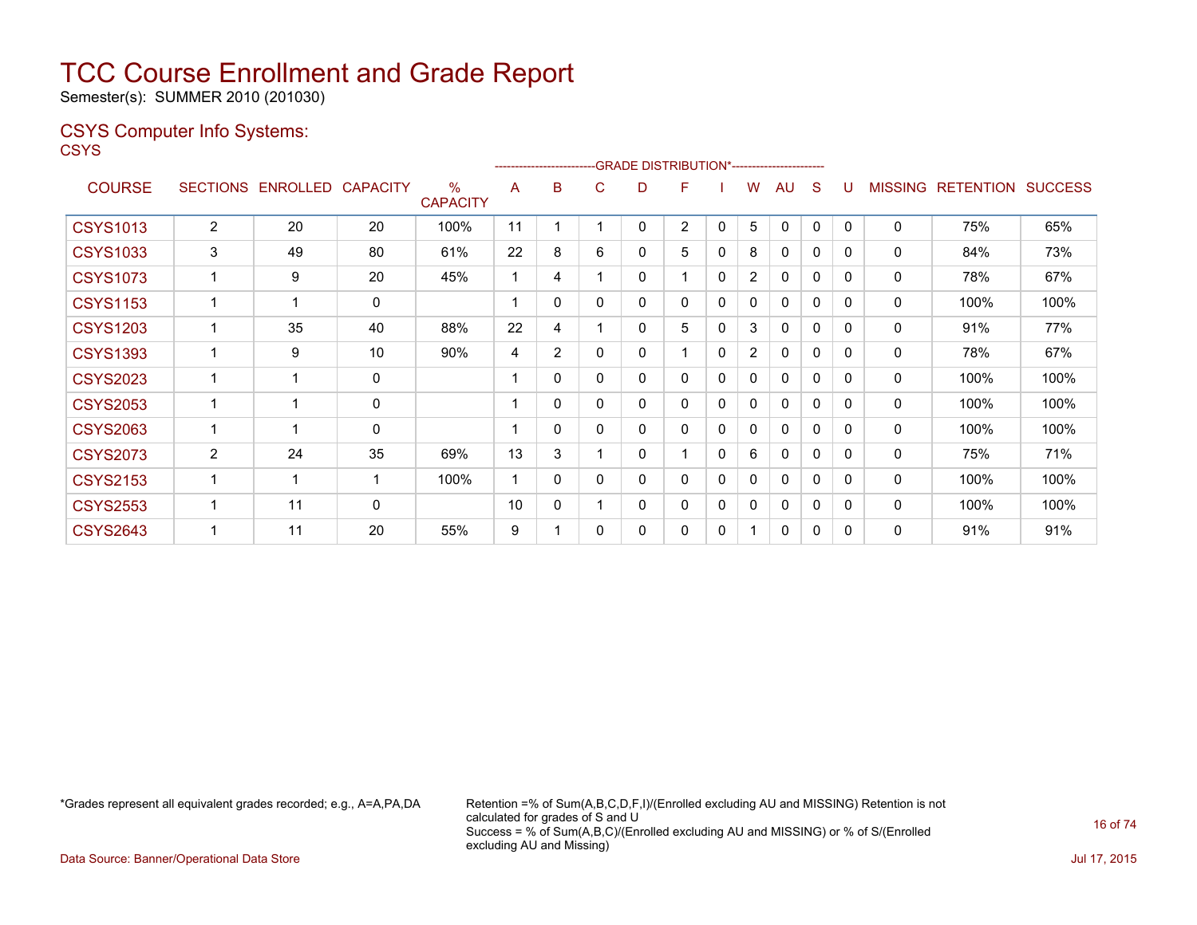# TCC Course Enrollment and Grade Report

Semester(s): SUMMER 2010 (201030)

## CSYS Computer Info Systems:

CSYS

| COURSE | SECTIONS | ENROLLED | CAPACITY | % CAPACITY | A | B | C | D | F | I | W | AU | S | U | MISSING | RETENTION | SUCCESS |
|---|---|---|---|---|---|---|---|---|---|---|---|---|---|---|---|---|---|
| | | | | | GRADE DISTRIBUTION* | | | | | | | | | | | | |
| CSYS1013 | 2 | 20 | 20 | 100% | 11 | 1 | 1 | 0 | 2 | 0 | 5 | 0 | 0 | 0 | 0 | 75% | 65% |
| CSYS1033 | 3 | 49 | 80 | 61% | 22 | 8 | 6 | 0 | 5 | 0 | 8 | 0 | 0 | 0 | 0 | 84% | 73% |
| CSYS1073 | 1 | 9 | 20 | 45% | 1 | 4 | 1 | 0 | 1 | 0 | 2 | 0 | 0 | 0 | 0 | 78% | 67% |
| CSYS1153 | 1 | 1 | 0 | | 1 | 0 | 0 | 0 | 0 | 0 | 0 | 0 | 0 | 0 | 0 | 100% | 100% |
| CSYS1203 | 1 | 35 | 40 | 88% | 22 | 4 | 1 | 0 | 5 | 0 | 3 | 0 | 0 | 0 | 0 | 91% | 77% |
| CSYS1393 | 1 | 9 | 10 | 90% | 4 | 2 | 0 | 0 | 1 | 0 | 2 | 0 | 0 | 0 | 0 | 78% | 67% |
| CSYS2023 | 1 | 1 | 0 | | 1 | 0 | 0 | 0 | 0 | 0 | 0 | 0 | 0 | 0 | 0 | 100% | 100% |
| CSYS2053 | 1 | 1 | 0 | | 1 | 0 | 0 | 0 | 0 | 0 | 0 | 0 | 0 | 0 | 0 | 100% | 100% |
| CSYS2063 | 1 | 1 | 0 | | 1 | 0 | 0 | 0 | 0 | 0 | 0 | 0 | 0 | 0 | 0 | 100% | 100% |
| CSYS2073 | 2 | 24 | 35 | 69% | 13 | 3 | 1 | 0 | 1 | 0 | 6 | 0 | 0 | 0 | 0 | 75% | 71% |
| CSYS2153 | 1 | 1 | 1 | 100% | 1 | 0 | 0 | 0 | 0 | 0 | 0 | 0 | 0 | 0 | 0 | 100% | 100% |
| CSYS2553 | 1 | 11 | 0 | | 10 | 0 | 1 | 0 | 0 | 0 | 0 | 0 | 0 | 0 | 0 | 100% | 100% |
| CSYS2643 | 1 | 11 | 20 | 55% | 9 | 1 | 0 | 0 | 0 | 0 | 1 | 0 | 0 | 0 | 0 | 91% | 91% |

*Grades represent all equivalent grades recorded; e.g., A=A,PA,DA

Retention =% of Sum(A,B,C,D,F,I)/(Enrolled excluding AU and MISSING) Retention is not calculated for grades of S and U
Success = % of Sum(A,B,C)/(Enrolled excluding AU and MISSING) or % of S/(Enrolled excluding AU and Missing)

Data Source: Banner/Operational Data Store

Jul 17, 2015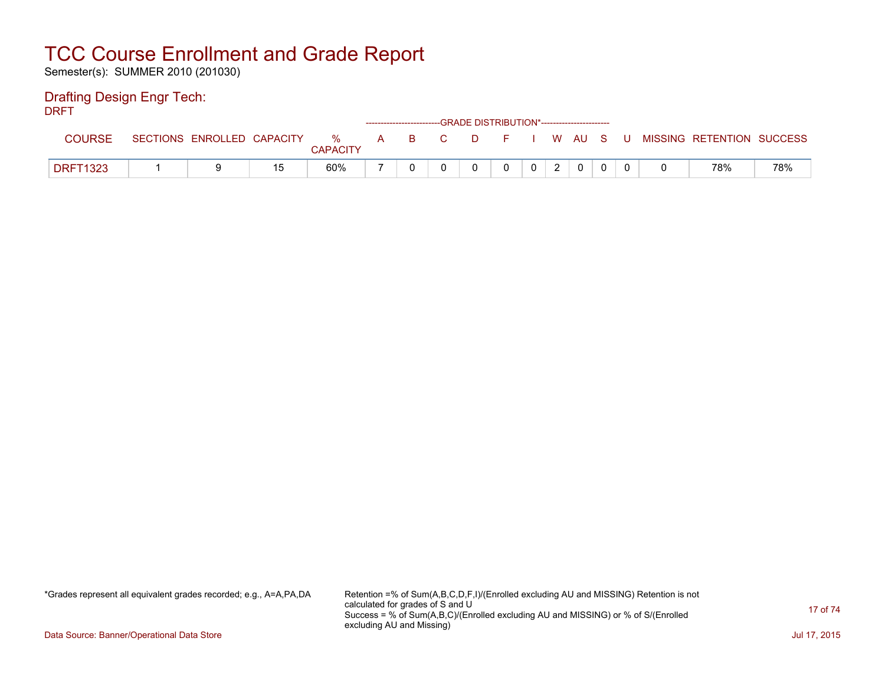# TCC Course Enrollment and Grade Report

Semester(s): SUMMER 2010 (201030)

## Drafting Design Engr Tech:

DRFT

| COURSE | SECTIONS | ENROLLED | CAPACITY | % CAPACITY | A | B | C | D | F | I | W | AU | S | U | MISSING | RETENTION | SUCCESS |
|---|---|---|---|---|---|---|---|---|---|---|---|---|---|---|---|---|---|
| | | | | | GRADE DISTRIBUTION* | | | | | | | | | | | | |
| DRFT1323 | 1 | 9 | 15 | 60% | 7 | 0 | 0 | 0 | 0 | 0 | 2 | 0 | 0 | 0 | 0 | 78% | 78% |

*Grades represent all equivalent grades recorded; e.g., A=A,PA,DA

Retention =% of Sum(A,B,C,D,F,I)/(Enrolled excluding AU and MISSING) Retention is not calculated for grades of S and U
Success = % of Sum(A,B,C)/(Enrolled excluding AU and MISSING) or % of S/(Enrolled excluding AU and Missing)

Data Source: Banner/Operational Data Store

Jul 17, 2015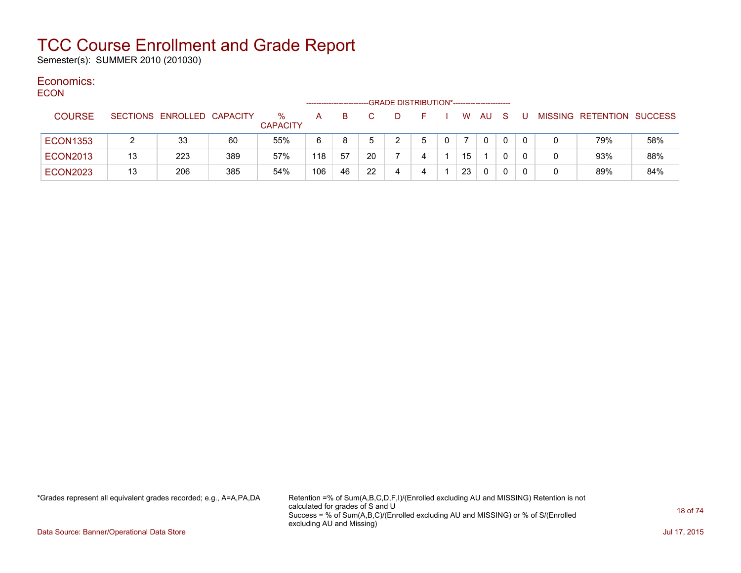# TCC Course Enrollment and Grade Report

Semester(s): SUMMER 2010 (201030)

## Economics:

ECON

| COURSE | SECTIONS | ENROLLED | CAPACITY | % CAPACITY | A | B | C | D | F | I | W | AU | S | U | MISSING | RETENTION | SUCCESS |
|---|---|---|---|---|---|---|---|---|---|---|---|---|---|---|---|---|---|
| | | | | | GRADE DISTRIBUTION* | | | | | | | | | | | | |
| ECON1353 | 2 | 33 | 60 | 55% | 6 | 8 | 5 | 2 | 5 | 0 | 7 | 0 | 0 | 0 | 0 | 79% | 58% |
| ECON2013 | 13 | 223 | 389 | 57% | 118 | 57 | 20 | 7 | 4 | 1 | 15 | 1 | 0 | 0 | 0 | 93% | 88% |
| ECON2023 | 13 | 206 | 385 | 54% | 106 | 46 | 22 | 4 | 4 | 1 | 23 | 0 | 0 | 0 | 0 | 89% | 84% |

*Grades represent all equivalent grades recorded; e.g., A=A,PA,DA

Retention =% of Sum(A,B,C,D,F,I)/(Enrolled excluding AU and MISSING) Retention is not calculated for grades of S and U
Success = % of Sum(A,B,C)/(Enrolled excluding AU and MISSING) or % of S/(Enrolled excluding AU and Missing)

Data Source: Banner/Operational Data Store

Jul 17, 2015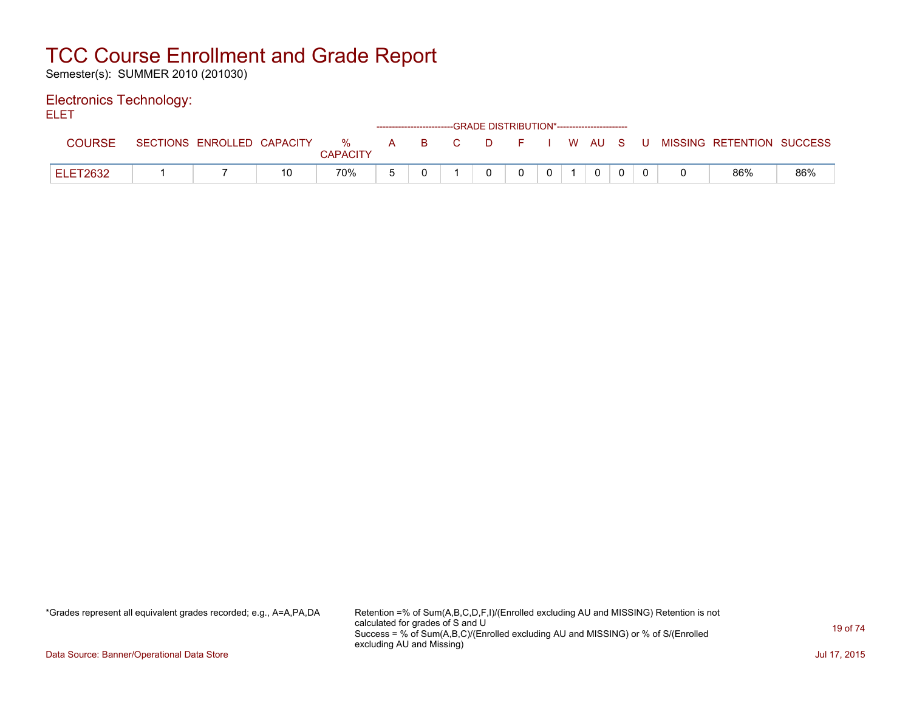# TCC Course Enrollment and Grade Report

Semester(s): SUMMER 2010 (201030)

## Electronics Technology:

ELET

| COURSE | SECTIONS | ENROLLED | CAPACITY | % CAPACITY | A | B | C | D | F | I | W | AU | S | U | MISSING | RETENTION | SUCCESS |
|---|---|---|---|---|---|---|---|---|---|---|---|---|---|---|---|---|---|
| | | | | | GRADE DISTRIBUTION* | | | | | | | | | | | | |
| ELET2632 | 1 | 7 | 10 | 70% | 5 | 0 | 1 | 0 | 0 | 0 | 1 | 0 | 0 | 0 | 0 | 86% | 86% |

*Grades represent all equivalent grades recorded; e.g., A=A,PA,DA

Retention =% of Sum(A,B,C,D,F,I)/(Enrolled excluding AU and MISSING) Retention is not calculated for grades of S and U
Success = % of Sum(A,B,C)/(Enrolled excluding AU and MISSING) or % of S/(Enrolled excluding AU and Missing)

Data Source: Banner/Operational Data Store

Jul 17, 2015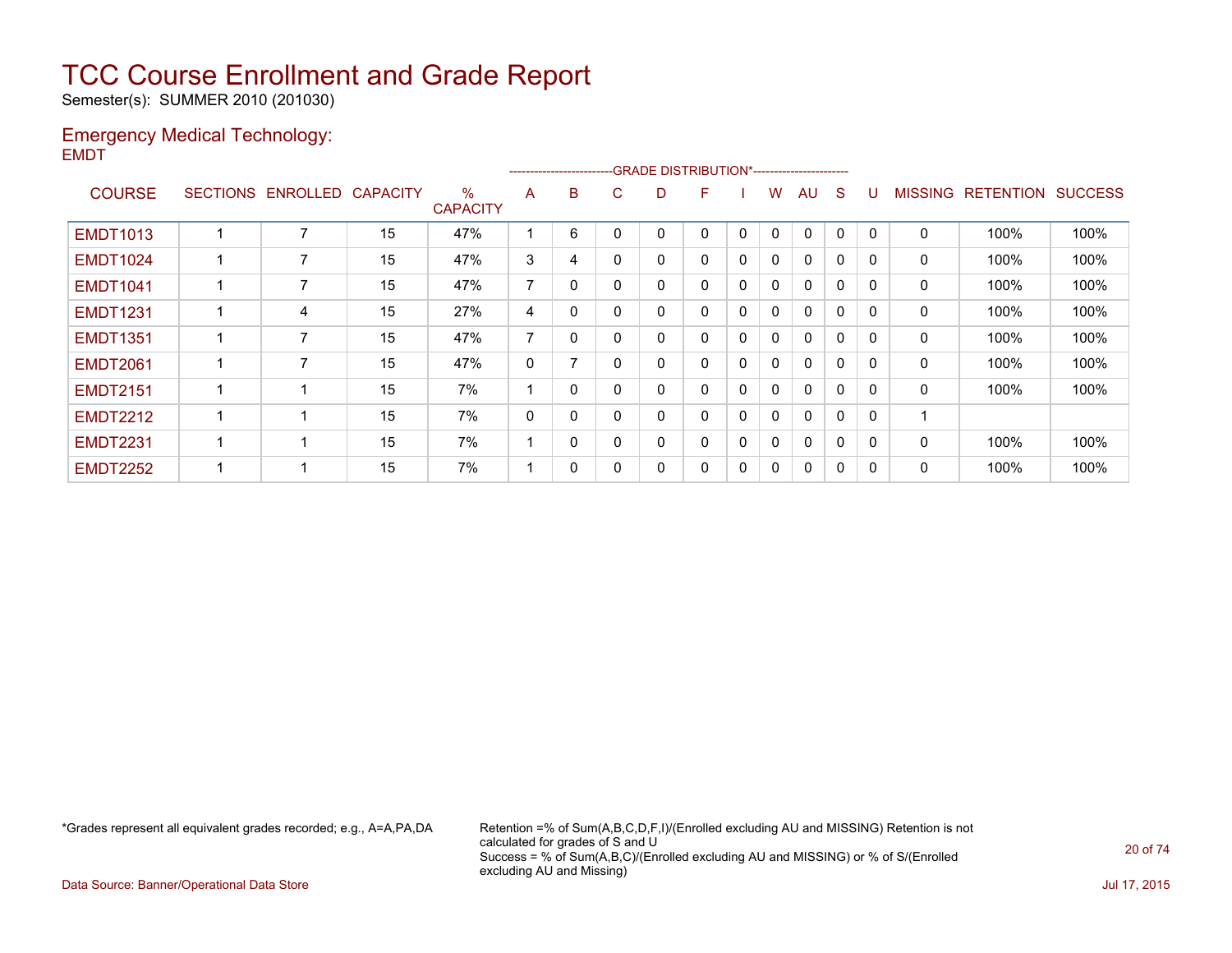# TCC Course Enrollment and Grade Report

Semester(s): SUMMER 2010 (201030)

## Emergency Medical Technology:

EMDT

| COURSE | SECTIONS | ENROLLED | CAPACITY | % CAPACITY | A | B | C | D | F | I | W | AU | S | U | MISSING | RETENTION | SUCCESS |
|---|---|---|---|---|---|---|---|---|---|---|---|---|---|---|---|---|---|
| | | | | | GRADE DISTRIBUTION* | | | | | | | | | | | | |
| EMDT1013 | 1 | 7 | 15 | 47% | 1 | 6 | 0 | 0 | 0 | 0 | 0 | 0 | 0 | 0 | 0 | 100% | 100% |
| EMDT1024 | 1 | 7 | 15 | 47% | 3 | 4 | 0 | 0 | 0 | 0 | 0 | 0 | 0 | 0 | 0 | 100% | 100% |
| EMDT1041 | 1 | 7 | 15 | 47% | 7 | 0 | 0 | 0 | 0 | 0 | 0 | 0 | 0 | 0 | 0 | 100% | 100% |
| EMDT1231 | 1 | 4 | 15 | 27% | 4 | 0 | 0 | 0 | 0 | 0 | 0 | 0 | 0 | 0 | 0 | 100% | 100% |
| EMDT1351 | 1 | 7 | 15 | 47% | 7 | 0 | 0 | 0 | 0 | 0 | 0 | 0 | 0 | 0 | 0 | 100% | 100% |
| EMDT2061 | 1 | 7 | 15 | 47% | 0 | 7 | 0 | 0 | 0 | 0 | 0 | 0 | 0 | 0 | 0 | 100% | 100% |
| EMDT2151 | 1 | 1 | 15 | 7% | 1 | 0 | 0 | 0 | 0 | 0 | 0 | 0 | 0 | 0 | 0 | 100% | 100% |
| EMDT2212 | 1 | 1 | 15 | 7% | 0 | 0 | 0 | 0 | 0 | 0 | 0 | 0 | 0 | 0 | 1 | | |
| EMDT2231 | 1 | 1 | 15 | 7% | 1 | 0 | 0 | 0 | 0 | 0 | 0 | 0 | 0 | 0 | 0 | 100% | 100% |
| EMDT2252 | 1 | 1 | 15 | 7% | 1 | 0 | 0 | 0 | 0 | 0 | 0 | 0 | 0 | 0 | 0 | 100% | 100% |

*Grades represent all equivalent grades recorded; e.g., A=A,PA,DA

Retention =% of Sum(A,B,C,D,F,I)/(Enrolled excluding AU and MISSING) Retention is not calculated for grades of S and U
Success = % of Sum(A,B,C)/(Enrolled excluding AU and MISSING) or % of S/(Enrolled excluding AU and Missing)

Data Source: Banner/Operational Data Store

Jul 17, 2015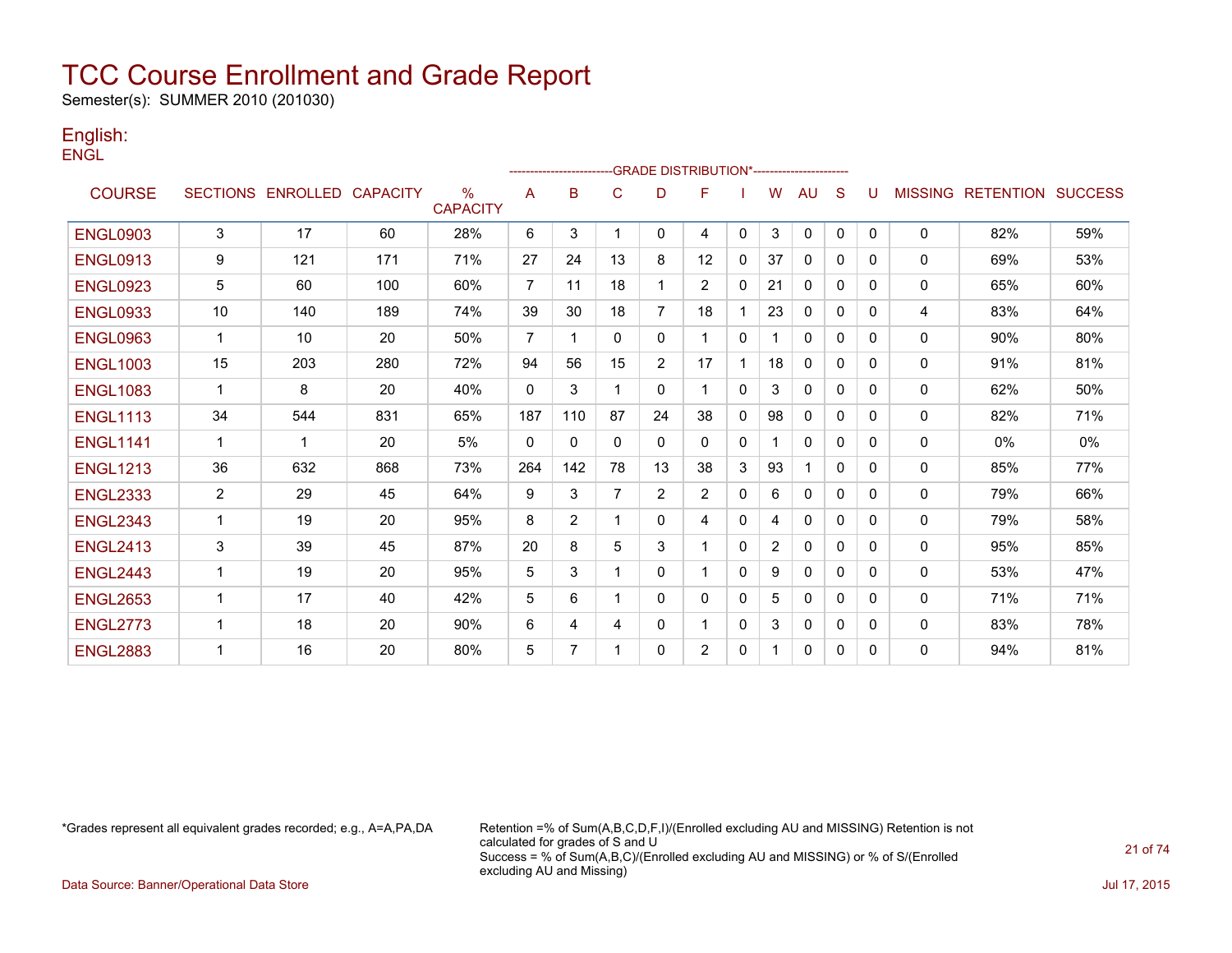# TCC Course Enrollment and Grade Report

Semester(s): SUMMER 2010 (201030)

## English:

ENGL

| COURSE | SECTIONS | ENROLLED | CAPACITY | % CAPACITY | A | B | C | D | F | I | W | AU | S | U | MISSING | RETENTION | SUCCESS |
|---|---|---|---|---|---|---|---|---|---|---|---|---|---|---|---|---|---|
| | | | | | GRADE DISTRIBUTION* | | | | | | | | | | | | |
| ENGL0903 | 3 | 17 | 60 | 28% | 6 | 3 | 1 | 0 | 4 | 0 | 3 | 0 | 0 | 0 | 0 | 82% | 59% |
| ENGL0913 | 9 | 121 | 171 | 71% | 27 | 24 | 13 | 8 | 12 | 0 | 37 | 0 | 0 | 0 | 0 | 69% | 53% |
| ENGL0923 | 5 | 60 | 100 | 60% | 7 | 11 | 18 | 1 | 2 | 0 | 21 | 0 | 0 | 0 | 0 | 65% | 60% |
| ENGL0933 | 10 | 140 | 189 | 74% | 39 | 30 | 18 | 7 | 18 | 1 | 23 | 0 | 0 | 0 | 4 | 83% | 64% |
| ENGL0963 | 1 | 10 | 20 | 50% | 7 | 1 | 0 | 0 | 1 | 0 | 1 | 0 | 0 | 0 | 0 | 90% | 80% |
| ENGL1003 | 15 | 203 | 280 | 72% | 94 | 56 | 15 | 2 | 17 | 1 | 18 | 0 | 0 | 0 | 0 | 91% | 81% |
| ENGL1083 | 1 | 8 | 20 | 40% | 0 | 3 | 1 | 0 | 1 | 0 | 3 | 0 | 0 | 0 | 0 | 62% | 50% |
| ENGL1113 | 34 | 544 | 831 | 65% | 187 | 110 | 87 | 24 | 38 | 0 | 98 | 0 | 0 | 0 | 0 | 82% | 71% |
| ENGL1141 | 1 | 1 | 20 | 5% | 0 | 0 | 0 | 0 | 0 | 0 | 1 | 0 | 0 | 0 | 0 | 0% | 0% |
| ENGL1213 | 36 | 632 | 868 | 73% | 264 | 142 | 78 | 13 | 38 | 3 | 93 | 1 | 0 | 0 | 0 | 85% | 77% |
| ENGL2333 | 2 | 29 | 45 | 64% | 9 | 3 | 7 | 2 | 2 | 0 | 6 | 0 | 0 | 0 | 0 | 79% | 66% |
| ENGL2343 | 1 | 19 | 20 | 95% | 8 | 2 | 1 | 0 | 4 | 0 | 4 | 0 | 0 | 0 | 0 | 79% | 58% |
| ENGL2413 | 3 | 39 | 45 | 87% | 20 | 8 | 5 | 3 | 1 | 0 | 2 | 0 | 0 | 0 | 0 | 95% | 85% |
| ENGL2443 | 1 | 19 | 20 | 95% | 5 | 3 | 1 | 0 | 1 | 0 | 9 | 0 | 0 | 0 | 0 | 53% | 47% |
| ENGL2653 | 1 | 17 | 40 | 42% | 5 | 6 | 1 | 0 | 0 | 0 | 5 | 0 | 0 | 0 | 0 | 71% | 71% |
| ENGL2773 | 1 | 18 | 20 | 90% | 6 | 4 | 4 | 0 | 1 | 0 | 3 | 0 | 0 | 0 | 0 | 83% | 78% |
| ENGL2883 | 1 | 16 | 20 | 80% | 5 | 7 | 1 | 0 | 2 | 0 | 1 | 0 | 0 | 0 | 0 | 94% | 81% |

*Grades represent all equivalent grades recorded; e.g., A=A,PA,DA

Retention =% of Sum(A,B,C,D,F,I)/(Enrolled excluding AU and MISSING) Retention is not calculated for grades of S and U
Success = % of Sum(A,B,C)/(Enrolled excluding AU and MISSING) or % of S/(Enrolled excluding AU and Missing)

Data Source: Banner/Operational Data Store

Jul 17, 2015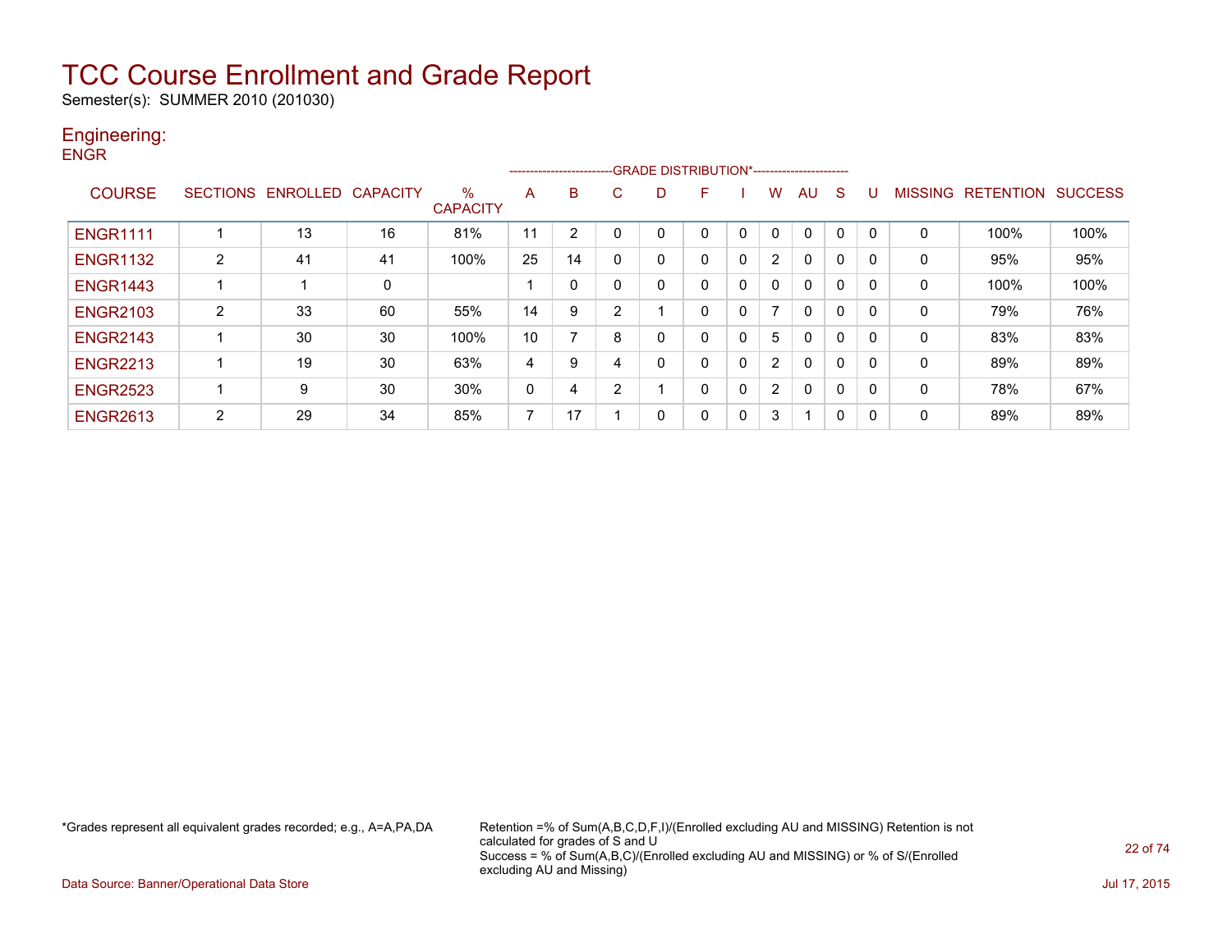# TCC Course Enrollment and Grade Report

Semester(s): SUMMER 2010 (201030)

## Engineering:

### ENGR

| COURSE | SECTIONS | ENROLLED | CAPACITY | % CAPACITY | A | B | C | D | F | I | W | AU | S | U | MISSING | RETENTION | SUCCESS |
|---|---|---|---|---|---|---|---|---|---|---|---|---|---|---|---|---|---|
| | | | | | GRADE DISTRIBUTION* | | | | | | | | | | | | |
| ENGR1111 | 1 | 13 | 16 | 81% | 11 | 2 | 0 | 0 | 0 | 0 | 0 | 0 | 0 | 0 | 0 | 100% | 100% |
| ENGR1132 | 2 | 41 | 41 | 100% | 25 | 14 | 0 | 0 | 0 | 0 | 2 | 0 | 0 | 0 | 0 | 95% | 95% |
| ENGR1443 | 1 | 1 | 0 | | 1 | 0 | 0 | 0 | 0 | 0 | 0 | 0 | 0 | 0 | 0 | 100% | 100% |
| ENGR2103 | 2 | 33 | 60 | 55% | 14 | 9 | 2 | 1 | 0 | 0 | 7 | 0 | 0 | 0 | 0 | 79% | 76% |
| ENGR2143 | 1 | 30 | 30 | 100% | 10 | 7 | 8 | 0 | 0 | 0 | 5 | 0 | 0 | 0 | 0 | 83% | 83% |
| ENGR2213 | 1 | 19 | 30 | 63% | 4 | 9 | 4 | 0 | 0 | 0 | 2 | 0 | 0 | 0 | 0 | 89% | 89% |
| ENGR2523 | 1 | 9 | 30 | 30% | 0 | 4 | 2 | 1 | 0 | 0 | 2 | 0 | 0 | 0 | 0 | 78% | 67% |
| ENGR2613 | 2 | 29 | 34 | 85% | 7 | 17 | 1 | 0 | 0 | 0 | 3 | 1 | 0 | 0 | 0 | 89% | 89% |

*Grades represent all equivalent grades recorded; e.g., A=A,PA,DA

Retention =% of Sum(A,B,C,D,F,I)/(Enrolled excluding AU and MISSING) Retention is not calculated for grades of S and U
Success = % of Sum(A,B,C)/(Enrolled excluding AU and MISSING) or % of S/(Enrolled excluding AU and Missing)

Data Source: Banner/Operational Data Store

Jul 17, 2015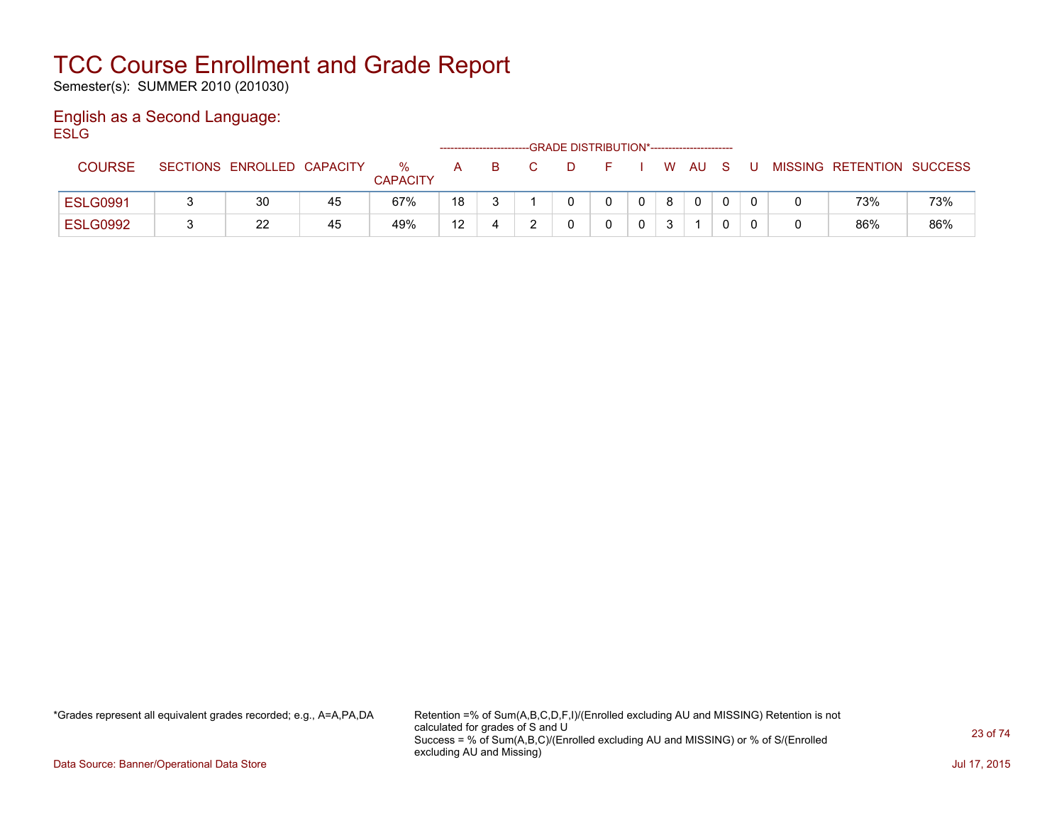# TCC Course Enrollment and Grade Report

Semester(s): SUMMER 2010 (201030)

## English as a Second Language:

ESLG

| COURSE | SECTIONS | ENROLLED | CAPACITY | % CAPACITY | A | B | C | D | F | I | W | AU | S | U | MISSING | RETENTION | SUCCESS |
|---|---|---|---|---|---|---|---|---|---|---|---|---|---|---|---|---|---|
| | | | | | GRADE DISTRIBUTION* | | | | | | | | | | | | |
| ESLG0991 | 3 | 30 | 45 | 67% | 18 | 3 | 1 | 0 | 0 | 0 | 8 | 0 | 0 | 0 | 0 | 73% | 73% |
| ESLG0992 | 3 | 22 | 45 | 49% | 12 | 4 | 2 | 0 | 0 | 0 | 3 | 1 | 0 | 0 | 0 | 86% | 86% |

*Grades represent all equivalent grades recorded; e.g., A=A,PA,DA

Retention =% of Sum(A,B,C,D,F,I)/(Enrolled excluding AU and MISSING) Retention is not calculated for grades of S and U
Success = % of Sum(A,B,C)/(Enrolled excluding AU and MISSING) or % of S/(Enrolled excluding AU and Missing)

Data Source: Banner/Operational Data Store

Jul 17, 2015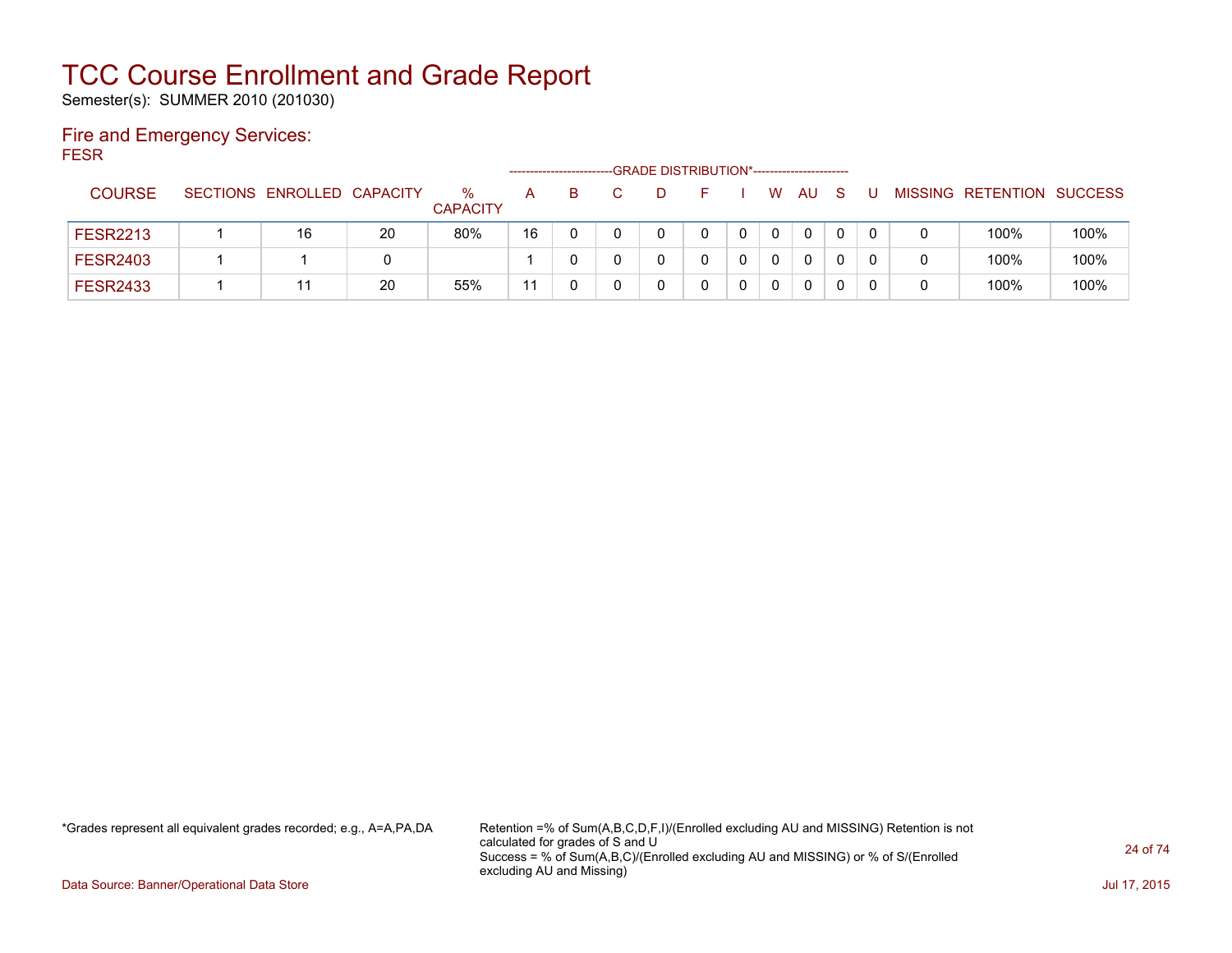# TCC Course Enrollment and Grade Report

Semester(s): SUMMER 2010 (201030)

## Fire and Emergency Services:

FESR

| COURSE | SECTIONS | ENROLLED | CAPACITY | % CAPACITY | A | B | C | D | F | I | W | AU | S | U | MISSING | RETENTION | SUCCESS |
|---|---|---|---|---|---|---|---|---|---|---|---|---|---|---|---|---|---|
| | | | | | GRADE DISTRIBUTION* | | | | | | | | | | | | |
| FESR2213 | 1 | 16 | 20 | 80% | 16 | 0 | 0 | 0 | 0 | 0 | 0 | 0 | 0 | 0 | 0 | 100% | 100% |
| FESR2403 | 1 | 1 | 0 | | 1 | 0 | 0 | 0 | 0 | 0 | 0 | 0 | 0 | 0 | 0 | 100% | 100% |
| FESR2433 | 1 | 11 | 20 | 55% | 11 | 0 | 0 | 0 | 0 | 0 | 0 | 0 | 0 | 0 | 0 | 100% | 100% |

*Grades represent all equivalent grades recorded; e.g., A=A,PA,DA

Retention =% of Sum(A,B,C,D,F,I)/(Enrolled excluding AU and MISSING) Retention is not calculated for grades of S and U
Success = % of Sum(A,B,C)/(Enrolled excluding AU and MISSING) or % of S/(Enrolled excluding AU and Missing)

Data Source: Banner/Operational Data Store

Jul 17, 2015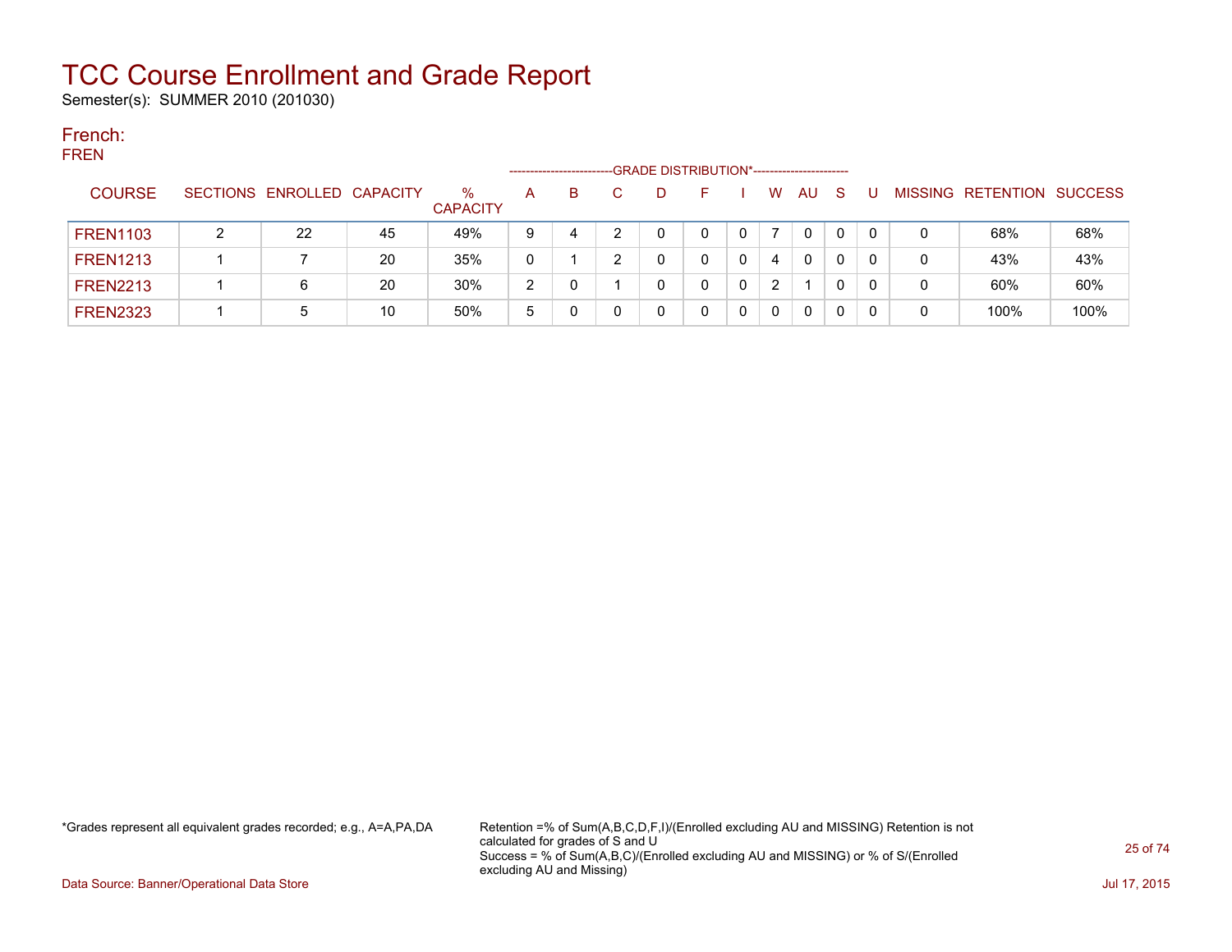# TCC Course Enrollment and Grade Report

Semester(s): SUMMER 2010 (201030)

## French:

FREN

| COURSE | SECTIONS | ENROLLED | CAPACITY | % CAPACITY | A | B | C | D | F | I | W | AU | S | U | MISSING | RETENTION | SUCCESS |
|---|---|---|---|---|---|---|---|---|---|---|---|---|---|---|---|---|---|
| | | | | | GRADE DISTRIBUTION* | | | | | | | | | | | | |
| FREN1103 | 2 | 22 | 45 | 49% | 9 | 4 | 2 | 0 | 0 | 0 | 7 | 0 | 0 | 0 | 0 | 68% | 68% |
| FREN1213 | 1 | 7 | 20 | 35% | 0 | 1 | 2 | 0 | 0 | 0 | 4 | 0 | 0 | 0 | 0 | 43% | 43% |
| FREN2213 | 1 | 6 | 20 | 30% | 2 | 0 | 1 | 0 | 0 | 0 | 2 | 1 | 0 | 0 | 0 | 60% | 60% |
| FREN2323 | 1 | 5 | 10 | 50% | 5 | 0 | 0 | 0 | 0 | 0 | 0 | 0 | 0 | 0 | 0 | 100% | 100% |

*Grades represent all equivalent grades recorded; e.g., A=A,PA,DA

Retention =% of Sum(A,B,C,D,F,I)/(Enrolled excluding AU and MISSING) Retention is not calculated for grades of S and U
Success = % of Sum(A,B,C)/(Enrolled excluding AU and MISSING) or % of S/(Enrolled excluding AU and Missing)

Data Source: Banner/Operational Data Store

Jul 17, 2015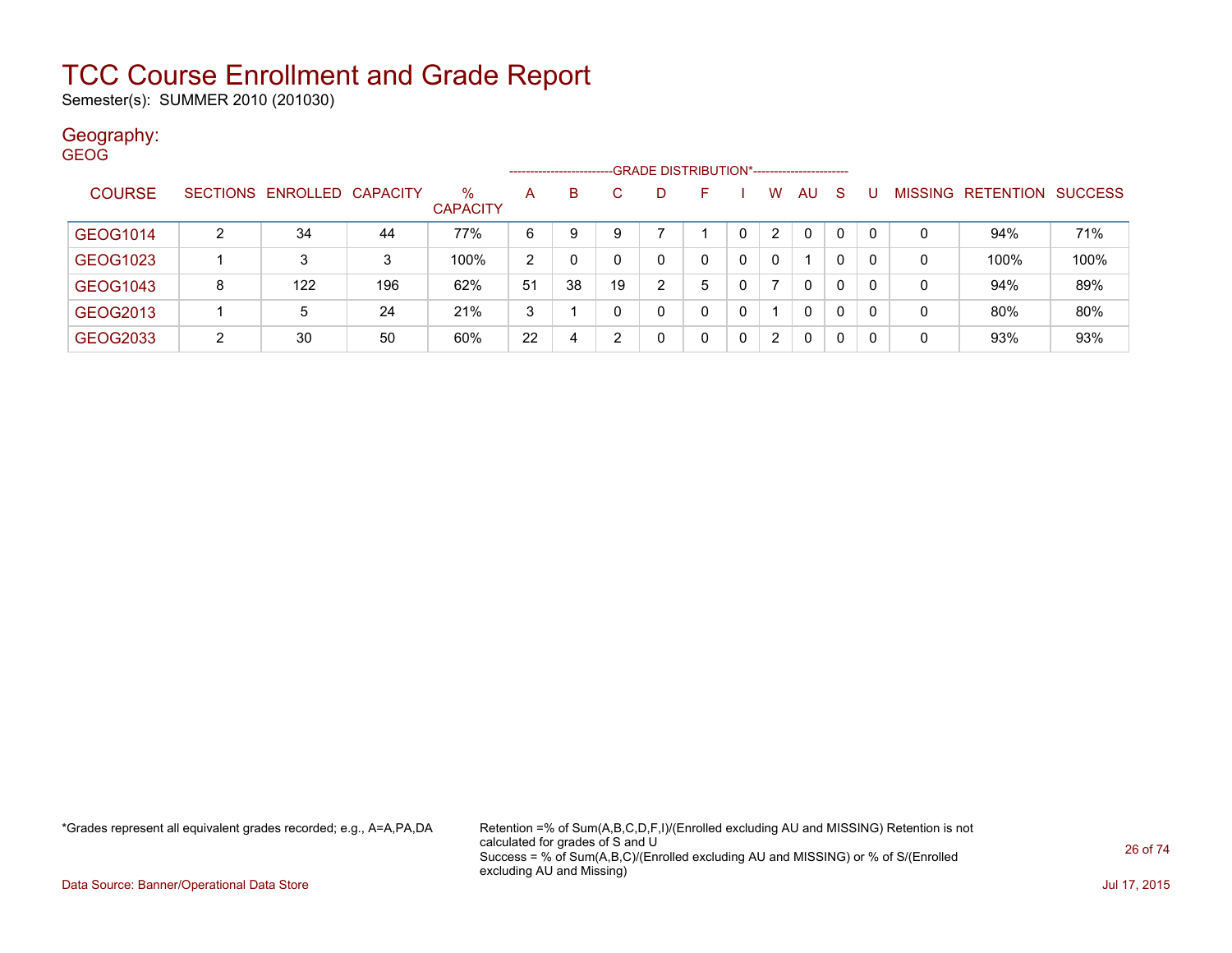# TCC Course Enrollment and Grade Report

Semester(s): SUMMER 2010 (201030)

## Geography:

GEOG

| COURSE | SECTIONS | ENROLLED | CAPACITY | % CAPACITY | A | B | C | D | F | I | W | AU | S | U | MISSING | RETENTION | SUCCESS |
|---|---|---|---|---|---|---|---|---|---|---|---|---|---|---|---|---|---|
| | | | | | GRADE DISTRIBUTION* | | | | | | | | | | | | |
| GEOG1014 | 2 | 34 | 44 | 77% | 6 | 9 | 9 | 7 | 1 | 0 | 2 | 0 | 0 | 0 | 0 | 94% | 71% |
| GEOG1023 | 1 | 3 | 3 | 100% | 2 | 0 | 0 | 0 | 0 | 0 | 0 | 1 | 0 | 0 | 0 | 100% | 100% |
| GEOG1043 | 8 | 122 | 196 | 62% | 51 | 38 | 19 | 2 | 5 | 0 | 7 | 0 | 0 | 0 | 0 | 94% | 89% |
| GEOG2013 | 1 | 5 | 24 | 21% | 3 | 1 | 0 | 0 | 0 | 0 | 1 | 0 | 0 | 0 | 0 | 80% | 80% |
| GEOG2033 | 2 | 30 | 50 | 60% | 22 | 4 | 2 | 0 | 0 | 0 | 2 | 0 | 0 | 0 | 0 | 93% | 93% |

*Grades represent all equivalent grades recorded; e.g., A=A,PA,DA

Retention =% of Sum(A,B,C,D,F,I)/(Enrolled excluding AU and MISSING) Retention is not calculated for grades of S and U
Success = % of Sum(A,B,C)/(Enrolled excluding AU and MISSING) or % of S/(Enrolled excluding AU and Missing)

Data Source: Banner/Operational Data Store

Jul 17, 2015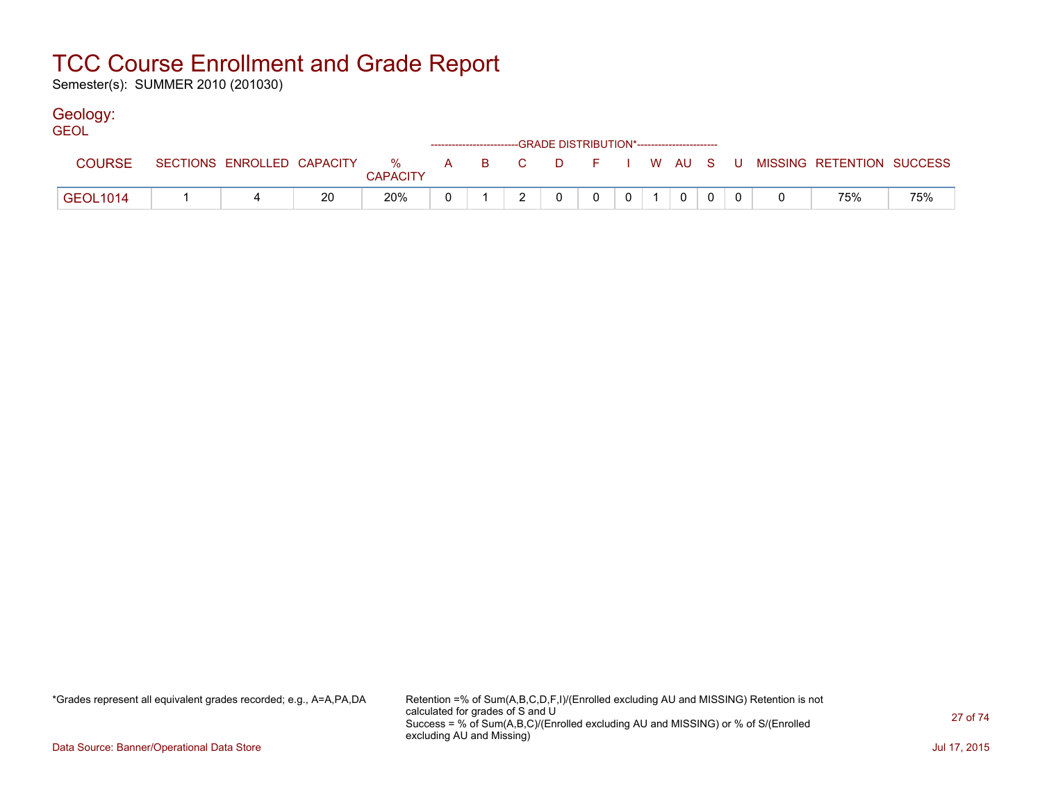# TCC Course Enrollment and Grade Report

Semester(s): SUMMER 2010 (201030)

## Geology:

GEOL

| COURSE | SECTIONS | ENROLLED | CAPACITY | % CAPACITY | A | B | C | D | F | I | W | AU | S | U | MISSING | RETENTION | SUCCESS |
|---|---|---|---|---|---|---|---|---|---|---|---|---|---|---|---|---|---|
| | | | | | GRADE DISTRIBUTION* | | | | | | | | | | | | |
| GEOL1014 | 1 | 4 | 20 | 20% | 0 | 1 | 2 | 0 | 0 | 0 | 1 | 0 | 0 | 0 | 0 | 75% | 75% |

*Grades represent all equivalent grades recorded; e.g., A=A,PA,DA

Retention =% of Sum(A,B,C,D,F,I)/(Enrolled excluding AU and MISSING) Retention is not calculated for grades of S and U
Success = % of Sum(A,B,C)/(Enrolled excluding AU and MISSING) or % of S/(Enrolled excluding AU and Missing)

Data Source: Banner/Operational Data Store

Jul 17, 2015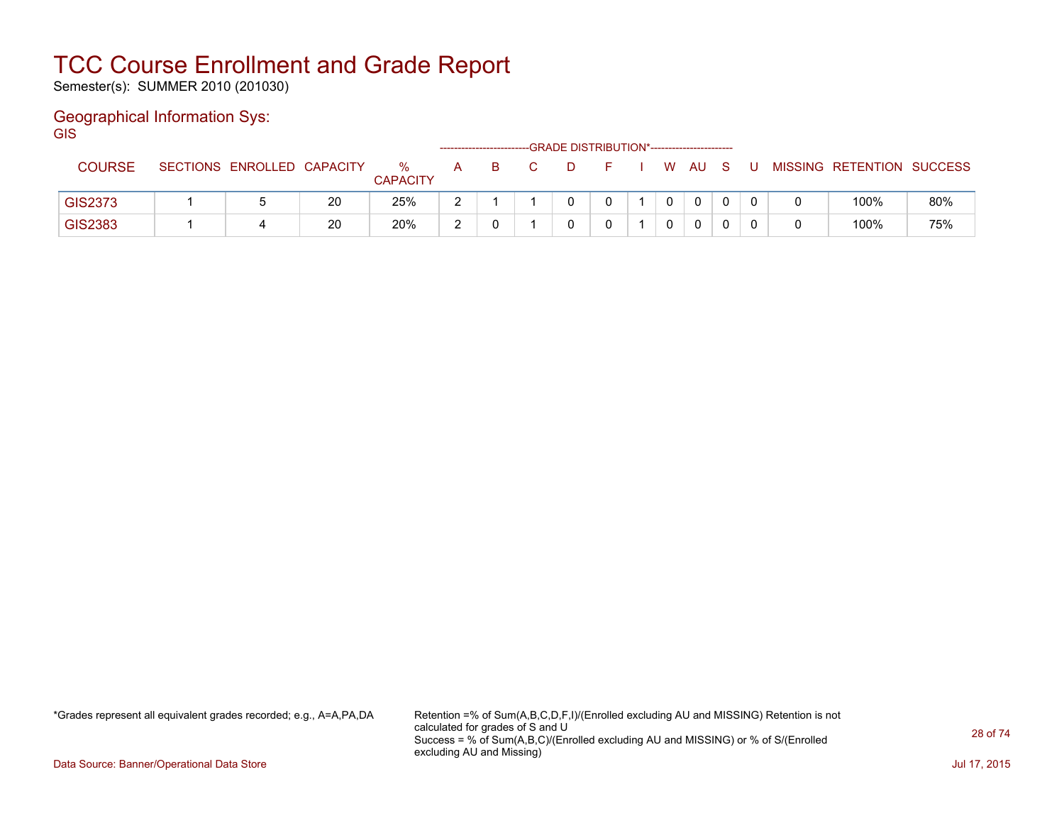# TCC Course Enrollment and Grade Report

Semester(s): SUMMER 2010 (201030)

## Geographical Information Sys:

GIS

| COURSE | SECTIONS | ENROLLED | CAPACITY | % CAPACITY | A | B | C | D | F | I | W | AU | S | U | MISSING | RETENTION | SUCCESS |
|---|---|---|---|---|---|---|---|---|---|---|---|---|---|---|---|---|---|
| | | | | | GRADE DISTRIBUTION* | | | | | | | | | | | | |
| GIS2373 | 1 | 5 | 20 | 25% | 2 | 1 | 1 | 0 | 0 | 1 | 0 | 0 | 0 | 0 | 0 | 100% | 80% |
| GIS2383 | 1 | 4 | 20 | 20% | 2 | 0 | 1 | 0 | 0 | 1 | 0 | 0 | 0 | 0 | 0 | 100% | 75% |

*Grades represent all equivalent grades recorded; e.g., A=A,PA,DA

Retention =% of Sum(A,B,C,D,F,I)/(Enrolled excluding AU and MISSING) Retention is not calculated for grades of S and U
Success = % of Sum(A,B,C)/(Enrolled excluding AU and MISSING) or % of S/(Enrolled excluding AU and Missing)

Data Source: Banner/Operational Data Store

Jul 17, 2015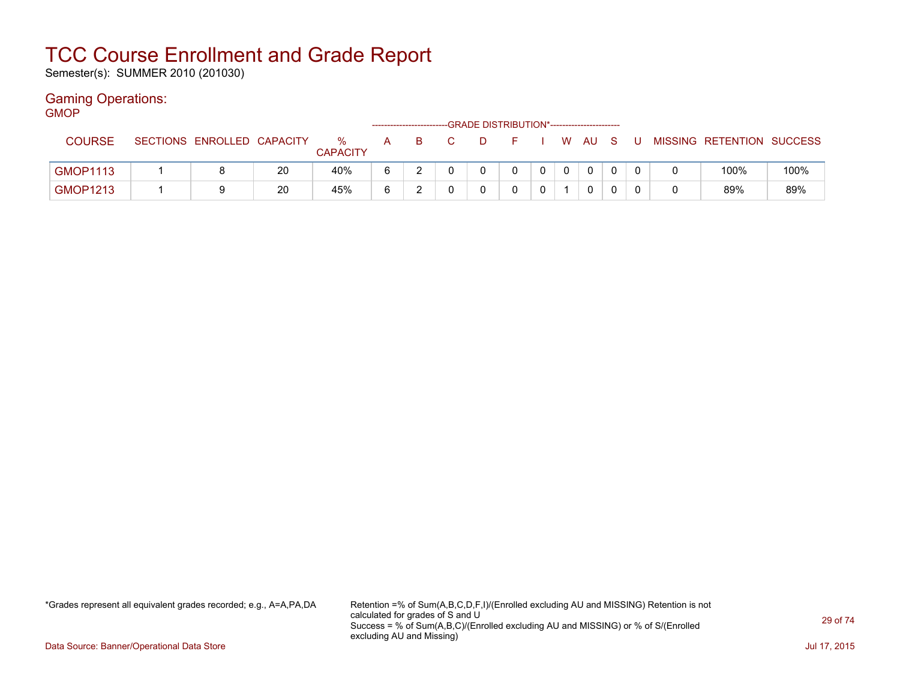# TCC Course Enrollment and Grade Report

Semester(s): SUMMER 2010 (201030)

## Gaming Operations:

### GMOP

| COURSE | SECTIONS | ENROLLED | CAPACITY | % CAPACITY | A | B | C | D | F | I | W | AU | S | U | MISSING | RETENTION | SUCCESS |
|---|---|---|---|---|---|---|---|---|---|---|---|---|---|---|---|---|---|
| | | | | | GRADE DISTRIBUTION* | | | | | | | | | | | | |
| GMOP1113 | 1 | 8 | 20 | 40% | 6 | 2 | 0 | 0 | 0 | 0 | 0 | 0 | 0 | 0 | 0 | 100% | 100% |
| GMOP1213 | 1 | 9 | 20 | 45% | 6 | 2 | 0 | 0 | 0 | 0 | 1 | 0 | 0 | 0 | 0 | 89% | 89% |

*Grades represent all equivalent grades recorded; e.g., A=A,PA,DA

Retention =% of Sum(A,B,C,D,F,I)/(Enrolled excluding AU and MISSING) Retention is not calculated for grades of S and U
Success = % of Sum(A,B,C)/(Enrolled excluding AU and MISSING) or % of S/(Enrolled excluding AU and Missing)

Data Source: Banner/Operational Data Store

Jul 17, 2015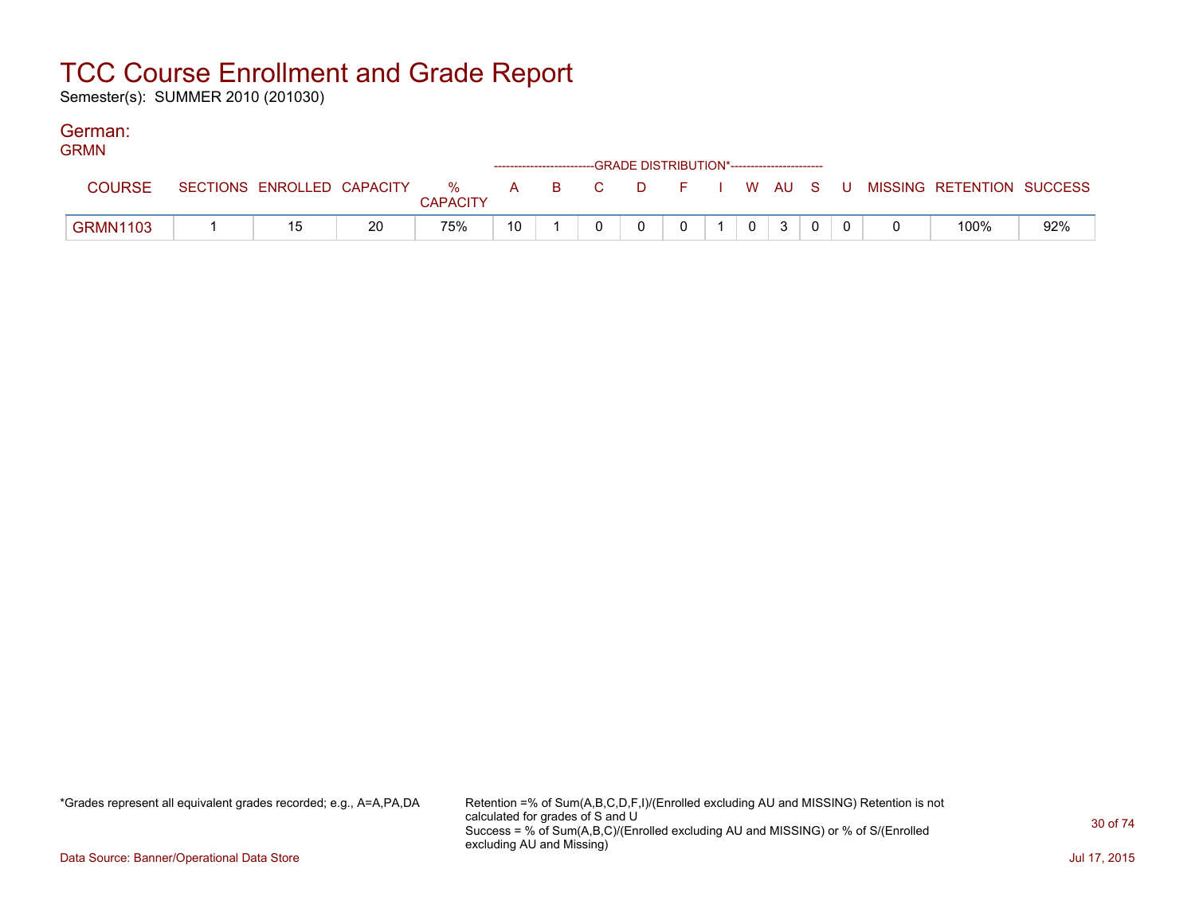# TCC Course Enrollment and Grade Report

Semester(s): SUMMER 2010 (201030)

## German:

GRMN

| COURSE | SECTIONS | ENROLLED | CAPACITY | % CAPACITY | A | B | C | D | F | I | W | AU | S | U | MISSING | RETENTION | SUCCESS |
|---|---|---|---|---|---|---|---|---|---|---|---|---|---|---|---|---|---|
| | | | | | GRADE DISTRIBUTION* | | | | | | | | | | | | |
| GRMN1103 | 1 | 15 | 20 | 75% | 10 | 1 | 0 | 0 | 0 | 1 | 0 | 3 | 0 | 0 | 0 | 100% | 92% |

*Grades represent all equivalent grades recorded; e.g., A=A,PA,DA

Retention =% of Sum(A,B,C,D,F,I)/(Enrolled excluding AU and MISSING) Retention is not calculated for grades of S and U
Success = % of Sum(A,B,C)/(Enrolled excluding AU and MISSING) or % of S/(Enrolled excluding AU and Missing)

Data Source: Banner/Operational Data Store

Jul 17, 2015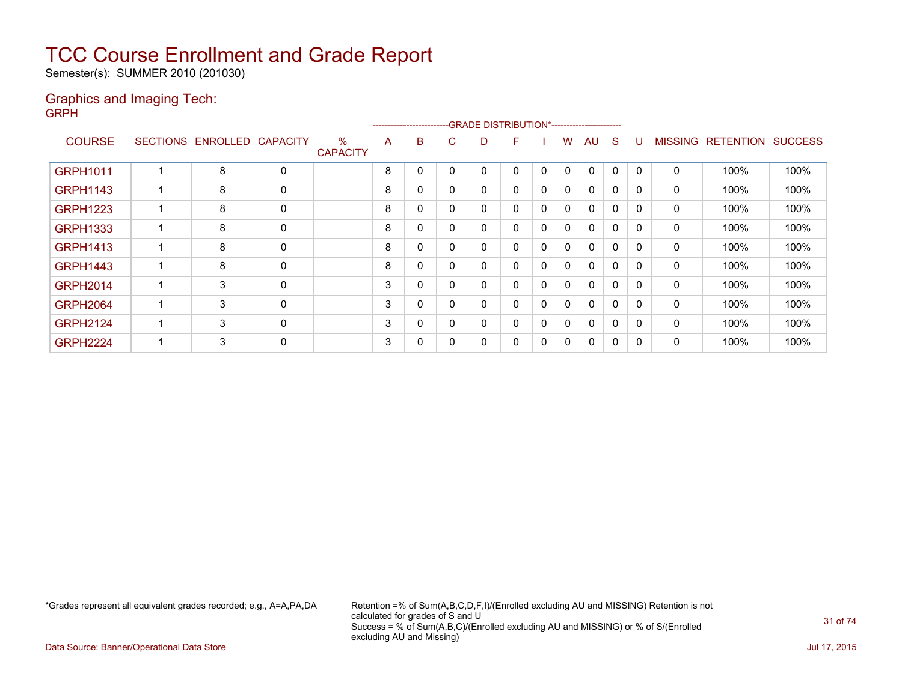# TCC Course Enrollment and Grade Report

Semester(s): SUMMER 2010 (201030)

## Graphics and Imaging Tech:

GRPH

| COURSE | SECTIONS | ENROLLED | CAPACITY | % CAPACITY | A | B | C | D | F | I | W | AU | S | U | MISSING | RETENTION | SUCCESS |
|---|---|---|---|---|---|---|---|---|---|---|---|---|---|---|---|---|---|
| | | | | | -------------------------GRADE DISTRIBUTION* | | | | | | | | | ---------------------- | | | |
| GRPH1011 | 1 | 8 | 0 | | 8 | 0 | 0 | 0 | 0 | 0 | 0 | 0 | 0 | 0 | 0 | 100% | 100% |
| GRPH1143 | 1 | 8 | 0 | | 8 | 0 | 0 | 0 | 0 | 0 | 0 | 0 | 0 | 0 | 0 | 100% | 100% |
| GRPH1223 | 1 | 8 | 0 | | 8 | 0 | 0 | 0 | 0 | 0 | 0 | 0 | 0 | 0 | 0 | 100% | 100% |
| GRPH1333 | 1 | 8 | 0 | | 8 | 0 | 0 | 0 | 0 | 0 | 0 | 0 | 0 | 0 | 0 | 100% | 100% |
| GRPH1413 | 1 | 8 | 0 | | 8 | 0 | 0 | 0 | 0 | 0 | 0 | 0 | 0 | 0 | 0 | 100% | 100% |
| GRPH1443 | 1 | 8 | 0 | | 8 | 0 | 0 | 0 | 0 | 0 | 0 | 0 | 0 | 0 | 0 | 100% | 100% |
| GRPH2014 | 1 | 3 | 0 | | 3 | 0 | 0 | 0 | 0 | 0 | 0 | 0 | 0 | 0 | 0 | 100% | 100% |
| GRPH2064 | 1 | 3 | 0 | | 3 | 0 | 0 | 0 | 0 | 0 | 0 | 0 | 0 | 0 | 0 | 100% | 100% |
| GRPH2124 | 1 | 3 | 0 | | 3 | 0 | 0 | 0 | 0 | 0 | 0 | 0 | 0 | 0 | 0 | 100% | 100% |
| GRPH2224 | 1 | 3 | 0 | | 3 | 0 | 0 | 0 | 0 | 0 | 0 | 0 | 0 | 0 | 0 | 100% | 100% |

*Grades represent all equivalent grades recorded; e.g., A=A,PA,DA

Retention =% of Sum(A,B,C,D,F,I)/(Enrolled excluding AU and MISSING) Retention is not calculated for grades of S and U
Success = % of Sum(A,B,C)/(Enrolled excluding AU and MISSING) or % of S/(Enrolled excluding AU and Missing)

Data Source: Banner/Operational Data Store

Jul 17, 2015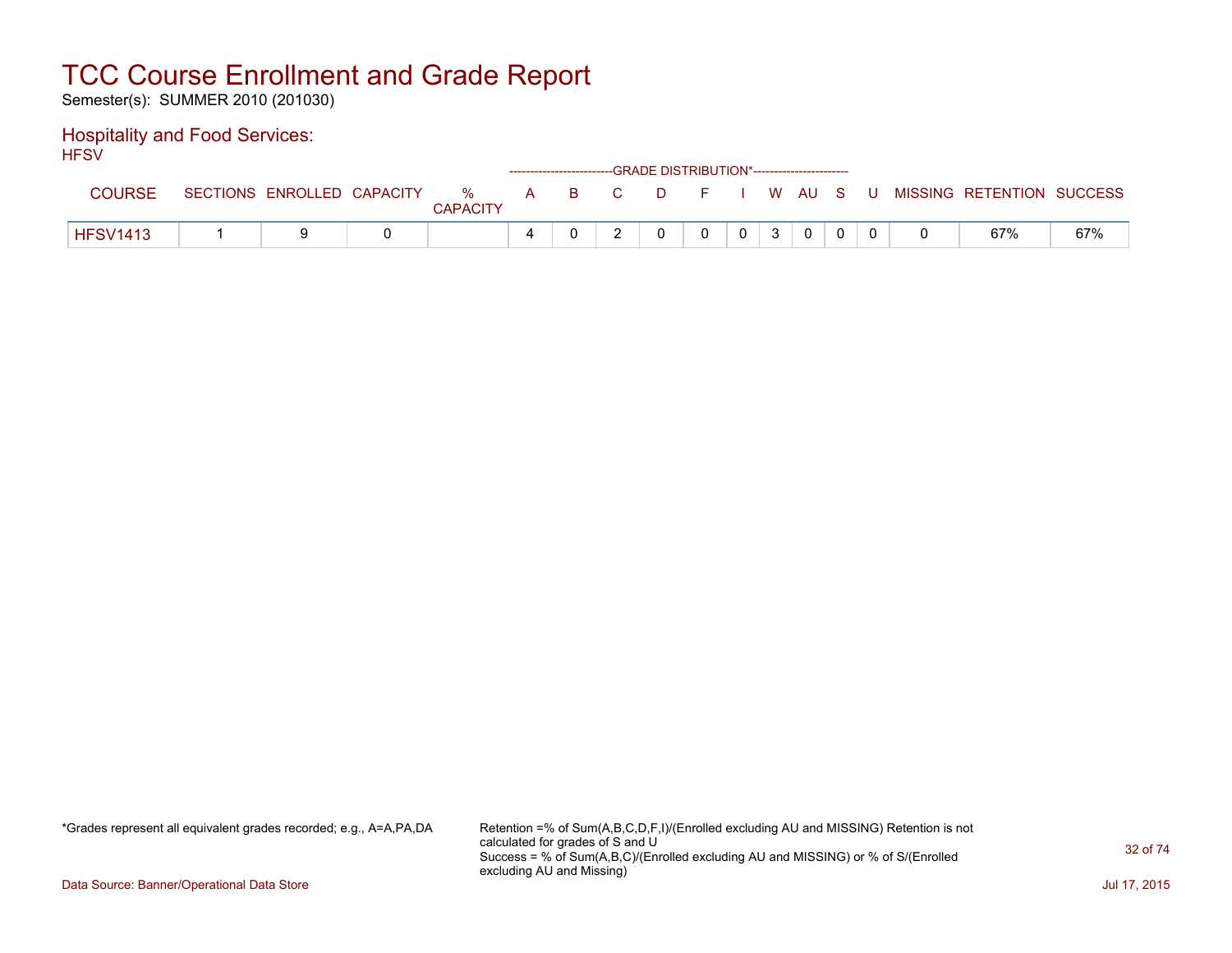# TCC Course Enrollment and Grade Report

Semester(s): SUMMER 2010 (201030)

## Hospitality and Food Services:

HFSV

| COURSE | SECTIONS | ENROLLED | CAPACITY | % CAPACITY | A | B | C | D | F | I | W | AU | S | U | MISSING | RETENTION | SUCCESS |
|---|---|---|---|---|---|---|---|---|---|---|---|---|---|---|---|---|---|
| | | | | | GRADE DISTRIBUTION* | | | | | | | | | | | | |
| HFSV1413 | 1 | 9 | 0 | | 4 | 0 | 2 | 0 | 0 | 0 | 3 | 0 | 0 | 0 | 0 | 67% | 67% |

*Grades represent all equivalent grades recorded; e.g., A=A,PA,DA

Retention =% of Sum(A,B,C,D,F,I)/(Enrolled excluding AU and MISSING) Retention is not calculated for grades of S and U
Success = % of Sum(A,B,C)/(Enrolled excluding AU and MISSING) or % of S/(Enrolled excluding AU and Missing)

Data Source: Banner/Operational Data Store

Jul 17, 2015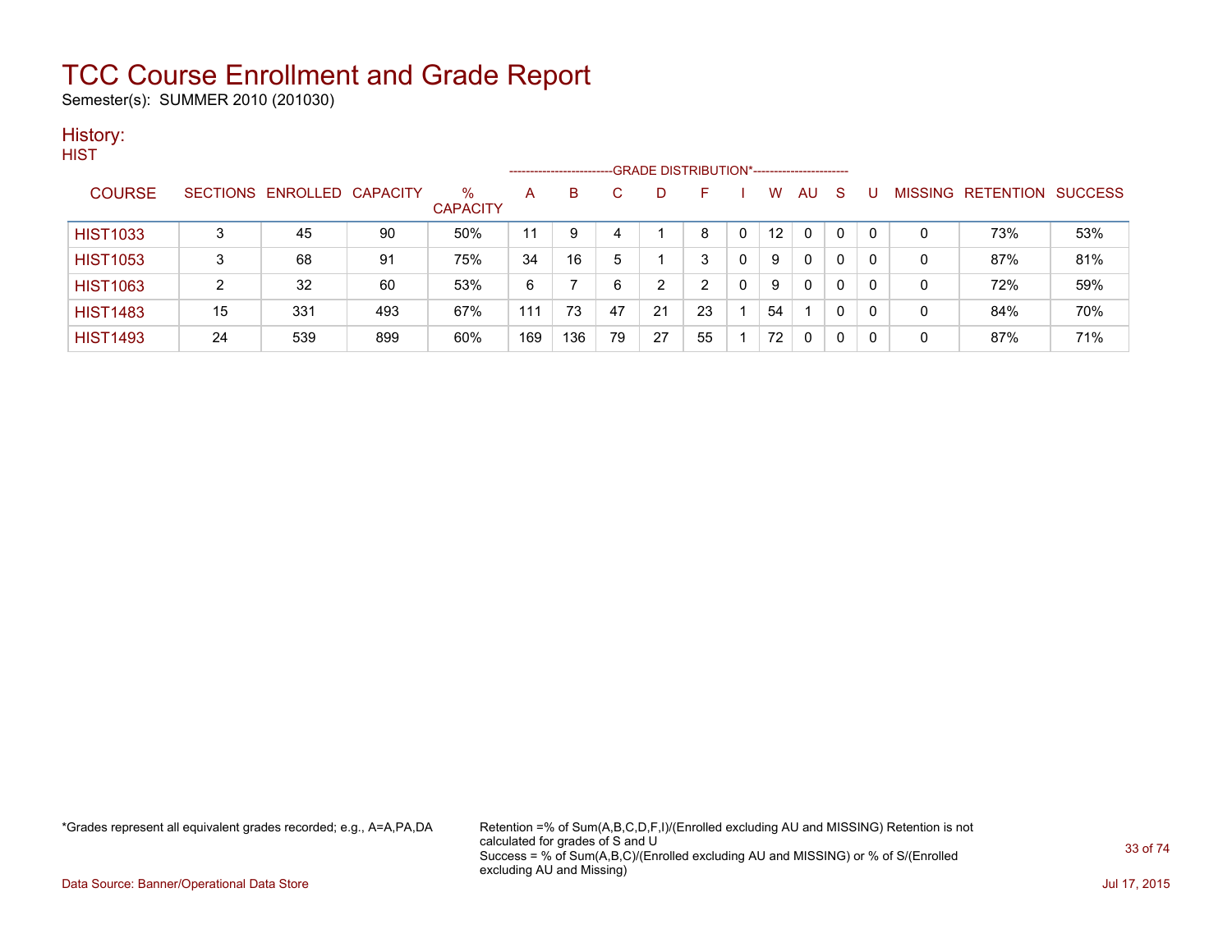# TCC Course Enrollment and Grade Report

Semester(s): SUMMER 2010 (201030)

## History:

HIST

| COURSE | SECTIONS | ENROLLED | CAPACITY | % CAPACITY | A | B | C | D | F | I | W | AU | S | U | MISSING | RETENTION | SUCCESS |
|---|---|---|---|---|---|---|---|---|---|---|---|---|---|---|---|---|---|
| | | | | | GRADE DISTRIBUTION* | | | | | | | | | | | | |
| HIST1033 | 3 | 45 | 90 | 50% | 11 | 9 | 4 | 1 | 8 | 0 | 12 | 0 | 0 | 0 | 0 | 73% | 53% |
| HIST1053 | 3 | 68 | 91 | 75% | 34 | 16 | 5 | 1 | 3 | 0 | 9 | 0 | 0 | 0 | 0 | 87% | 81% |
| HIST1063 | 2 | 32 | 60 | 53% | 6 | 7 | 6 | 2 | 2 | 0 | 9 | 0 | 0 | 0 | 0 | 72% | 59% |
| HIST1483 | 15 | 331 | 493 | 67% | 111 | 73 | 47 | 21 | 23 | 1 | 54 | 1 | 0 | 0 | 0 | 84% | 70% |
| HIST1493 | 24 | 539 | 899 | 60% | 169 | 136 | 79 | 27 | 55 | 1 | 72 | 0 | 0 | 0 | 0 | 87% | 71% |

*Grades represent all equivalent grades recorded; e.g., A=A,PA,DA

Retention =% of Sum(A,B,C,D,F,I)/(Enrolled excluding AU and MISSING) Retention is not calculated for grades of S and U
Success = % of Sum(A,B,C)/(Enrolled excluding AU and MISSING) or % of S/(Enrolled excluding AU and Missing)

Data Source: Banner/Operational Data Store

Jul 17, 2015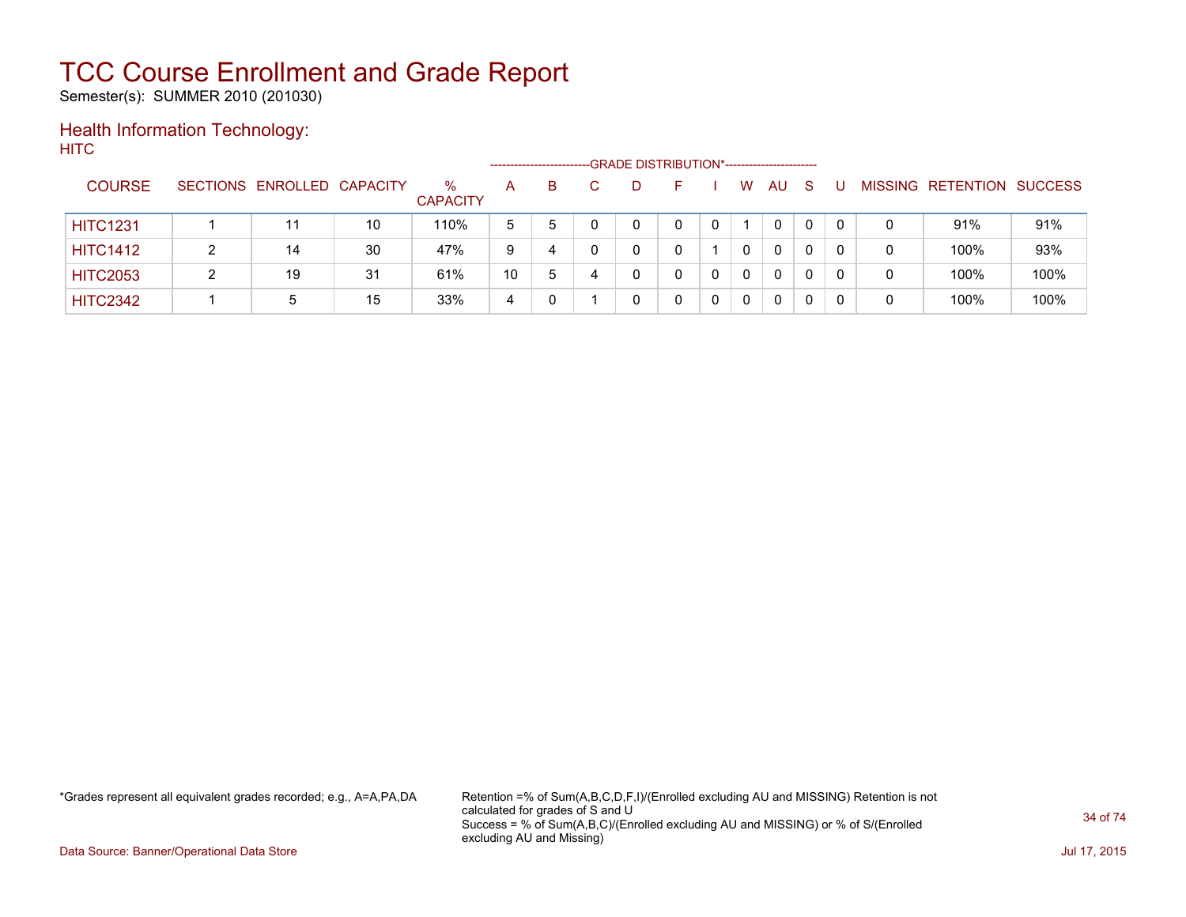# TCC Course Enrollment and Grade Report

Semester(s): SUMMER 2010 (201030)

## Health Information Technology:

HITC

| COURSE | SECTIONS | ENROLLED | CAPACITY | % CAPACITY | A | B | C | D | F | I | W | AU | S | U | MISSING | RETENTION | SUCCESS |
|---|---|---|---|---|---|---|---|---|---|---|---|---|---|---|---|---|---|
| | | | | | GRADE DISTRIBUTION* | | | | | | | | | | | | |
| HITC1231 | 1 | 11 | 10 | 110% | 5 | 5 | 0 | 0 | 0 | 0 | 1 | 0 | 0 | 0 | 0 | 91% | 91% |
| HITC1412 | 2 | 14 | 30 | 47% | 9 | 4 | 0 | 0 | 0 | 1 | 0 | 0 | 0 | 0 | 0 | 100% | 93% |
| HITC2053 | 2 | 19 | 31 | 61% | 10 | 5 | 4 | 0 | 0 | 0 | 0 | 0 | 0 | 0 | 0 | 100% | 100% |
| HITC2342 | 1 | 5 | 15 | 33% | 4 | 0 | 1 | 0 | 0 | 0 | 0 | 0 | 0 | 0 | 0 | 100% | 100% |

*Grades represent all equivalent grades recorded; e.g., A=A,PA,DA

Retention =% of Sum(A,B,C,D,F,I)/(Enrolled excluding AU and MISSING) Retention is not calculated for grades of S and U
Success = % of Sum(A,B,C)/(Enrolled excluding AU and MISSING) or % of S/(Enrolled excluding AU and Missing)

Data Source: Banner/Operational Data Store

Jul 17, 2015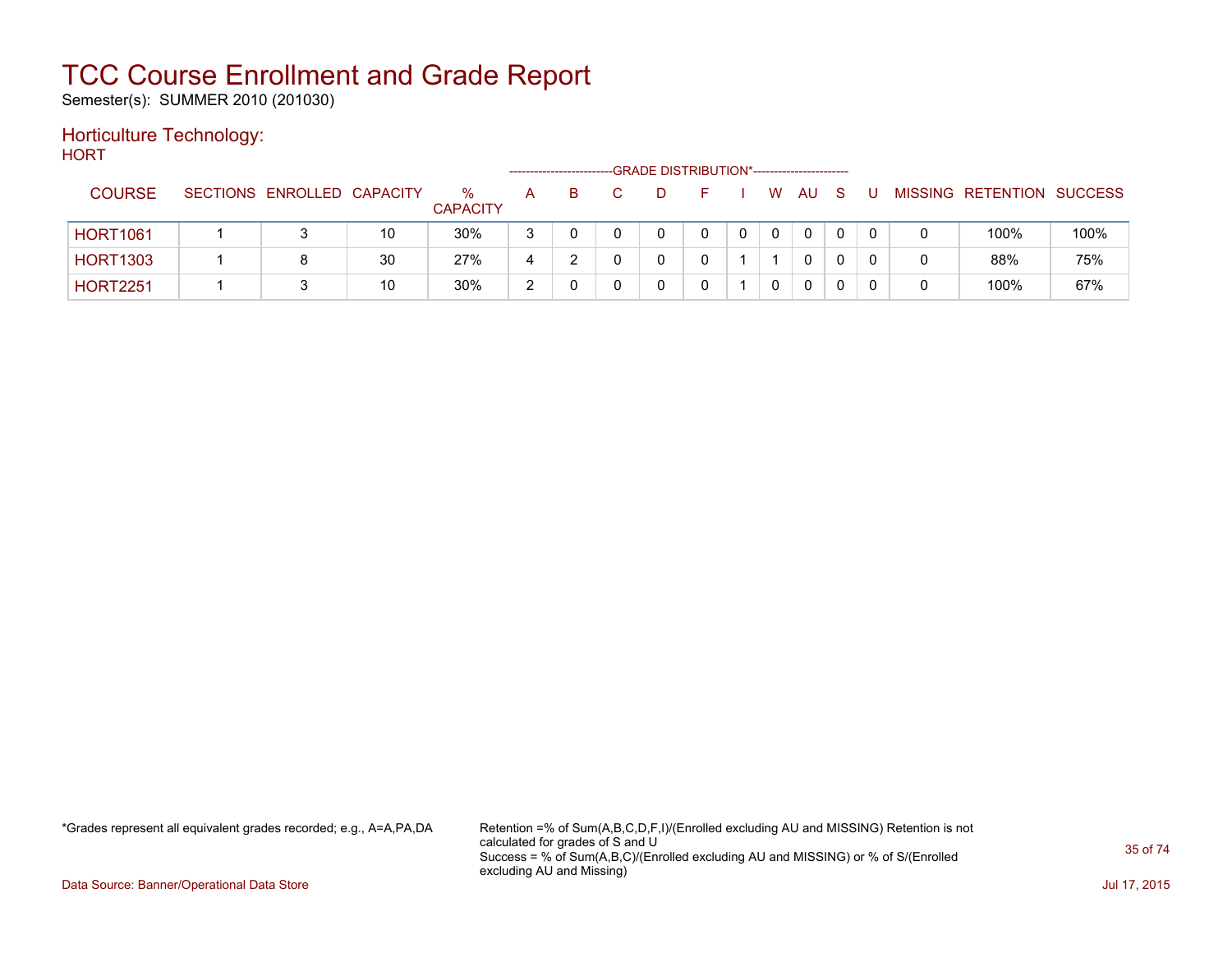# TCC Course Enrollment and Grade Report

Semester(s): SUMMER 2010 (201030)

## Horticulture Technology:

HORT

| COURSE | SECTIONS | ENROLLED | CAPACITY | % CAPACITY | A | B | C | D | F | I | W | AU | S | U | MISSING | RETENTION | SUCCESS |
|---|---|---|---|---|---|---|---|---|---|---|---|---|---|---|---|---|---|
| | | | | | GRADE DISTRIBUTION* | | | | | | | | | | | | |
| HORT1061 | 1 | 3 | 10 | 30% | 3 | 0 | 0 | 0 | 0 | 0 | 0 | 0 | 0 | 0 | 0 | 100% | 100% |
| HORT1303 | 1 | 8 | 30 | 27% | 4 | 2 | 0 | 0 | 0 | 1 | 1 | 0 | 0 | 0 | 0 | 88% | 75% |
| HORT2251 | 1 | 3 | 10 | 30% | 2 | 0 | 0 | 0 | 0 | 1 | 0 | 0 | 0 | 0 | 0 | 100% | 67% |

*Grades represent all equivalent grades recorded; e.g., A=A,PA,DA

Retention =% of Sum(A,B,C,D,F,I)/(Enrolled excluding AU and MISSING) Retention is not calculated for grades of S and U
Success = % of Sum(A,B,C)/(Enrolled excluding AU and MISSING) or % of S/(Enrolled excluding AU and Missing)

Data Source: Banner/Operational Data Store

Jul 17, 2015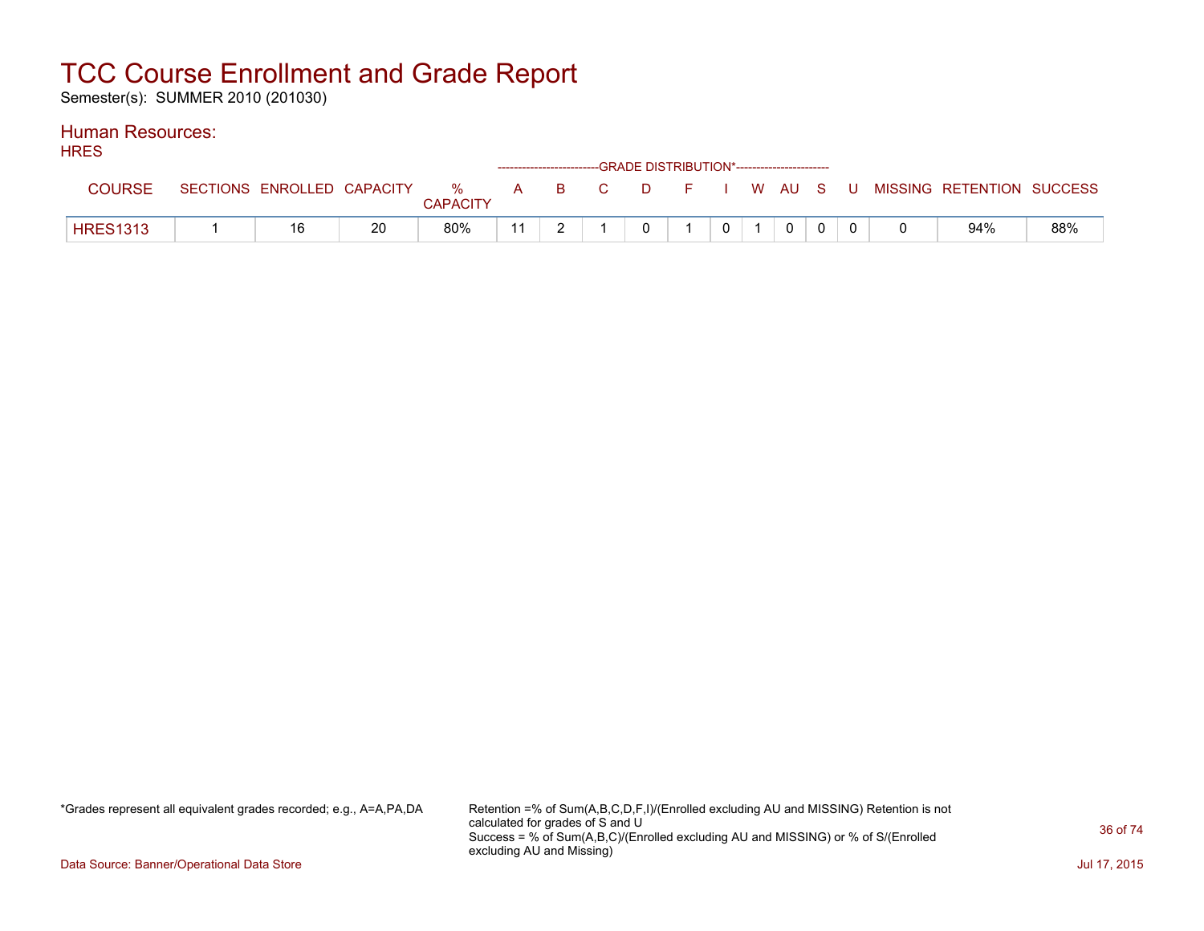# TCC Course Enrollment and Grade Report

Semester(s): SUMMER 2010 (201030)

## Human Resources:

HRES

| COURSE | SECTIONS | ENROLLED | CAPACITY | % CAPACITY | A | B | C | D | F | I | W | AU | S | U | MISSING | RETENTION | SUCCESS |
|---|---|---|---|---|---|---|---|---|---|---|---|---|---|---|---|---|---|
| | | | | | GRADE DISTRIBUTION* | | | | | | | | | | | | |
| HRES1313 | 1 | 16 | 20 | 80% | 11 | 2 | 1 | 0 | 1 | 0 | 1 | 0 | 0 | 0 | 0 | 94% | 88% |

*Grades represent all equivalent grades recorded; e.g., A=A,PA,DA

Retention =% of Sum(A,B,C,D,F,I)/(Enrolled excluding AU and MISSING) Retention is not calculated for grades of S and U
Success = % of Sum(A,B,C)/(Enrolled excluding AU and MISSING) or % of S/(Enrolled excluding AU and Missing)

Data Source: Banner/Operational Data Store

Jul 17, 2015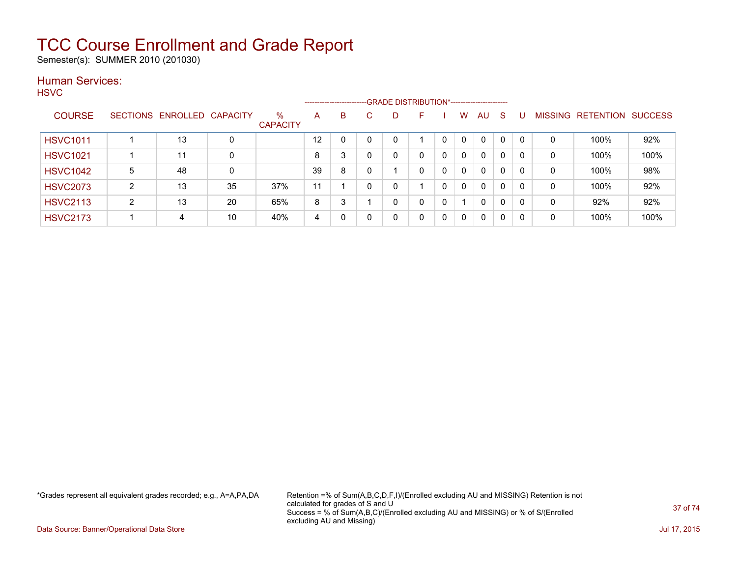# TCC Course Enrollment and Grade Report

Semester(s): SUMMER 2010 (201030)

## Human Services:

HSVC

| COURSE | SECTIONS | ENROLLED | CAPACITY | % CAPACITY | A | B | C | D | F | I | W | AU | S | U | MISSING | RETENTION | SUCCESS |
|---|---|---|---|---|---|---|---|---|---|---|---|---|---|---|---|---|---|
| | | | | | GRADE DISTRIBUTION* | | | | | | | | | | | | |
| HSVC1011 | 1 | 13 | 0 | | 12 | 0 | 0 | 0 | 1 | 0 | 0 | 0 | 0 | 0 | 0 | 100% | 92% |
| HSVC1021 | 1 | 11 | 0 | | 8 | 3 | 0 | 0 | 0 | 0 | 0 | 0 | 0 | 0 | 0 | 100% | 100% |
| HSVC1042 | 5 | 48 | 0 | | 39 | 8 | 0 | 1 | 0 | 0 | 0 | 0 | 0 | 0 | 0 | 100% | 98% |
| HSVC2073 | 2 | 13 | 35 | 37% | 11 | 1 | 0 | 0 | 1 | 0 | 0 | 0 | 0 | 0 | 0 | 100% | 92% |
| HSVC2113 | 2 | 13 | 20 | 65% | 8 | 3 | 1 | 0 | 0 | 0 | 1 | 0 | 0 | 0 | 0 | 92% | 92% |
| HSVC2173 | 1 | 4 | 10 | 40% | 4 | 0 | 0 | 0 | 0 | 0 | 0 | 0 | 0 | 0 | 0 | 100% | 100% |

*Grades represent all equivalent grades recorded; e.g., A=A,PA,DA

Retention =% of Sum(A,B,C,D,F,I)/(Enrolled excluding AU and MISSING) Retention is not calculated for grades of S and U
Success = % of Sum(A,B,C)/(Enrolled excluding AU and MISSING) or % of S/(Enrolled excluding AU and Missing)

Data Source: Banner/Operational Data Store

Jul 17, 2015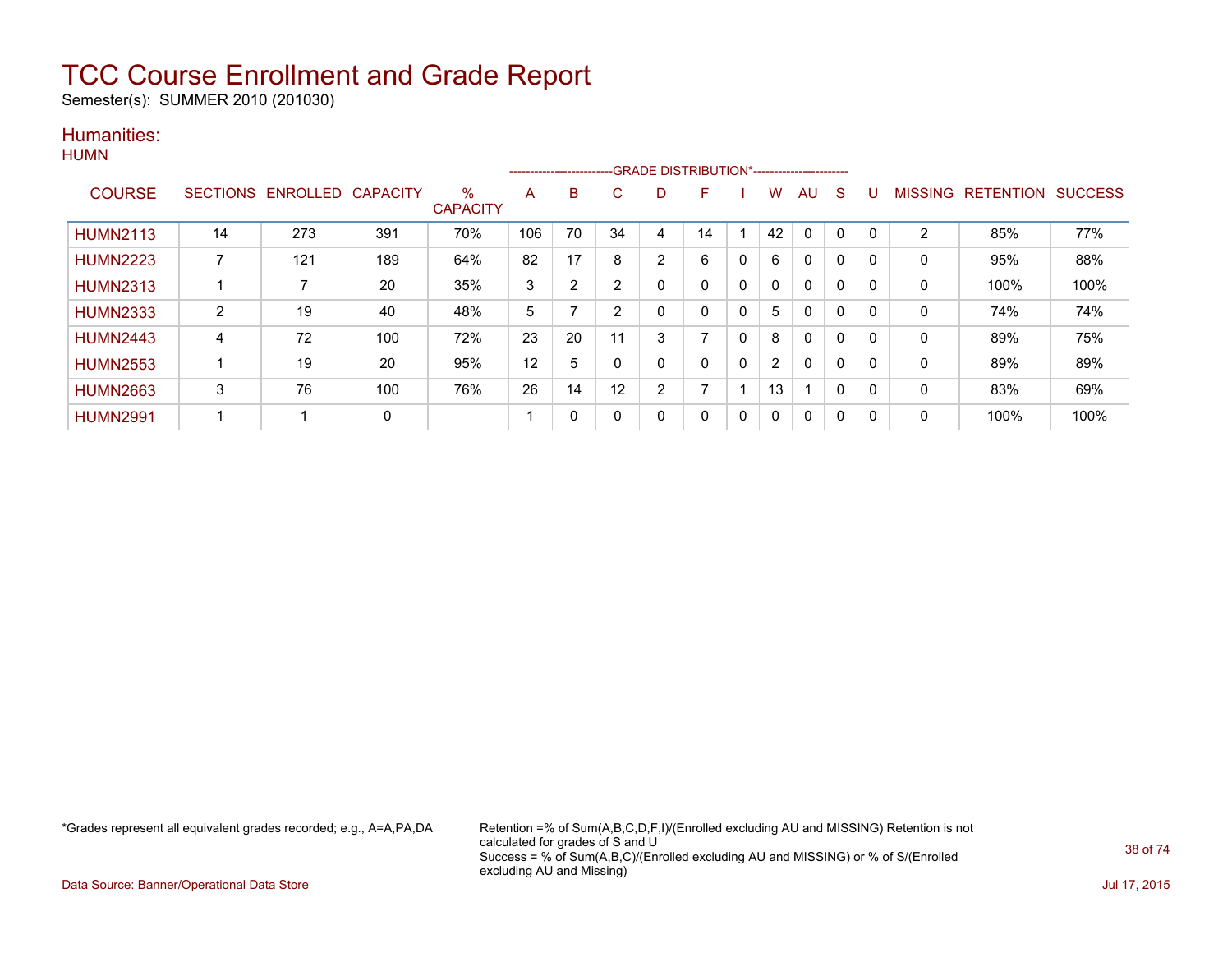# TCC Course Enrollment and Grade Report

Semester(s): SUMMER 2010 (201030)

## Humanities:

### HUMN

| COURSE | SECTIONS | ENROLLED | CAPACITY | % CAPACITY | A | B | C | D | F | I | W | AU | S | U | MISSING | RETENTION | SUCCESS |
|---|---|---|---|---|---|---|---|---|---|---|---|---|---|---|---|---|---|
| | | | | | GRADE DISTRIBUTION* | | | | | | | | | | | | |
| HUMN2113 | 14 | 273 | 391 | 70% | 106 | 70 | 34 | 4 | 14 | 1 | 42 | 0 | 0 | 0 | 2 | 85% | 77% |
| HUMN2223 | 7 | 121 | 189 | 64% | 82 | 17 | 8 | 2 | 6 | 0 | 6 | 0 | 0 | 0 | 0 | 95% | 88% |
| HUMN2313 | 1 | 7 | 20 | 35% | 3 | 2 | 2 | 0 | 0 | 0 | 0 | 0 | 0 | 0 | 0 | 100% | 100% |
| HUMN2333 | 2 | 19 | 40 | 48% | 5 | 7 | 2 | 0 | 0 | 0 | 5 | 0 | 0 | 0 | 0 | 74% | 74% |
| HUMN2443 | 4 | 72 | 100 | 72% | 23 | 20 | 11 | 3 | 7 | 0 | 8 | 0 | 0 | 0 | 0 | 89% | 75% |
| HUMN2553 | 1 | 19 | 20 | 95% | 12 | 5 | 0 | 0 | 0 | 0 | 2 | 0 | 0 | 0 | 0 | 89% | 89% |
| HUMN2663 | 3 | 76 | 100 | 76% | 26 | 14 | 12 | 2 | 7 | 1 | 13 | 1 | 0 | 0 | 0 | 83% | 69% |
| HUMN2991 | 1 | 1 | 0 | | 1 | 0 | 0 | 0 | 0 | 0 | 0 | 0 | 0 | 0 | 0 | 100% | 100% |

*Grades represent all equivalent grades recorded; e.g., A=A,PA,DA

Retention =% of Sum(A,B,C,D,F,I)/(Enrolled excluding AU and MISSING) Retention is not calculated for grades of S and U
Success = % of Sum(A,B,C)/(Enrolled excluding AU and MISSING) or % of S/(Enrolled excluding AU and Missing)

Data Source: Banner/Operational Data Store

Jul 17, 2015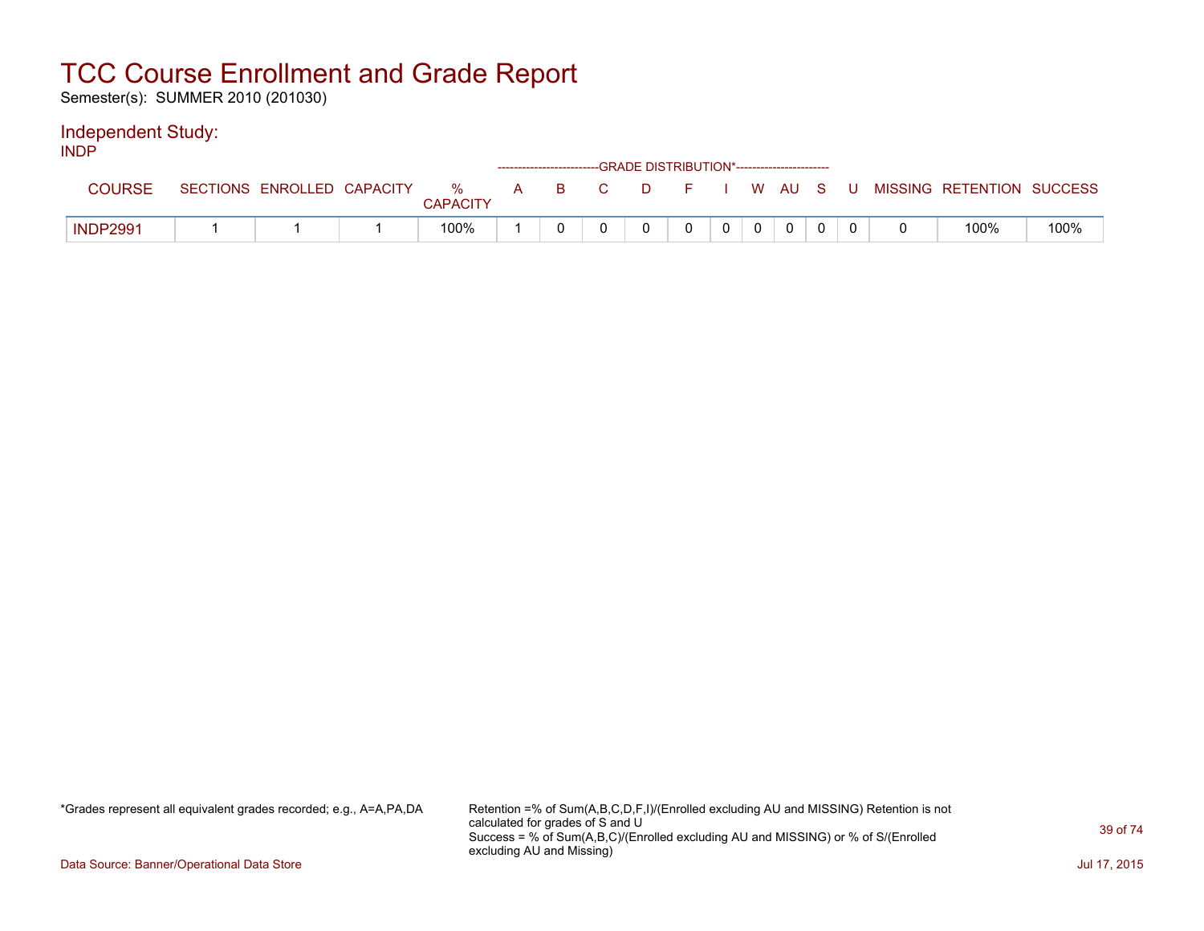# TCC Course Enrollment and Grade Report

Semester(s): SUMMER 2010 (201030)

## Independent Study:

### INDP

| COURSE | SECTIONS | ENROLLED | CAPACITY | % CAPACITY | GRADE DISTRIBUTION* A | B | C | D | F | I | W | AU | S | U | MISSING | RETENTION | SUCCESS |
|---|---|---|---|---|---|---|---|---|---|---|---|---|---|---|---|---|---|
| INDP2991 | 1 | 1 | 1 | 100% | 1 | 0 | 0 | 0 | 0 | 0 | 0 | 0 | 0 | 0 | 0 | 100% | 100% |

*Grades represent all equivalent grades recorded; e.g., A=A,PA,DA

Retention =% of Sum(A,B,C,D,F,I)/(Enrolled excluding AU and MISSING) Retention is not calculated for grades of S and U
Success = % of Sum(A,B,C)/(Enrolled excluding AU and MISSING) or % of S/(Enrolled excluding AU and Missing)

Data Source: Banner/Operational Data Store

Jul 17, 2015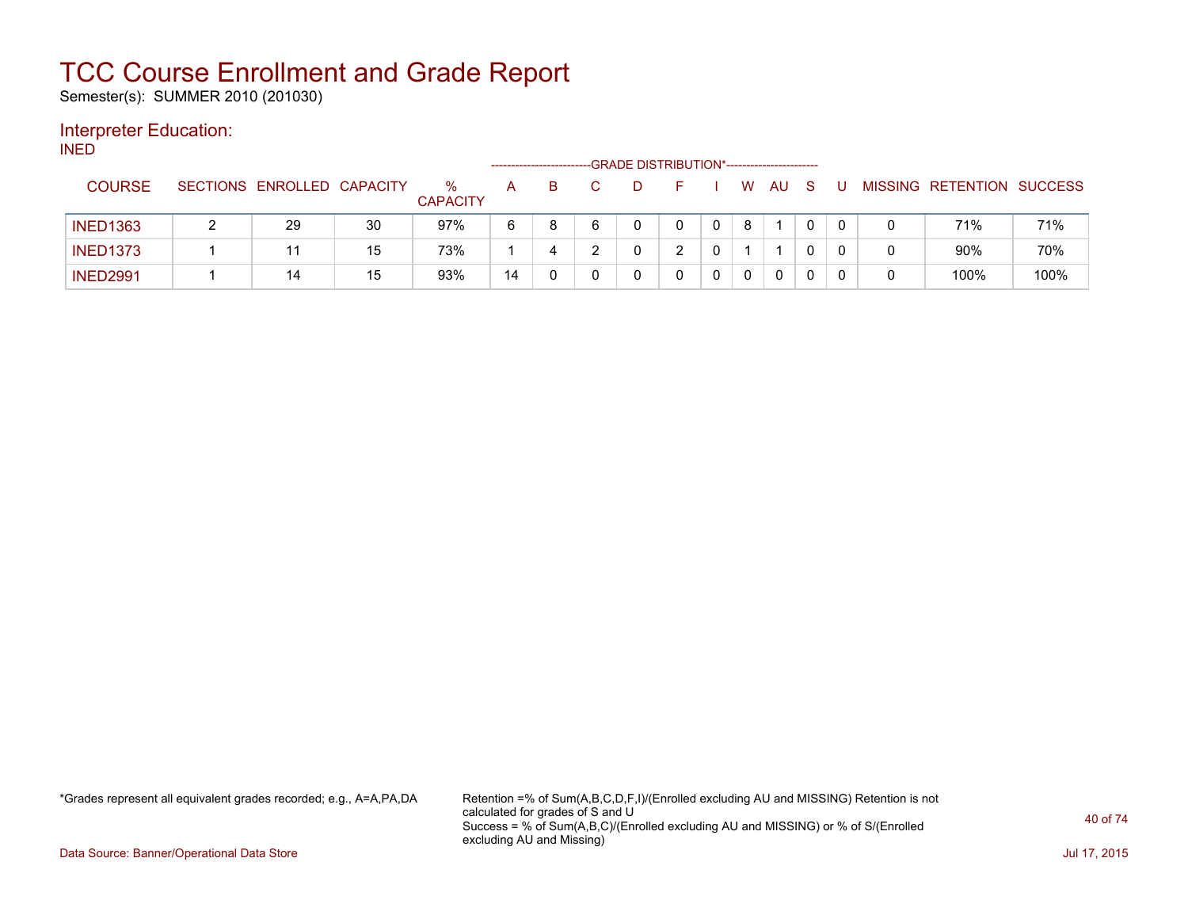# TCC Course Enrollment and Grade Report

Semester(s): SUMMER 2010 (201030)

## Interpreter Education:

INED

| COURSE | SECTIONS | ENROLLED | CAPACITY | % CAPACITY | A | B | C | D | F | I | W | AU | S | U | MISSING | RETENTION | SUCCESS |
|---|---|---|---|---|---|---|---|---|---|---|---|---|---|---|---|---|---|
| | | | | | GRADE DISTRIBUTION* | | | | | | | | | | | | |
| INED1363 | 2 | 29 | 30 | 97% | 6 | 8 | 6 | 0 | 0 | 0 | 8 | 1 | 0 | 0 | 0 | 71% | 71% |
| INED1373 | 1 | 11 | 15 | 73% | 1 | 4 | 2 | 0 | 2 | 0 | 1 | 1 | 0 | 0 | 0 | 90% | 70% |
| INED2991 | 1 | 14 | 15 | 93% | 14 | 0 | 0 | 0 | 0 | 0 | 0 | 0 | 0 | 0 | 0 | 100% | 100% |

*Grades represent all equivalent grades recorded; e.g., A=A,PA,DA

Retention =% of Sum(A,B,C,D,F,I)/(Enrolled excluding AU and MISSING) Retention is not calculated for grades of S and U
Success = % of Sum(A,B,C)/(Enrolled excluding AU and MISSING) or % of S/(Enrolled excluding AU and Missing)

Data Source: Banner/Operational Data Store

Jul 17, 2015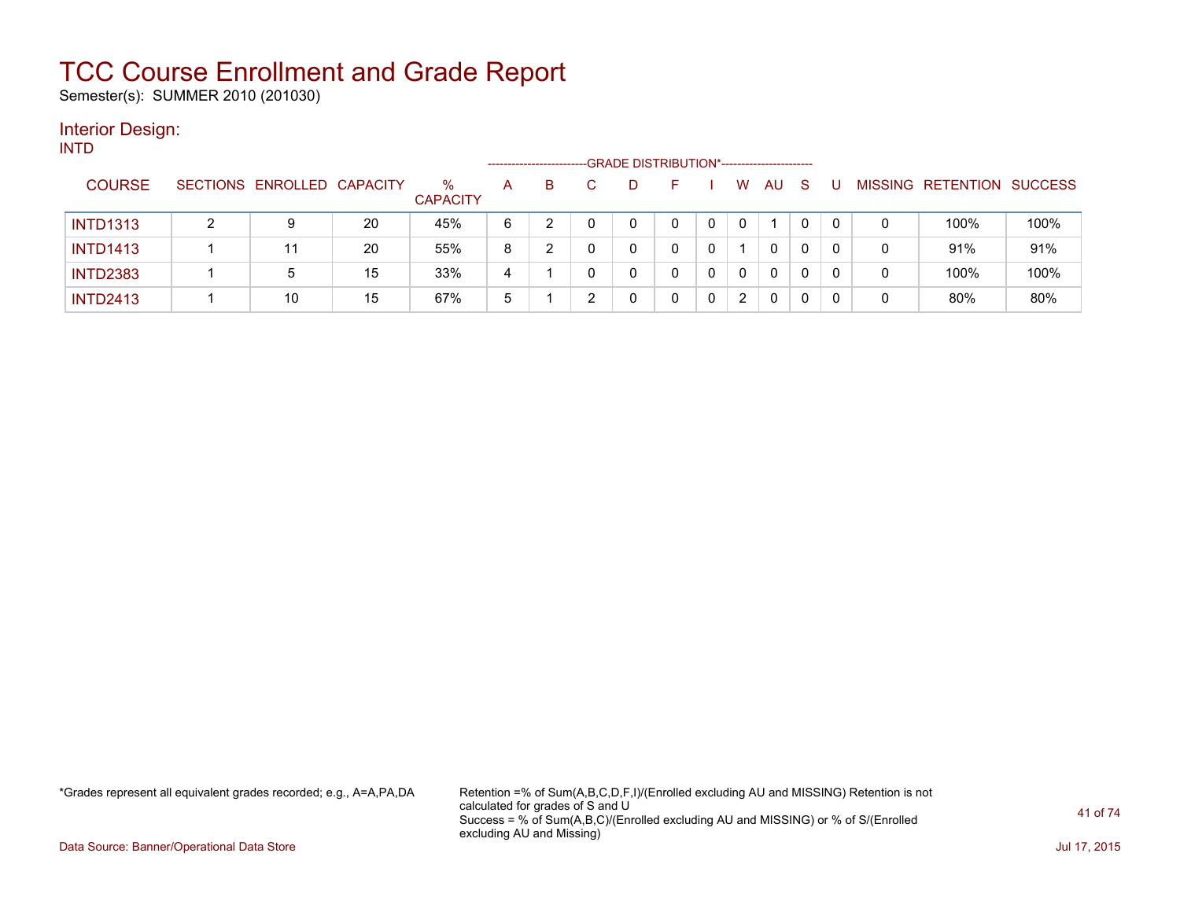# TCC Course Enrollment and Grade Report

Semester(s): SUMMER 2010 (201030)

## Interior Design:

INTD

| COURSE | SECTIONS | ENROLLED | CAPACITY | % CAPACITY | A | B | C | D | F | I | W | AU | S | U | MISSING | RETENTION | SUCCESS |
|---|---|---|---|---|---|---|---|---|---|---|---|---|---|---|---|---|---|
| | | | | | GRADE DISTRIBUTION* | | | | | | | | | | | | |
| INTD1313 | 2 | 9 | 20 | 45% | 6 | 2 | 0 | 0 | 0 | 0 | 0 | 1 | 0 | 0 | 0 | 100% | 100% |
| INTD1413 | 1 | 11 | 20 | 55% | 8 | 2 | 0 | 0 | 0 | 0 | 1 | 0 | 0 | 0 | 0 | 91% | 91% |
| INTD2383 | 1 | 5 | 15 | 33% | 4 | 1 | 0 | 0 | 0 | 0 | 0 | 0 | 0 | 0 | 0 | 100% | 100% |
| INTD2413 | 1 | 10 | 15 | 67% | 5 | 1 | 2 | 0 | 0 | 0 | 2 | 0 | 0 | 0 | 0 | 80% | 80% |

*Grades represent all equivalent grades recorded; e.g., A=A,PA,DA

Retention =% of Sum(A,B,C,D,F,I)/(Enrolled excluding AU and MISSING) Retention is not calculated for grades of S and U
Success = % of Sum(A,B,C)/(Enrolled excluding AU and MISSING) or % of S/(Enrolled excluding AU and Missing)

Data Source: Banner/Operational Data Store

Jul 17, 2015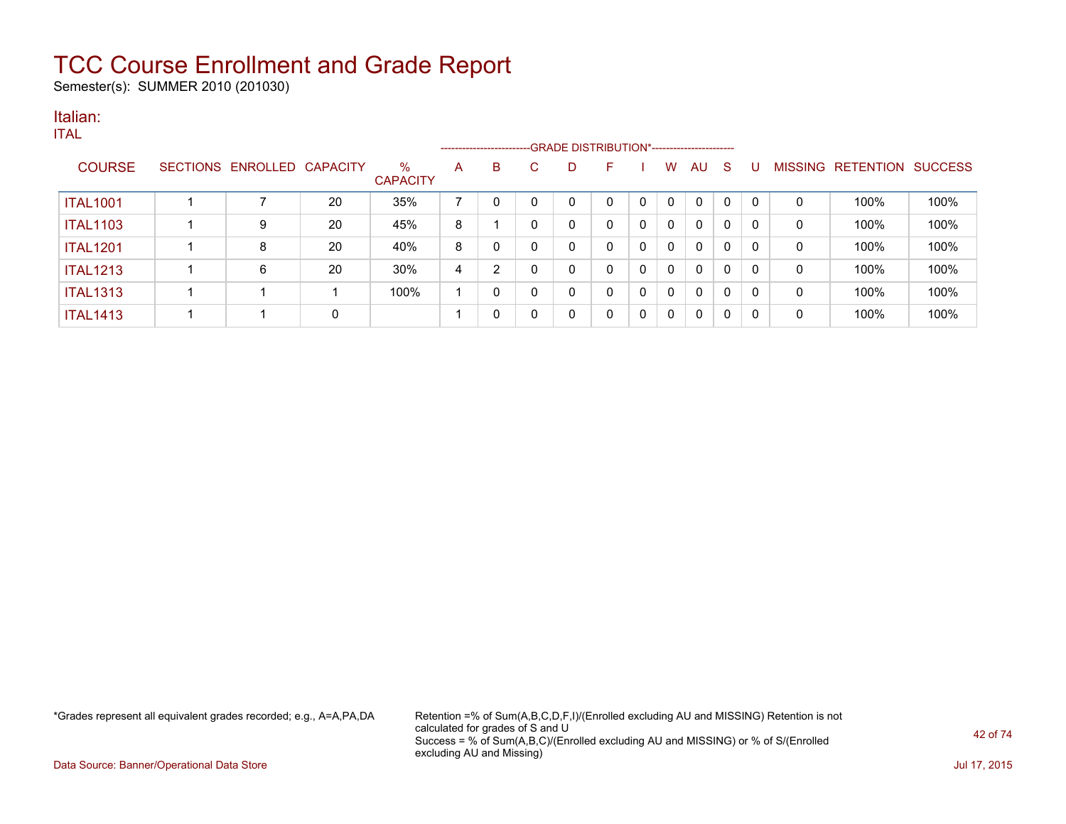# TCC Course Enrollment and Grade Report

Semester(s): SUMMER 2010 (201030)

## Italian:

ITAL

| COURSE | SECTIONS | ENROLLED | CAPACITY | % CAPACITY | A | B | C | D | F | I | W | AU | S | U | MISSING | RETENTION | SUCCESS |
|---|---|---|---|---|---|---|---|---|---|---|---|---|---|---|---|---|---|
| | | | | | GRADE DISTRIBUTION* | | | | | | | | | | | | |
| ITAL1001 | 1 | 7 | 20 | 35% | 7 | 0 | 0 | 0 | 0 | 0 | 0 | 0 | 0 | 0 | 0 | 100% | 100% |
| ITAL1103 | 1 | 9 | 20 | 45% | 8 | 1 | 0 | 0 | 0 | 0 | 0 | 0 | 0 | 0 | 0 | 100% | 100% |
| ITAL1201 | 1 | 8 | 20 | 40% | 8 | 0 | 0 | 0 | 0 | 0 | 0 | 0 | 0 | 0 | 0 | 100% | 100% |
| ITAL1213 | 1 | 6 | 20 | 30% | 4 | 2 | 0 | 0 | 0 | 0 | 0 | 0 | 0 | 0 | 0 | 100% | 100% |
| ITAL1313 | 1 | 1 | 1 | 100% | 1 | 0 | 0 | 0 | 0 | 0 | 0 | 0 | 0 | 0 | 0 | 100% | 100% |
| ITAL1413 | 1 | 1 | 0 | | 1 | 0 | 0 | 0 | 0 | 0 | 0 | 0 | 0 | 0 | 0 | 100% | 100% |

*Grades represent all equivalent grades recorded; e.g., A=A,PA,DA

Retention =% of Sum(A,B,C,D,F,I)/(Enrolled excluding AU and MISSING) Retention is not calculated for grades of S and U
Success = % of Sum(A,B,C)/(Enrolled excluding AU and MISSING) or % of S/(Enrolled excluding AU and Missing)

Data Source: Banner/Operational Data Store

Jul 17, 2015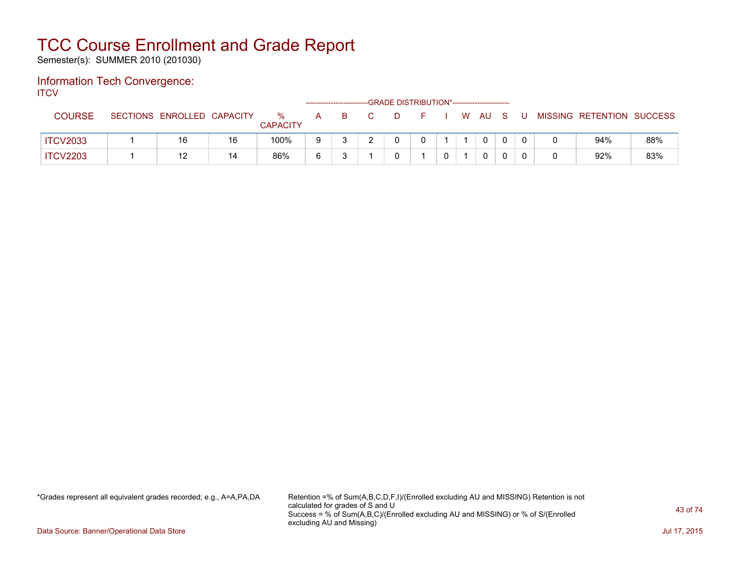# TCC Course Enrollment and Grade Report

Semester(s): SUMMER 2010 (201030)

## Information Tech Convergence:

ITCV

| COURSE | SECTIONS | ENROLLED | CAPACITY | % CAPACITY | A | B | C | D | F | I | W | AU | S | U | MISSING | RETENTION | SUCCESS |
|---|---|---|---|---|---|---|---|---|---|---|---|---|---|---|---|---|---|
| | | | | | GRADE DISTRIBUTION* | | | | | | | | | | | | |
| ITCV2033 | 1 | 16 | 16 | 100% | 9 | 3 | 2 | 0 | 0 | 1 | 1 | 0 | 0 | 0 | 0 | 94% | 88% |
| ITCV2203 | 1 | 12 | 14 | 86% | 6 | 3 | 1 | 0 | 1 | 0 | 1 | 0 | 0 | 0 | 0 | 92% | 83% |

*Grades represent all equivalent grades recorded; e.g., A=A,PA,DA

Retention =% of Sum(A,B,C,D,F,I)/(Enrolled excluding AU and MISSING) Retention is not calculated for grades of S and U
Success = % of Sum(A,B,C)/(Enrolled excluding AU and MISSING) or % of S/(Enrolled excluding AU and Missing)

Data Source: Banner/Operational Data Store

Jul 17, 2015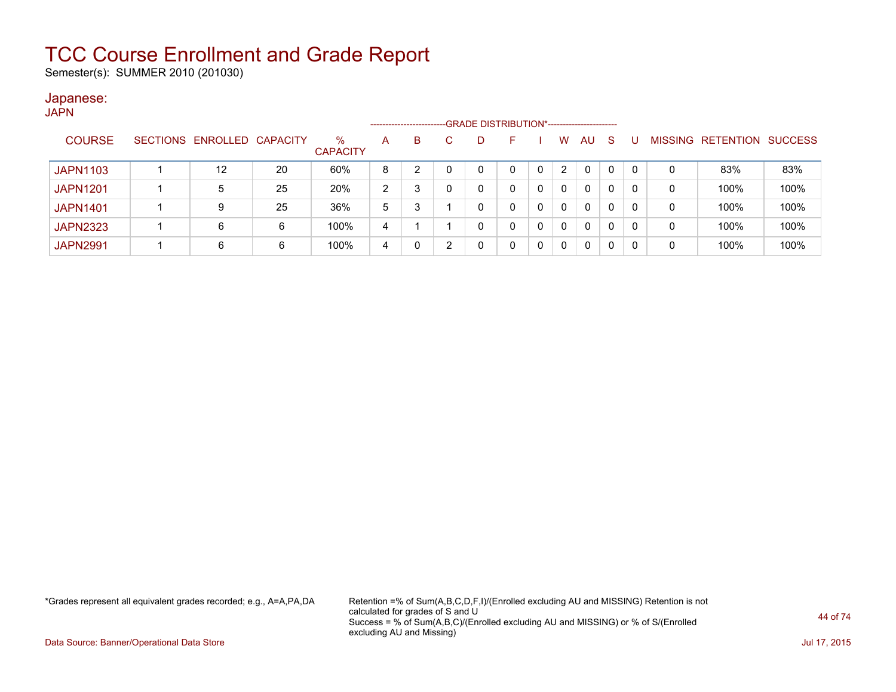# TCC Course Enrollment and Grade Report

Semester(s): SUMMER 2010 (201030)

## Japanese:

JAPN

| COURSE | SECTIONS | ENROLLED | CAPACITY | % CAPACITY | A | B | C | D | F | I | W | AU | S | U | MISSING | RETENTION | SUCCESS |
|---|---|---|---|---|---|---|---|---|---|---|---|---|---|---|---|---|---|
| | | | | | GRADE DISTRIBUTION* | | | | | | | | | | | | |
| JAPN1103 | 1 | 12 | 20 | 60% | 8 | 2 | 0 | 0 | 0 | 0 | 2 | 0 | 0 | 0 | 0 | 83% | 83% |
| JAPN1201 | 1 | 5 | 25 | 20% | 2 | 3 | 0 | 0 | 0 | 0 | 0 | 0 | 0 | 0 | 0 | 100% | 100% |
| JAPN1401 | 1 | 9 | 25 | 36% | 5 | 3 | 1 | 0 | 0 | 0 | 0 | 0 | 0 | 0 | 0 | 100% | 100% |
| JAPN2323 | 1 | 6 | 6 | 100% | 4 | 1 | 1 | 0 | 0 | 0 | 0 | 0 | 0 | 0 | 0 | 100% | 100% |
| JAPN2991 | 1 | 6 | 6 | 100% | 4 | 0 | 2 | 0 | 0 | 0 | 0 | 0 | 0 | 0 | 0 | 100% | 100% |

*Grades represent all equivalent grades recorded; e.g., A=A,PA,DA

Retention =% of Sum(A,B,C,D,F,I)/(Enrolled excluding AU and MISSING) Retention is not calculated for grades of S and U
Success = % of Sum(A,B,C)/(Enrolled excluding AU and MISSING) or % of S/(Enrolled excluding AU and Missing)

Data Source: Banner/Operational Data Store

Jul 17, 2015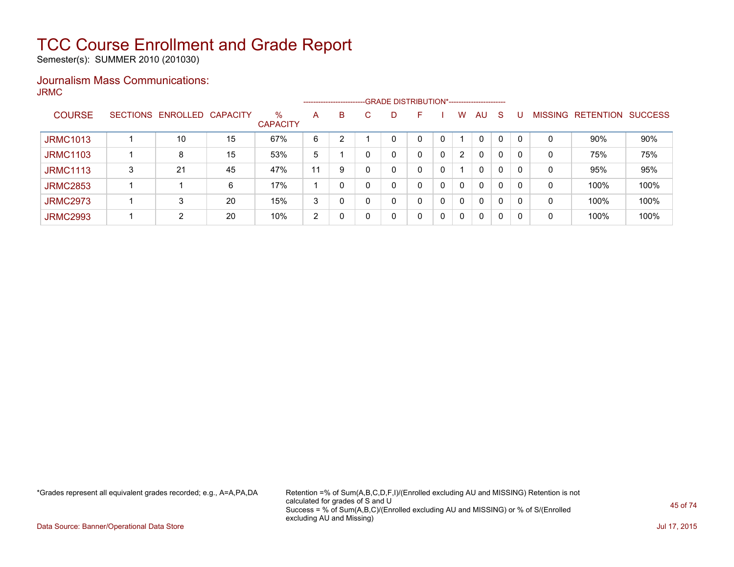# TCC Course Enrollment and Grade Report

Semester(s): SUMMER 2010 (201030)

## Journalism Mass Communications:

JRMC

| COURSE | SECTIONS | ENROLLED | CAPACITY | % CAPACITY | A | B | C | D | F | I | W | AU | S | U | MISSING | RETENTION | SUCCESS |
|---|---|---|---|---|---|---|---|---|---|---|---|---|---|---|---|---|---|
| | | | | | GRADE DISTRIBUTION* | | | | | | | | | | | | |
| JRMC1013 | 1 | 10 | 15 | 67% | 6 | 2 | 1 | 0 | 0 | 0 | 1 | 0 | 0 | 0 | 0 | 90% | 90% |
| JRMC1103 | 1 | 8 | 15 | 53% | 5 | 1 | 0 | 0 | 0 | 0 | 2 | 0 | 0 | 0 | 0 | 75% | 75% |
| JRMC1113 | 3 | 21 | 45 | 47% | 11 | 9 | 0 | 0 | 0 | 0 | 1 | 0 | 0 | 0 | 0 | 95% | 95% |
| JRMC2853 | 1 | 1 | 6 | 17% | 1 | 0 | 0 | 0 | 0 | 0 | 0 | 0 | 0 | 0 | 0 | 100% | 100% |
| JRMC2973 | 1 | 3 | 20 | 15% | 3 | 0 | 0 | 0 | 0 | 0 | 0 | 0 | 0 | 0 | 0 | 100% | 100% |
| JRMC2993 | 1 | 2 | 20 | 10% | 2 | 0 | 0 | 0 | 0 | 0 | 0 | 0 | 0 | 0 | 0 | 100% | 100% |

*Grades represent all equivalent grades recorded; e.g., A=A,PA,DA

Retention =% of Sum(A,B,C,D,F,I)/(Enrolled excluding AU and MISSING) Retention is not calculated for grades of S and U
Success = % of Sum(A,B,C)/(Enrolled excluding AU and MISSING) or % of S/(Enrolled excluding AU and Missing)

Data Source: Banner/Operational Data Store

Jul 17, 2015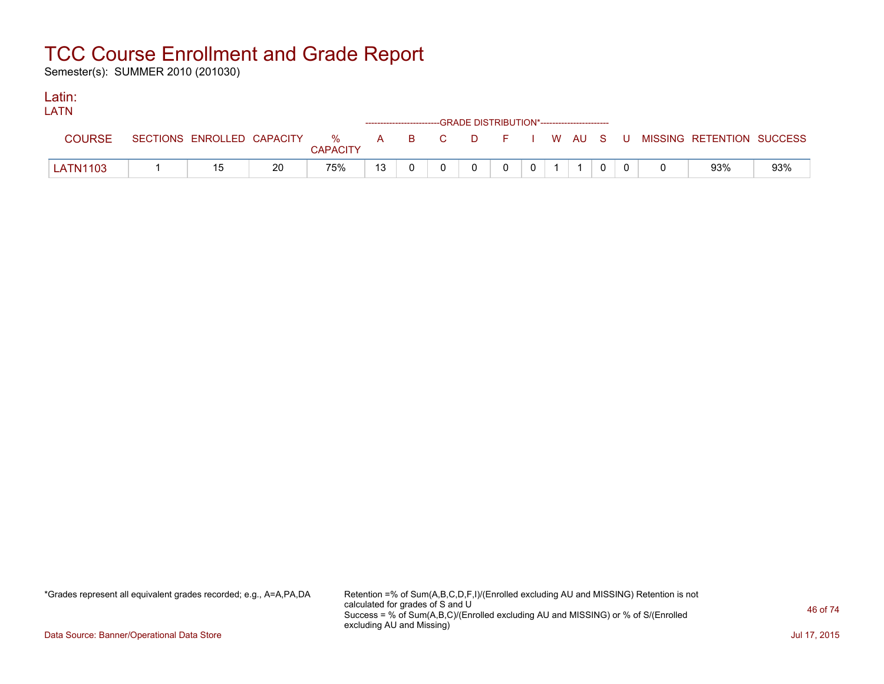# TCC Course Enrollment and Grade Report

Semester(s): SUMMER 2010 (201030)

## Latin:

LATN

| COURSE | SECTIONS | ENROLLED | CAPACITY | % CAPACITY | A | B | C | D | F | I | W | AU | S | U | MISSING | RETENTION | SUCCESS |
|---|---|---|---|---|---|---|---|---|---|---|---|---|---|---|---|---|---|
| | | | | | GRADE DISTRIBUTION* | | | | | | | | | | | | |
| LATN1103 | 1 | 15 | 20 | 75% | 13 | 0 | 0 | 0 | 0 | 0 | 1 | 1 | 0 | 0 | 0 | 93% | 93% |

*Grades represent all equivalent grades recorded; e.g., A=A,PA,DA

Retention =% of Sum(A,B,C,D,F,I)/(Enrolled excluding AU and MISSING) Retention is not calculated for grades of S and U
Success = % of Sum(A,B,C)/(Enrolled excluding AU and MISSING) or % of S/(Enrolled excluding AU and Missing)

Data Source: Banner/Operational Data Store

Jul 17, 2015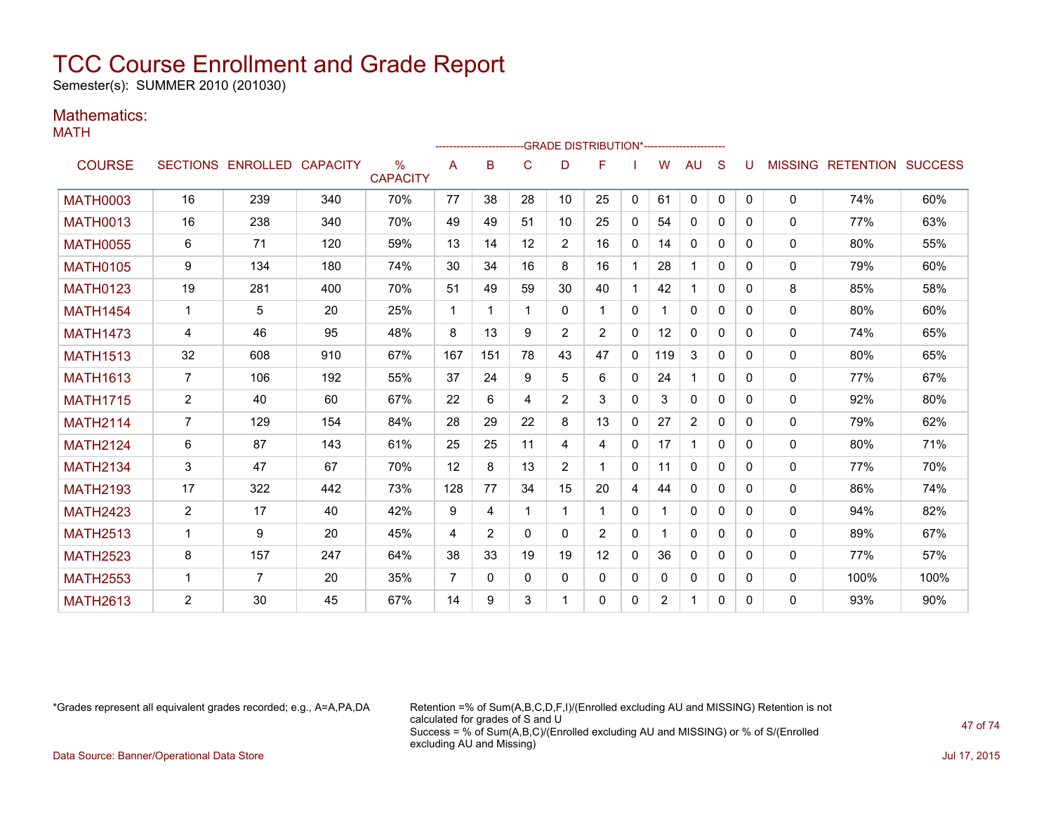# TCC Course Enrollment and Grade Report

Semester(s): SUMMER 2010 (201030)

## Mathematics:

MATH

| COURSE | SECTIONS | ENROLLED | CAPACITY | % CAPACITY | A | B | C | D | F | I | W | AU | S | U | MISSING | RETENTION | SUCCESS |
|---|---|---|---|---|---|---|---|---|---|---|---|---|---|---|---|---|---|
| | | | | | GRADE DISTRIBUTION* | | | | | | | | | | | | |
| MATH0003 | 16 | 239 | 340 | 70% | 77 | 38 | 28 | 10 | 25 | 0 | 61 | 0 | 0 | 0 | 0 | 74% | 60% |
| MATH0013 | 16 | 238 | 340 | 70% | 49 | 49 | 51 | 10 | 25 | 0 | 54 | 0 | 0 | 0 | 0 | 77% | 63% |
| MATH0055 | 6 | 71 | 120 | 59% | 13 | 14 | 12 | 2 | 16 | 0 | 14 | 0 | 0 | 0 | 0 | 80% | 55% |
| MATH0105 | 9 | 134 | 180 | 74% | 30 | 34 | 16 | 8 | 16 | 1 | 28 | 1 | 0 | 0 | 0 | 79% | 60% |
| MATH0123 | 19 | 281 | 400 | 70% | 51 | 49 | 59 | 30 | 40 | 1 | 42 | 1 | 0 | 0 | 8 | 85% | 58% |
| MATH1454 | 1 | 5 | 20 | 25% | 1 | 1 | 1 | 0 | 1 | 0 | 1 | 0 | 0 | 0 | 0 | 80% | 60% |
| MATH1473 | 4 | 46 | 95 | 48% | 8 | 13 | 9 | 2 | 2 | 0 | 12 | 0 | 0 | 0 | 0 | 74% | 65% |
| MATH1513 | 32 | 608 | 910 | 67% | 167 | 151 | 78 | 43 | 47 | 0 | 119 | 3 | 0 | 0 | 0 | 80% | 65% |
| MATH1613 | 7 | 106 | 192 | 55% | 37 | 24 | 9 | 5 | 6 | 0 | 24 | 1 | 0 | 0 | 0 | 77% | 67% |
| MATH1715 | 2 | 40 | 60 | 67% | 22 | 6 | 4 | 2 | 3 | 0 | 3 | 0 | 0 | 0 | 0 | 92% | 80% |
| MATH2114 | 7 | 129 | 154 | 84% | 28 | 29 | 22 | 8 | 13 | 0 | 27 | 2 | 0 | 0 | 0 | 79% | 62% |
| MATH2124 | 6 | 87 | 143 | 61% | 25 | 25 | 11 | 4 | 4 | 0 | 17 | 1 | 0 | 0 | 0 | 80% | 71% |
| MATH2134 | 3 | 47 | 67 | 70% | 12 | 8 | 13 | 2 | 1 | 0 | 11 | 0 | 0 | 0 | 0 | 77% | 70% |
| MATH2193 | 17 | 322 | 442 | 73% | 128 | 77 | 34 | 15 | 20 | 4 | 44 | 0 | 0 | 0 | 0 | 86% | 74% |
| MATH2423 | 2 | 17 | 40 | 42% | 9 | 4 | 1 | 1 | 1 | 0 | 1 | 0 | 0 | 0 | 0 | 94% | 82% |
| MATH2513 | 1 | 9 | 20 | 45% | 4 | 2 | 0 | 0 | 2 | 0 | 1 | 0 | 0 | 0 | 0 | 89% | 67% |
| MATH2523 | 8 | 157 | 247 | 64% | 38 | 33 | 19 | 19 | 12 | 0 | 36 | 0 | 0 | 0 | 0 | 77% | 57% |
| MATH2553 | 1 | 7 | 20 | 35% | 7 | 0 | 0 | 0 | 0 | 0 | 0 | 0 | 0 | 0 | 0 | 100% | 100% |
| MATH2613 | 2 | 30 | 45 | 67% | 14 | 9 | 3 | 1 | 0 | 0 | 2 | 1 | 0 | 0 | 0 | 93% | 90% |

*Grades represent all equivalent grades recorded; e.g., A=A,PA,DA

Retention =% of Sum(A,B,C,D,F,I)/(Enrolled excluding AU and MISSING) Retention is not calculated for grades of S and U
Success = % of Sum(A,B,C)/(Enrolled excluding AU and MISSING) or % of S/(Enrolled excluding AU and Missing)

Data Source: Banner/Operational Data Store

Jul 17, 2015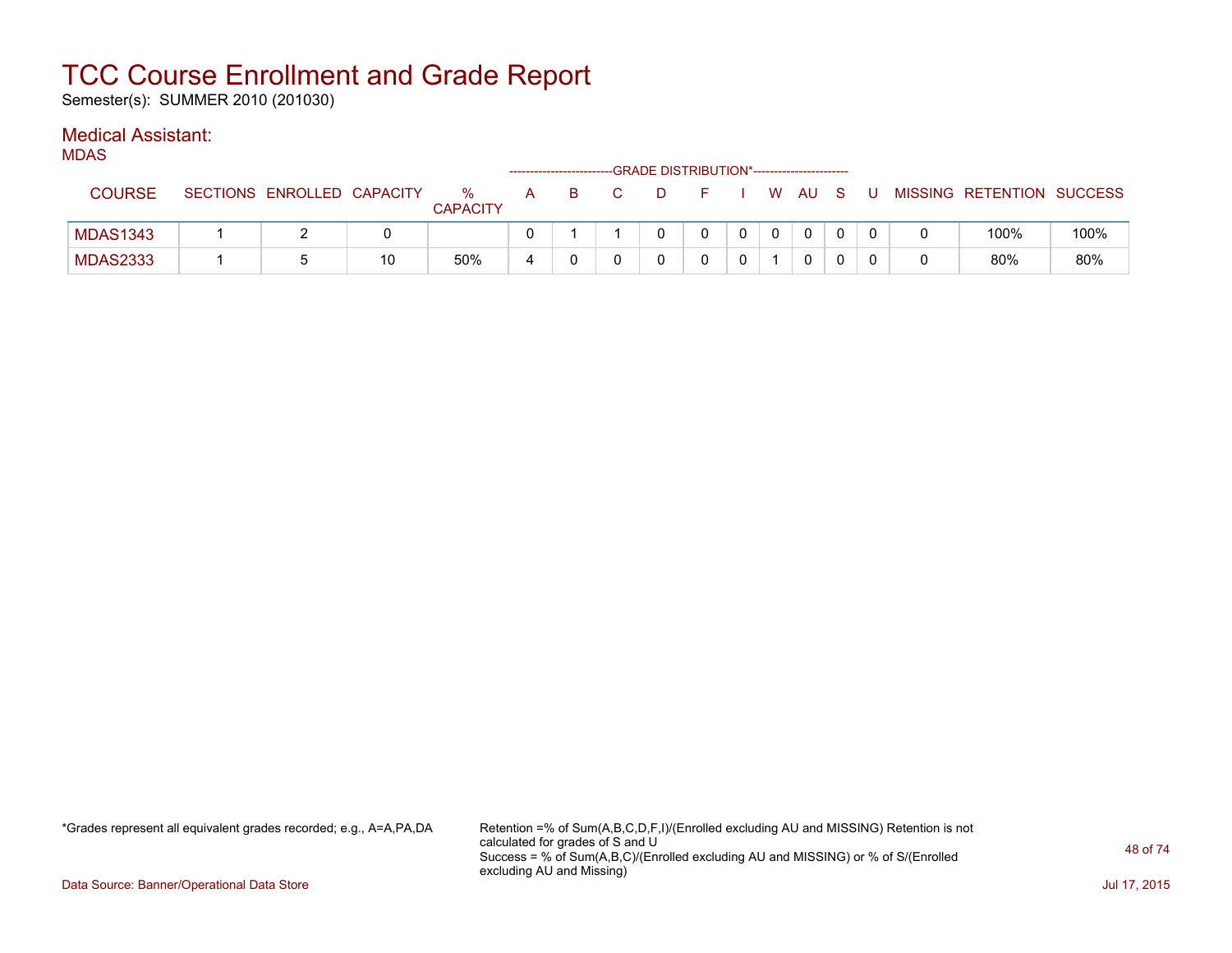# TCC Course Enrollment and Grade Report

Semester(s): SUMMER 2010 (201030)

## Medical Assistant:

### MDAS

| COURSE | SECTIONS | ENROLLED | CAPACITY | % CAPACITY | A | B | C | D | F | I | W | AU | S | U | MISSING | RETENTION | SUCCESS |
|---|---|---|---|---|---|---|---|---|---|---|---|---|---|---|---|---|---|
| | | | | | GRADE DISTRIBUTION* | | | | | | | | | | | | |
| MDAS1343 | 1 | 2 | 0 | | 0 | 1 | 1 | 0 | 0 | 0 | 0 | 0 | 0 | 0 | 0 | 100% | 100% |
| MDAS2333 | 1 | 5 | 10 | 50% | 4 | 0 | 0 | 0 | 0 | 0 | 1 | 0 | 0 | 0 | 0 | 80% | 80% |

*Grades represent all equivalent grades recorded; e.g., A=A,PA,DA

Retention =% of Sum(A,B,C,D,F,I)/(Enrolled excluding AU and MISSING) Retention is not calculated for grades of S and U

Success = % of Sum(A,B,C)/(Enrolled excluding AU and MISSING) or % of S/(Enrolled excluding AU and Missing)

Data Source: Banner/Operational Data Store

Jul 17, 2015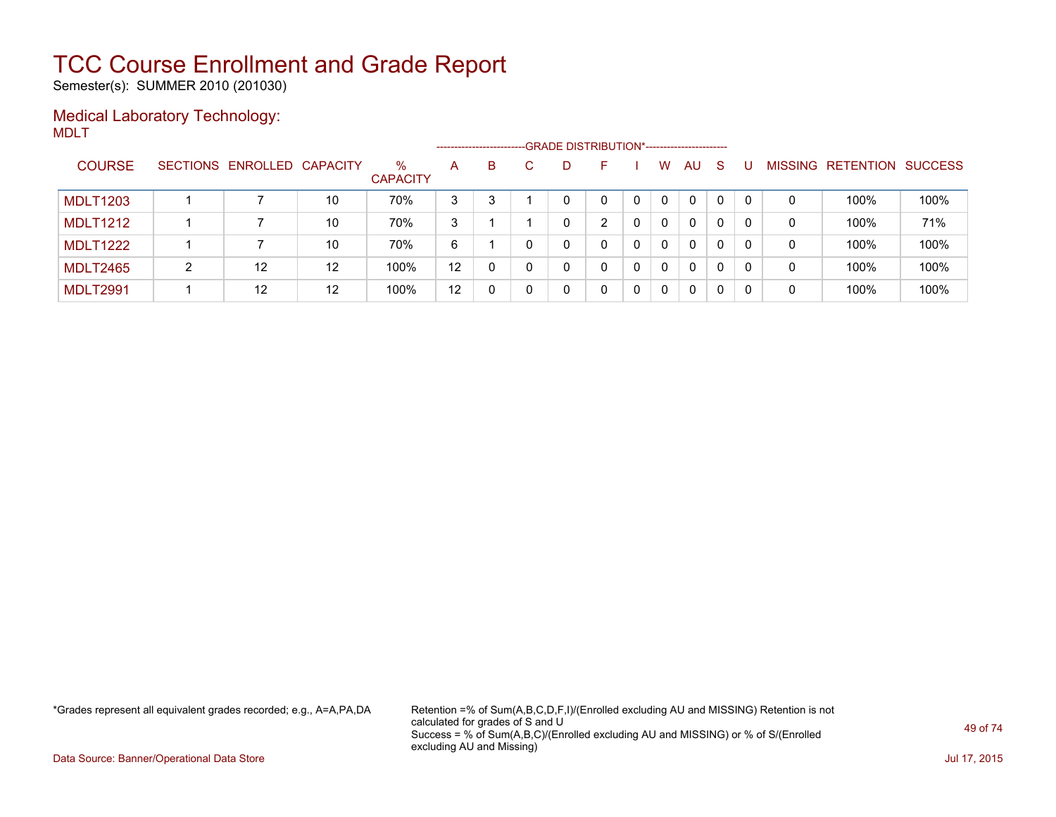# TCC Course Enrollment and Grade Report

Semester(s): SUMMER 2010 (201030)

## Medical Laboratory Technology:

MDLT

| COURSE | SECTIONS | ENROLLED | CAPACITY | % CAPACITY | A | B | C | D | F | I | W | AU | S | U | MISSING | RETENTION | SUCCESS |
|---|---|---|---|---|---|---|---|---|---|---|---|---|---|---|---|---|---|
| | | | | | GRADE DISTRIBUTION* | | | | | | | | | | | | |
| MDLT1203 | 1 | 7 | 10 | 70% | 3 | 3 | 1 | 0 | 0 | 0 | 0 | 0 | 0 | 0 | 0 | 100% | 100% |
| MDLT1212 | 1 | 7 | 10 | 70% | 3 | 1 | 1 | 0 | 2 | 0 | 0 | 0 | 0 | 0 | 0 | 100% | 71% |
| MDLT1222 | 1 | 7 | 10 | 70% | 6 | 1 | 0 | 0 | 0 | 0 | 0 | 0 | 0 | 0 | 0 | 100% | 100% |
| MDLT2465 | 2 | 12 | 12 | 100% | 12 | 0 | 0 | 0 | 0 | 0 | 0 | 0 | 0 | 0 | 0 | 100% | 100% |
| MDLT2991 | 1 | 12 | 12 | 100% | 12 | 0 | 0 | 0 | 0 | 0 | 0 | 0 | 0 | 0 | 0 | 100% | 100% |

*Grades represent all equivalent grades recorded; e.g., A=A,PA,DA

Retention =% of Sum(A,B,C,D,F,I)/(Enrolled excluding AU and MISSING) Retention is not calculated for grades of S and U
Success = % of Sum(A,B,C)/(Enrolled excluding AU and MISSING) or % of S/(Enrolled excluding AU and Missing)

Data Source: Banner/Operational Data Store

Jul 17, 2015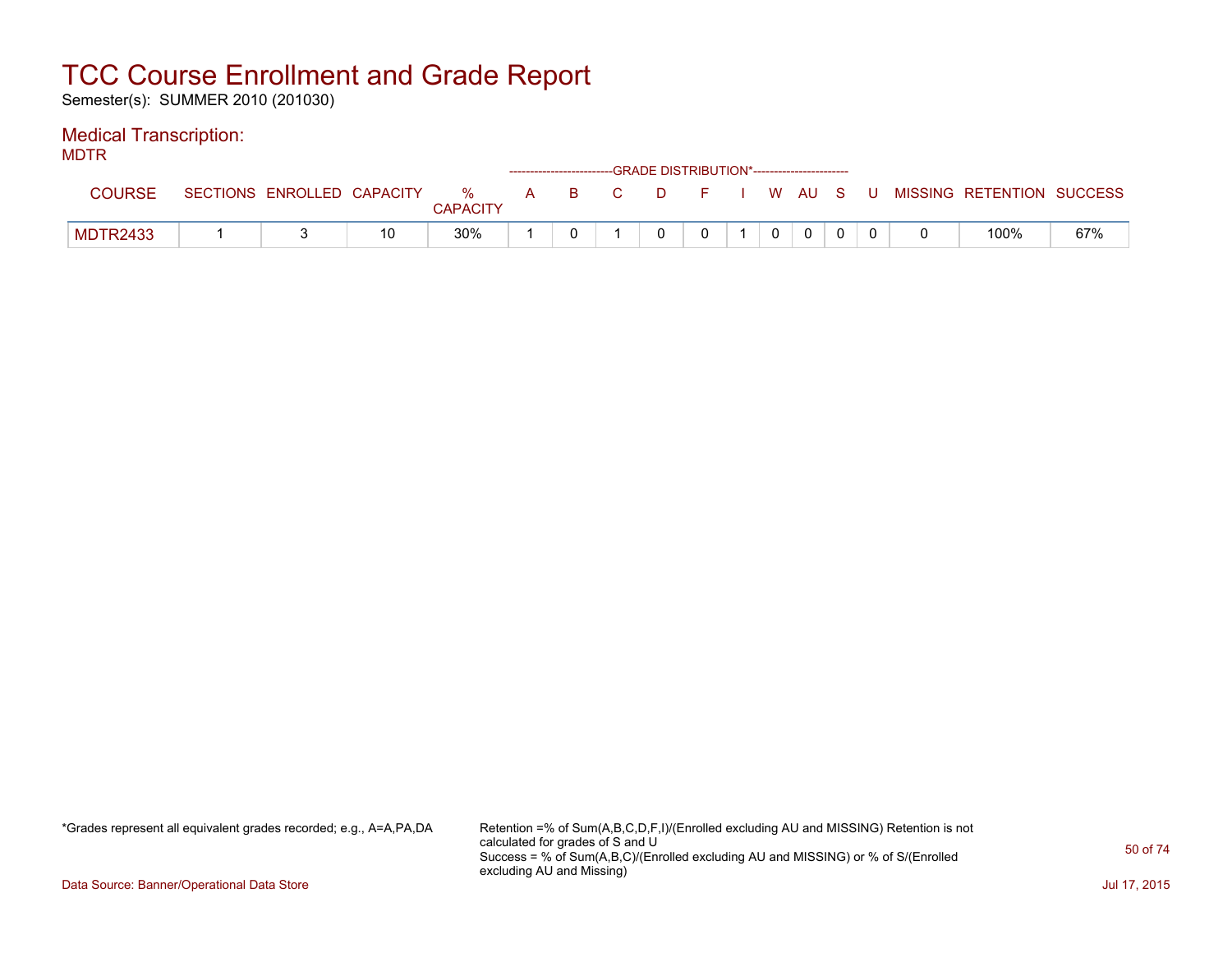# TCC Course Enrollment and Grade Report

Semester(s): SUMMER 2010 (201030)

## Medical Transcription:

MDTR

| COURSE | SECTIONS | ENROLLED | CAPACITY | % CAPACITY | A | B | C | D | F | I | W | AU | S | U | MISSING | RETENTION | SUCCESS |
|---|---|---|---|---|---|---|---|---|---|---|---|---|---|---|---|---|---|
| | | | | | GRADE DISTRIBUTION* | | | | | | | | | | | | |
| MDTR2433 | 1 | 3 | 10 | 30% | 1 | 0 | 1 | 0 | 0 | 1 | 0 | 0 | 0 | 0 | 0 | 100% | 67% |

*Grades represent all equivalent grades recorded; e.g., A=A,PA,DA

Retention =% of Sum(A,B,C,D,F,I)/(Enrolled excluding AU and MISSING) Retention is not calculated for grades of S and U
Success = % of Sum(A,B,C)/(Enrolled excluding AU and MISSING) or % of S/(Enrolled excluding AU and Missing)

Data Source: Banner/Operational Data Store

Jul 17, 2015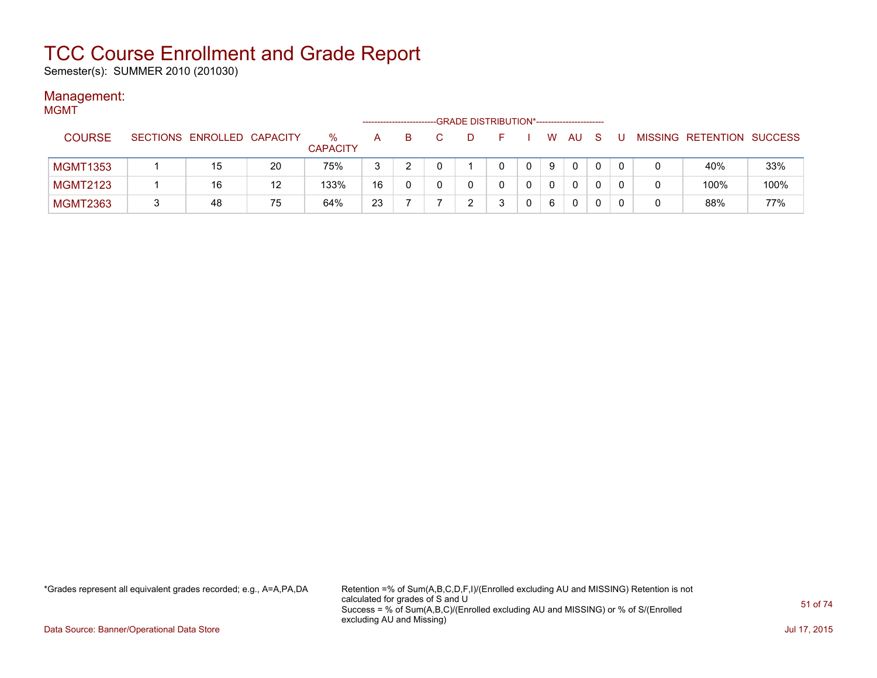# TCC Course Enrollment and Grade Report

Semester(s): SUMMER 2010 (201030)

## Management:

MGMT

| COURSE | SECTIONS | ENROLLED | CAPACITY | % CAPACITY | A | B | C | D | F | I | W | AU | S | U | MISSING | RETENTION | SUCCESS |
|---|---|---|---|---|---|---|---|---|---|---|---|---|---|---|---|---|---|
| | | | | | GRADE DISTRIBUTION* | | | | | | | | | | | | |
| MGMT1353 | 1 | 15 | 20 | 75% | 3 | 2 | 0 | 1 | 0 | 0 | 9 | 0 | 0 | 0 | 0 | 40% | 33% |
| MGMT2123 | 1 | 16 | 12 | 133% | 16 | 0 | 0 | 0 | 0 | 0 | 0 | 0 | 0 | 0 | 0 | 100% | 100% |
| MGMT2363 | 3 | 48 | 75 | 64% | 23 | 7 | 7 | 2 | 3 | 0 | 6 | 0 | 0 | 0 | 0 | 88% | 77% |

*Grades represent all equivalent grades recorded; e.g., A=A,PA,DA

Retention =% of Sum(A,B,C,D,F,I)/(Enrolled excluding AU and MISSING) Retention is not calculated for grades of S and U
Success = % of Sum(A,B,C)/(Enrolled excluding AU and MISSING) or % of S/(Enrolled excluding AU and Missing)

Data Source: Banner/Operational Data Store

Jul 17, 2015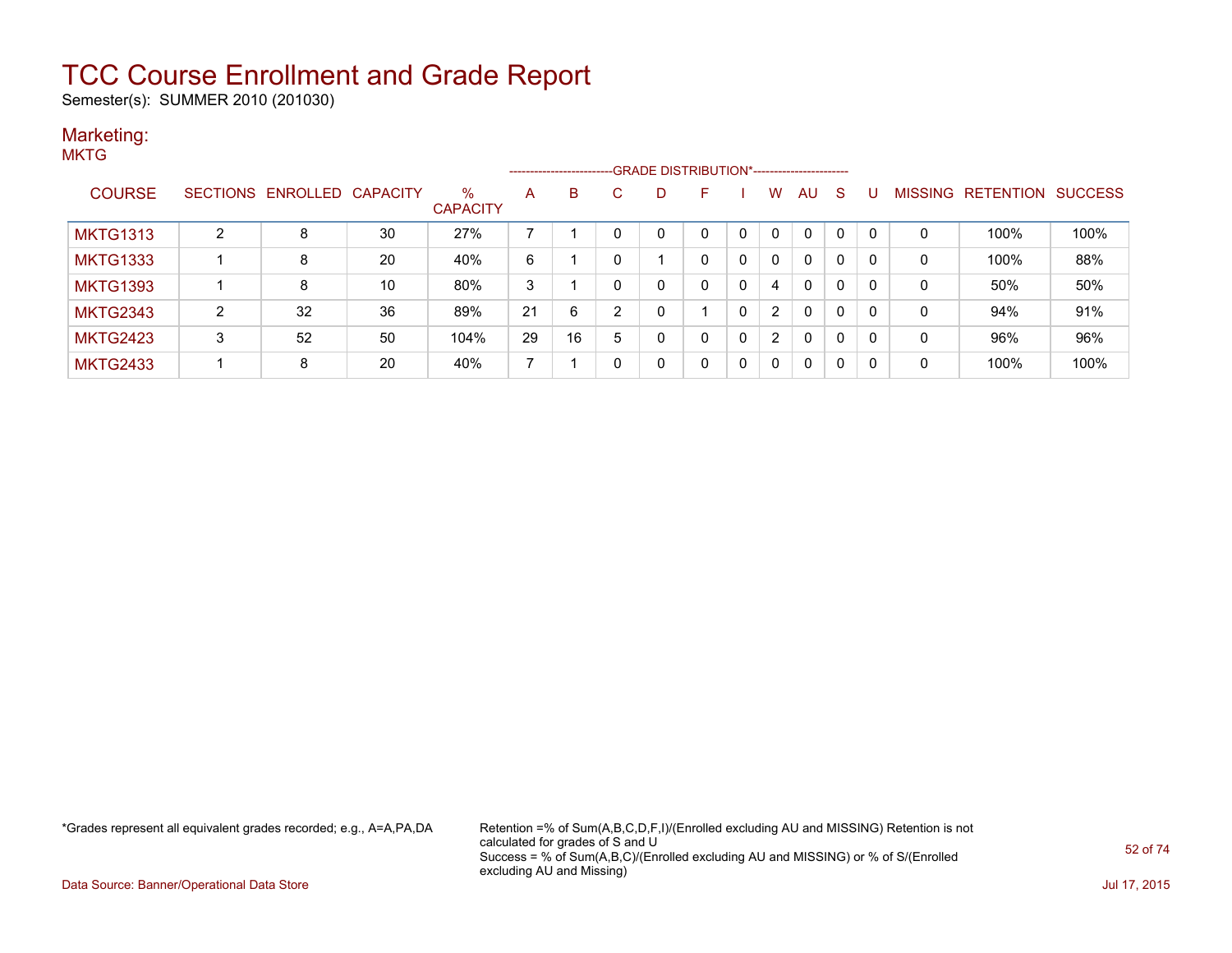# TCC Course Enrollment and Grade Report

Semester(s): SUMMER 2010 (201030)

## Marketing:

### MKTG

| COURSE | SECTIONS | ENROLLED | CAPACITY | % CAPACITY | A | B | C | D | F | I | W | AU | S | U | MISSING | RETENTION | SUCCESS |
|---|---|---|---|---|---|---|---|---|---|---|---|---|---|---|---|---|---|
| | | | | | GRADE DISTRIBUTION* | | | | | | | | | | | | |
| MKTG1313 | 2 | 8 | 30 | 27% | 7 | 1 | 0 | 0 | 0 | 0 | 0 | 0 | 0 | 0 | 0 | 100% | 100% |
| MKTG1333 | 1 | 8 | 20 | 40% | 6 | 1 | 0 | 1 | 0 | 0 | 0 | 0 | 0 | 0 | 0 | 100% | 88% |
| MKTG1393 | 1 | 8 | 10 | 80% | 3 | 1 | 0 | 0 | 0 | 0 | 4 | 0 | 0 | 0 | 0 | 50% | 50% |
| MKTG2343 | 2 | 32 | 36 | 89% | 21 | 6 | 2 | 0 | 1 | 0 | 2 | 0 | 0 | 0 | 0 | 94% | 91% |
| MKTG2423 | 3 | 52 | 50 | 104% | 29 | 16 | 5 | 0 | 0 | 0 | 2 | 0 | 0 | 0 | 0 | 96% | 96% |
| MKTG2433 | 1 | 8 | 20 | 40% | 7 | 1 | 0 | 0 | 0 | 0 | 0 | 0 | 0 | 0 | 0 | 100% | 100% |

*Grades represent all equivalent grades recorded; e.g., A=A,PA,DA

Retention =% of Sum(A,B,C,D,F,I)/(Enrolled excluding AU and MISSING) Retention is not calculated for grades of S and U
Success = % of Sum(A,B,C)/(Enrolled excluding AU and MISSING) or % of S/(Enrolled excluding AU and Missing)

Data Source: Banner/Operational Data Store

Jul 17, 2015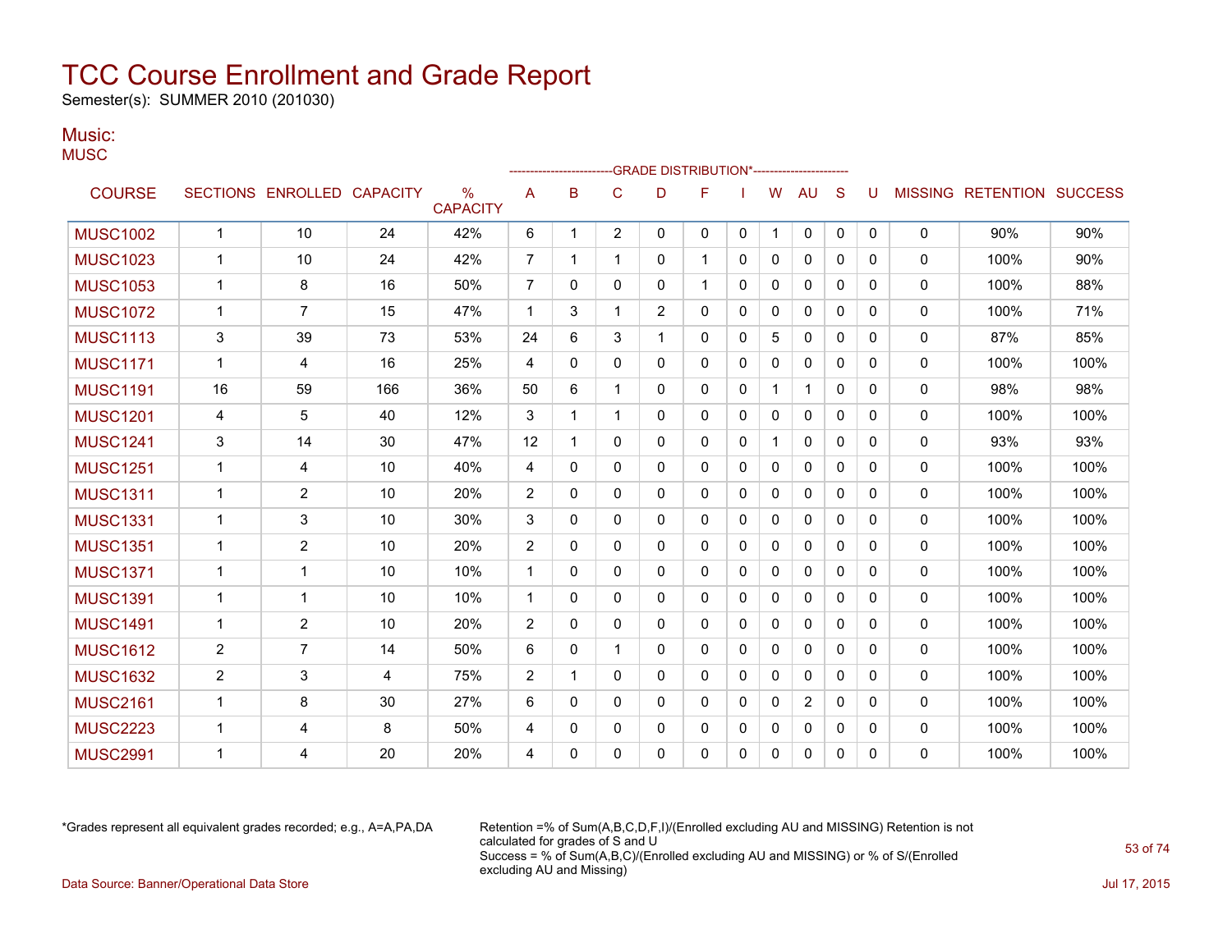# TCC Course Enrollment and Grade Report

Semester(s): SUMMER 2010 (201030)

## Music:

MUSC

| COURSE | SECTIONS | ENROLLED | CAPACITY | % CAPACITY | A | B | C | D | F | I | W | AU | S | U | MISSING | RETENTION | SUCCESS |
|---|---|---|---|---|---|---|---|---|---|---|---|---|---|---|---|---|---|
| | | | | | GRADE DISTRIBUTION* | | | | | | | | | | | | |
| MUSC1002 | 1 | 10 | 24 | 42% | 6 | 1 | 2 | 0 | 0 | 0 | 1 | 0 | 0 | 0 | 0 | 90% | 90% |
| MUSC1023 | 1 | 10 | 24 | 42% | 7 | 1 | 1 | 0 | 1 | 0 | 0 | 0 | 0 | 0 | 0 | 100% | 90% |
| MUSC1053 | 1 | 8 | 16 | 50% | 7 | 0 | 0 | 0 | 1 | 0 | 0 | 0 | 0 | 0 | 0 | 100% | 88% |
| MUSC1072 | 1 | 7 | 15 | 47% | 1 | 3 | 1 | 2 | 0 | 0 | 0 | 0 | 0 | 0 | 0 | 100% | 71% |
| MUSC1113 | 3 | 39 | 73 | 53% | 24 | 6 | 3 | 1 | 0 | 0 | 5 | 0 | 0 | 0 | 0 | 87% | 85% |
| MUSC1171 | 1 | 4 | 16 | 25% | 4 | 0 | 0 | 0 | 0 | 0 | 0 | 0 | 0 | 0 | 0 | 100% | 100% |
| MUSC1191 | 16 | 59 | 166 | 36% | 50 | 6 | 1 | 0 | 0 | 0 | 1 | 1 | 0 | 0 | 0 | 98% | 98% |
| MUSC1201 | 4 | 5 | 40 | 12% | 3 | 1 | 1 | 0 | 0 | 0 | 0 | 0 | 0 | 0 | 0 | 100% | 100% |
| MUSC1241 | 3 | 14 | 30 | 47% | 12 | 1 | 0 | 0 | 0 | 0 | 1 | 0 | 0 | 0 | 0 | 93% | 93% |
| MUSC1251 | 1 | 4 | 10 | 40% | 4 | 0 | 0 | 0 | 0 | 0 | 0 | 0 | 0 | 0 | 0 | 100% | 100% |
| MUSC1311 | 1 | 2 | 10 | 20% | 2 | 0 | 0 | 0 | 0 | 0 | 0 | 0 | 0 | 0 | 0 | 100% | 100% |
| MUSC1331 | 1 | 3 | 10 | 30% | 3 | 0 | 0 | 0 | 0 | 0 | 0 | 0 | 0 | 0 | 0 | 100% | 100% |
| MUSC1351 | 1 | 2 | 10 | 20% | 2 | 0 | 0 | 0 | 0 | 0 | 0 | 0 | 0 | 0 | 0 | 100% | 100% |
| MUSC1371 | 1 | 1 | 10 | 10% | 1 | 0 | 0 | 0 | 0 | 0 | 0 | 0 | 0 | 0 | 0 | 100% | 100% |
| MUSC1391 | 1 | 1 | 10 | 10% | 1 | 0 | 0 | 0 | 0 | 0 | 0 | 0 | 0 | 0 | 0 | 100% | 100% |
| MUSC1491 | 1 | 2 | 10 | 20% | 2 | 0 | 0 | 0 | 0 | 0 | 0 | 0 | 0 | 0 | 0 | 100% | 100% |
| MUSC1612 | 2 | 7 | 14 | 50% | 6 | 0 | 1 | 0 | 0 | 0 | 0 | 0 | 0 | 0 | 0 | 100% | 100% |
| MUSC1632 | 2 | 3 | 4 | 75% | 2 | 1 | 0 | 0 | 0 | 0 | 0 | 0 | 0 | 0 | 0 | 100% | 100% |
| MUSC2161 | 1 | 8 | 30 | 27% | 6 | 0 | 0 | 0 | 0 | 0 | 0 | 2 | 0 | 0 | 0 | 100% | 100% |
| MUSC2223 | 1 | 4 | 8 | 50% | 4 | 0 | 0 | 0 | 0 | 0 | 0 | 0 | 0 | 0 | 0 | 100% | 100% |
| MUSC2991 | 1 | 4 | 20 | 20% | 4 | 0 | 0 | 0 | 0 | 0 | 0 | 0 | 0 | 0 | 0 | 100% | 100% |

*Grades represent all equivalent grades recorded; e.g., A=A,PA,DA

Retention =% of Sum(A,B,C,D,F,I)/(Enrolled excluding AU and MISSING) Retention is not calculated for grades of S and U
Success = % of Sum(A,B,C)/(Enrolled excluding AU and MISSING) or % of S/(Enrolled excluding AU and Missing)

Data Source: Banner/Operational Data Store

Jul 17, 2015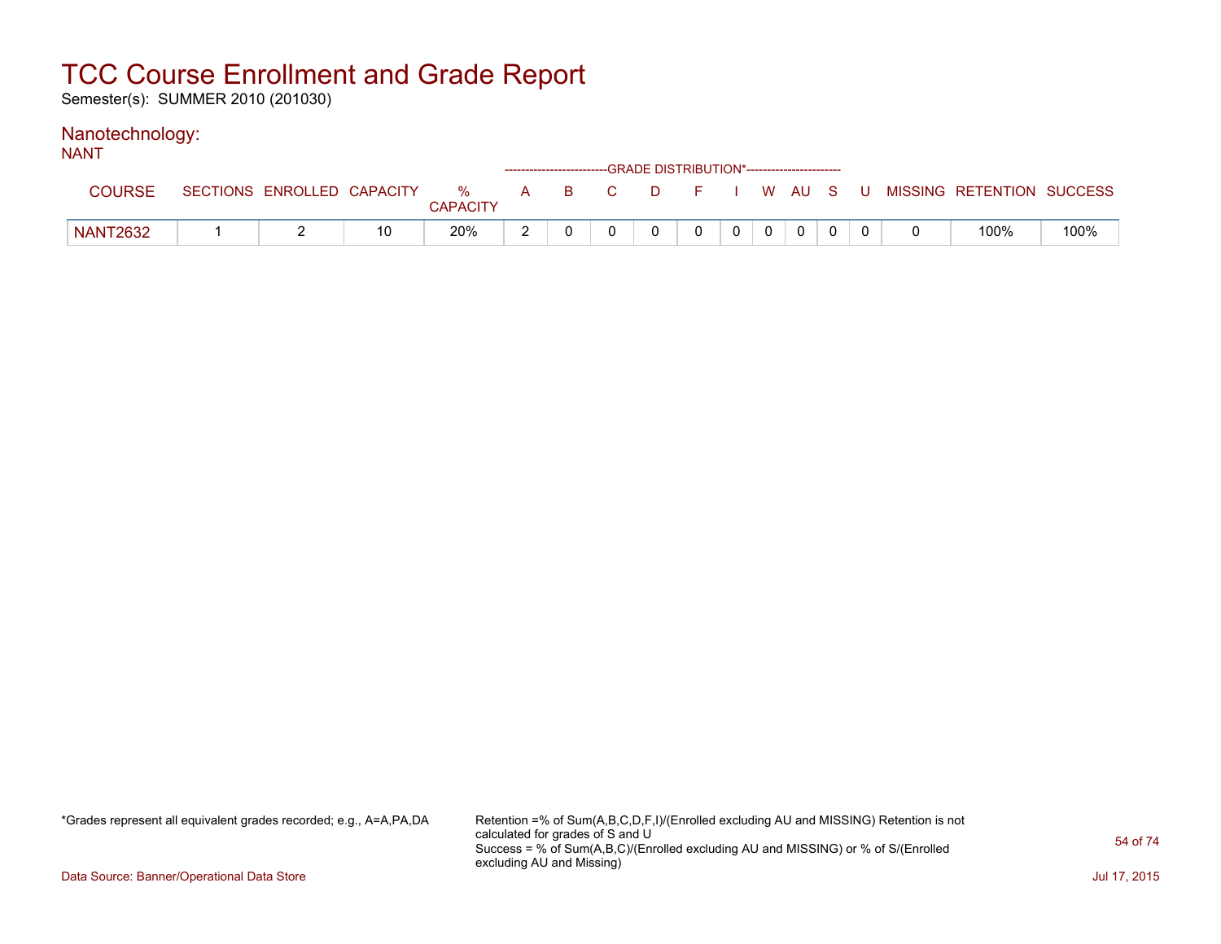# TCC Course Enrollment and Grade Report

Semester(s): SUMMER 2010 (201030)

## Nanotechnology:

NANT

| COURSE | SECTIONS | ENROLLED | CAPACITY | % CAPACITY | A | B | C | D | F | I | W | AU | S | U | MISSING | RETENTION | SUCCESS |
|---|---|---|---|---|---|---|---|---|---|---|---|---|---|---|---|---|---|
| | | | | | GRADE DISTRIBUTION* | | | | | | | | | | | | |
| NANT2632 | 1 | 2 | 10 | 20% | 2 | 0 | 0 | 0 | 0 | 0 | 0 | 0 | 0 | 0 | 0 | 100% | 100% |

*Grades represent all equivalent grades recorded; e.g., A=A,PA,DA

Retention =% of Sum(A,B,C,D,F,I)/(Enrolled excluding AU and MISSING) Retention is not calculated for grades of S and U
Success = % of Sum(A,B,C)/(Enrolled excluding AU and MISSING) or % of S/(Enrolled excluding AU and Missing)

Data Source: Banner/Operational Data Store

Jul 17, 2015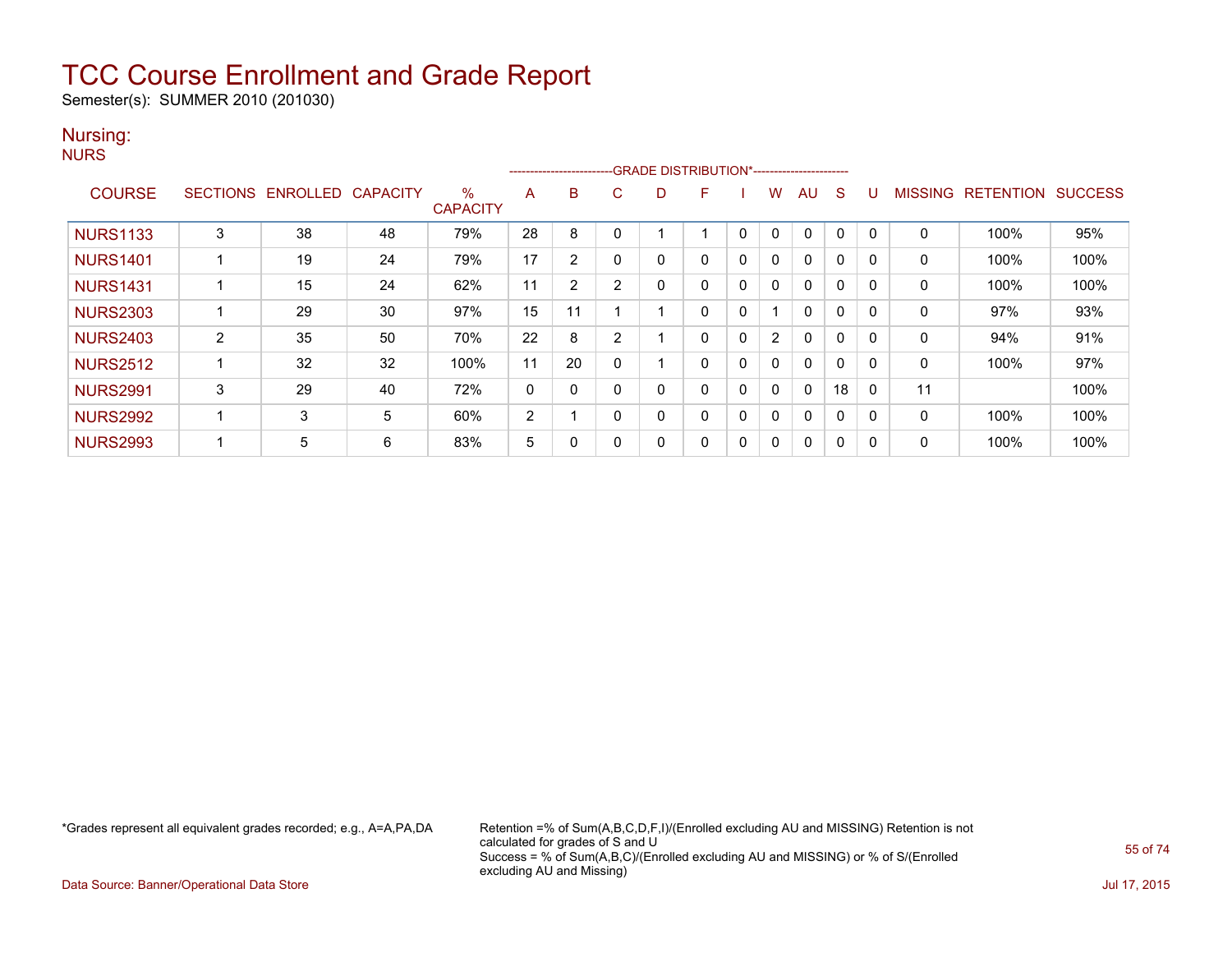# TCC Course Enrollment and Grade Report

Semester(s): SUMMER 2010 (201030)

## Nursing:

NURS

| COURSE | SECTIONS | ENROLLED | CAPACITY | % CAPACITY | A | B | C | D | F | I | W | AU | S | U | MISSING | RETENTION | SUCCESS |
|---|---|---|---|---|---|---|---|---|---|---|---|---|---|---|---|---|---|
| | | | | | GRADE DISTRIBUTION* | | | | | | | | | | | | |
| NURS1133 | 3 | 38 | 48 | 79% | 28 | 8 | 0 | 1 | 1 | 0 | 0 | 0 | 0 | 0 | 0 | 100% | 95% |
| NURS1401 | 1 | 19 | 24 | 79% | 17 | 2 | 0 | 0 | 0 | 0 | 0 | 0 | 0 | 0 | 0 | 100% | 100% |
| NURS1431 | 1 | 15 | 24 | 62% | 11 | 2 | 2 | 0 | 0 | 0 | 0 | 0 | 0 | 0 | 0 | 100% | 100% |
| NURS2303 | 1 | 29 | 30 | 97% | 15 | 11 | 1 | 1 | 0 | 0 | 1 | 0 | 0 | 0 | 0 | 97% | 93% |
| NURS2403 | 2 | 35 | 50 | 70% | 22 | 8 | 2 | 1 | 0 | 0 | 2 | 0 | 0 | 0 | 0 | 94% | 91% |
| NURS2512 | 1 | 32 | 32 | 100% | 11 | 20 | 0 | 1 | 0 | 0 | 0 | 0 | 0 | 0 | 0 | 100% | 97% |
| NURS2991 | 3 | 29 | 40 | 72% | 0 | 0 | 0 | 0 | 0 | 0 | 0 | 0 | 18 | 0 | 11 | | 100% |
| NURS2992 | 1 | 3 | 5 | 60% | 2 | 1 | 0 | 0 | 0 | 0 | 0 | 0 | 0 | 0 | 0 | 100% | 100% |
| NURS2993 | 1 | 5 | 6 | 83% | 5 | 0 | 0 | 0 | 0 | 0 | 0 | 0 | 0 | 0 | 0 | 100% | 100% |

*Grades represent all equivalent grades recorded; e.g., A=A,PA,DA

Retention =% of Sum(A,B,C,D,F,I)/(Enrolled excluding AU and MISSING) Retention is not calculated for grades of S and U
Success = % of Sum(A,B,C)/(Enrolled excluding AU and MISSING) or % of S/(Enrolled excluding AU and Missing)

Data Source: Banner/Operational Data Store

Jul 17, 2015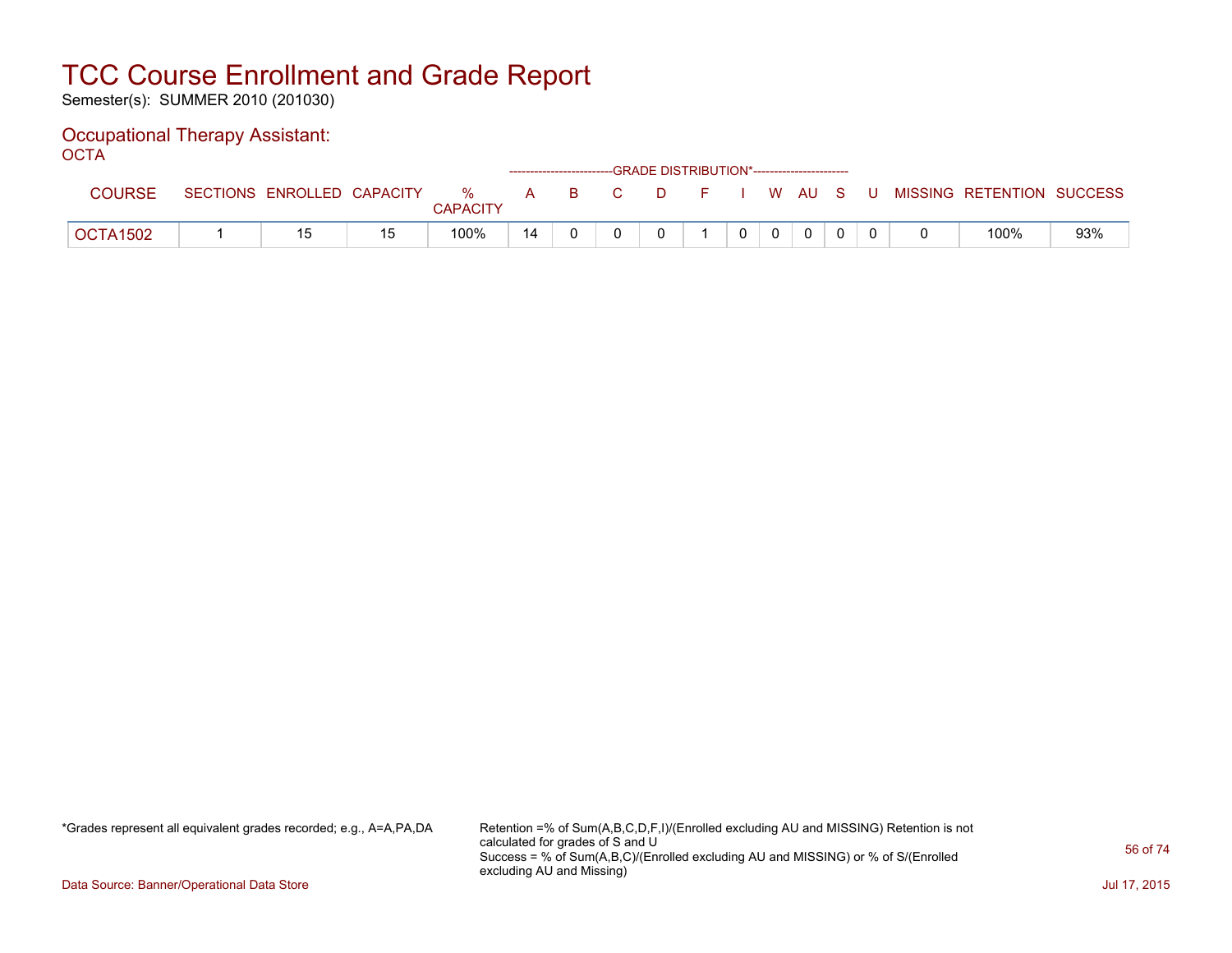# TCC Course Enrollment and Grade Report

Semester(s): SUMMER 2010 (201030)

## Occupational Therapy Assistant:

### OCTA

| COURSE | SECTIONS | ENROLLED | CAPACITY | % CAPACITY | A | B | C | D | F | I | W | AU | S | U | MISSING | RETENTION | SUCCESS |
|---|---|---|---|---|---|---|---|---|---|---|---|---|---|---|---|---|---|
| | | | | | GRADE DISTRIBUTION* | | | | | | | | | | | | |
| OCTA1502 | 1 | 15 | 15 | 100% | 14 | 0 | 0 | 0 | 1 | 0 | 0 | 0 | 0 | 0 | 0 | 100% | 93% |

*Grades represent all equivalent grades recorded; e.g., A=A,PA,DA

Retention =% of Sum(A,B,C,D,F,I)/(Enrolled excluding AU and MISSING) Retention is not calculated for grades of S and U
Success = % of Sum(A,B,C)/(Enrolled excluding AU and MISSING) or % of S/(Enrolled excluding AU and Missing)

Data Source: Banner/Operational Data Store

Jul 17, 2015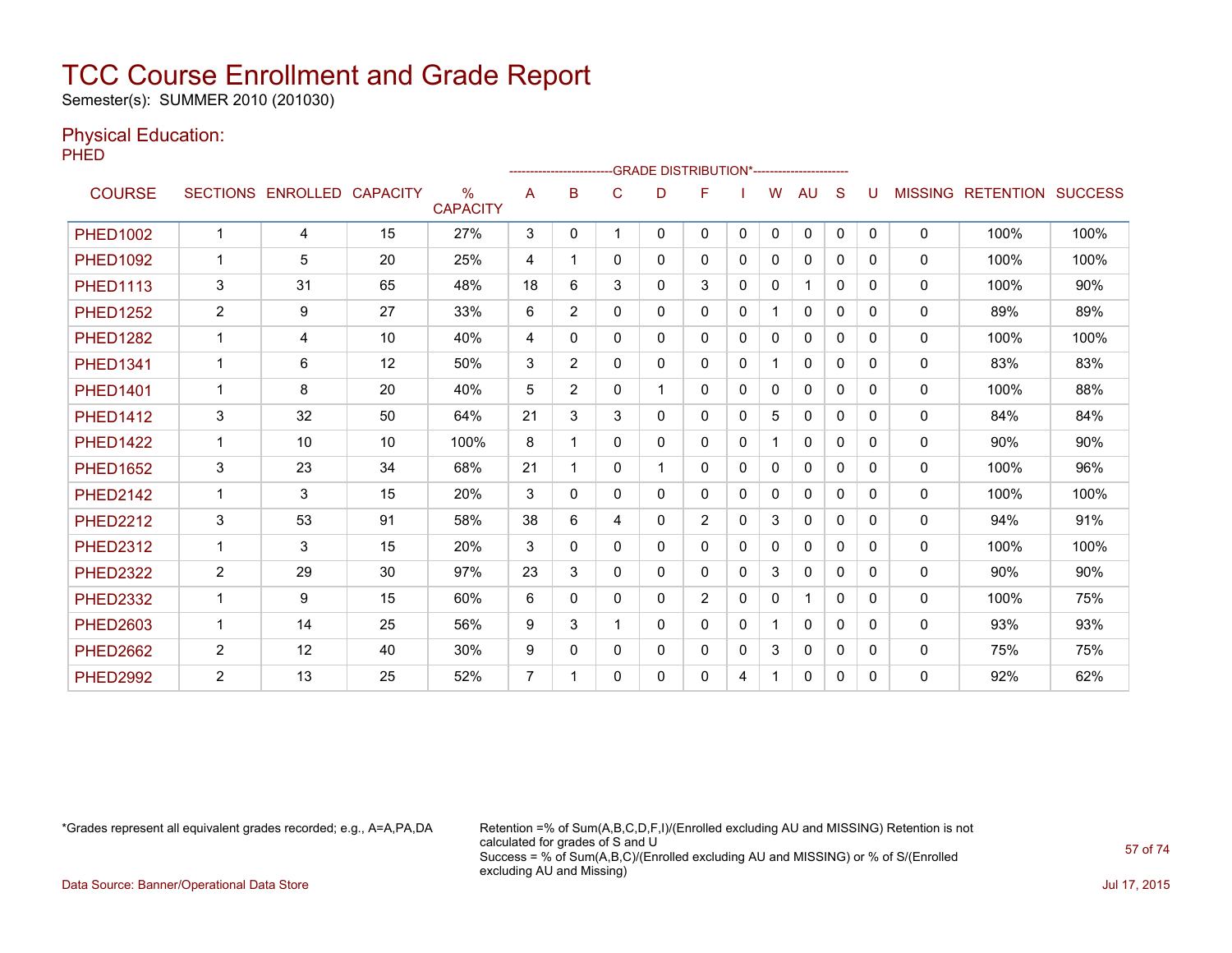# TCC Course Enrollment and Grade Report

Semester(s): SUMMER 2010 (201030)

## Physical Education:

PHED

| COURSE | SECTIONS | ENROLLED | CAPACITY | % CAPACITY | A | B | C | D | F | I | W | AU | S | U | MISSING | RETENTION | SUCCESS |
|---|---|---|---|---|---|---|---|---|---|---|---|---|---|---|---|---|---|
| | | | | | GRADE DISTRIBUTION* | | | | | | | | | | | | |
| PHED1002 | 1 | 4 | 15 | 27% | 3 | 0 | 1 | 0 | 0 | 0 | 0 | 0 | 0 | 0 | 0 | 100% | 100% |
| PHED1092 | 1 | 5 | 20 | 25% | 4 | 1 | 0 | 0 | 0 | 0 | 0 | 0 | 0 | 0 | 0 | 100% | 100% |
| PHED1113 | 3 | 31 | 65 | 48% | 18 | 6 | 3 | 0 | 3 | 0 | 0 | 1 | 0 | 0 | 0 | 100% | 90% |
| PHED1252 | 2 | 9 | 27 | 33% | 6 | 2 | 0 | 0 | 0 | 0 | 1 | 0 | 0 | 0 | 0 | 89% | 89% |
| PHED1282 | 1 | 4 | 10 | 40% | 4 | 0 | 0 | 0 | 0 | 0 | 0 | 0 | 0 | 0 | 0 | 100% | 100% |
| PHED1341 | 1 | 6 | 12 | 50% | 3 | 2 | 0 | 0 | 0 | 0 | 1 | 0 | 0 | 0 | 0 | 83% | 83% |
| PHED1401 | 1 | 8 | 20 | 40% | 5 | 2 | 0 | 1 | 0 | 0 | 0 | 0 | 0 | 0 | 0 | 100% | 88% |
| PHED1412 | 3 | 32 | 50 | 64% | 21 | 3 | 3 | 0 | 0 | 0 | 5 | 0 | 0 | 0 | 0 | 84% | 84% |
| PHED1422 | 1 | 10 | 10 | 100% | 8 | 1 | 0 | 0 | 0 | 0 | 1 | 0 | 0 | 0 | 0 | 90% | 90% |
| PHED1652 | 3 | 23 | 34 | 68% | 21 | 1 | 0 | 1 | 0 | 0 | 0 | 0 | 0 | 0 | 0 | 100% | 96% |
| PHED2142 | 1 | 3 | 15 | 20% | 3 | 0 | 0 | 0 | 0 | 0 | 0 | 0 | 0 | 0 | 0 | 100% | 100% |
| PHED2212 | 3 | 53 | 91 | 58% | 38 | 6 | 4 | 0 | 2 | 0 | 3 | 0 | 0 | 0 | 0 | 94% | 91% |
| PHED2312 | 1 | 3 | 15 | 20% | 3 | 0 | 0 | 0 | 0 | 0 | 0 | 0 | 0 | 0 | 0 | 100% | 100% |
| PHED2322 | 2 | 29 | 30 | 97% | 23 | 3 | 0 | 0 | 0 | 0 | 3 | 0 | 0 | 0 | 0 | 90% | 90% |
| PHED2332 | 1 | 9 | 15 | 60% | 6 | 0 | 0 | 0 | 2 | 0 | 0 | 1 | 0 | 0 | 0 | 100% | 75% |
| PHED2603 | 1 | 14 | 25 | 56% | 9 | 3 | 1 | 0 | 0 | 0 | 1 | 0 | 0 | 0 | 0 | 93% | 93% |
| PHED2662 | 2 | 12 | 40 | 30% | 9 | 0 | 0 | 0 | 0 | 0 | 3 | 0 | 0 | 0 | 0 | 75% | 75% |
| PHED2992 | 2 | 13 | 25 | 52% | 7 | 1 | 0 | 0 | 0 | 4 | 1 | 0 | 0 | 0 | 0 | 92% | 62% |

*Grades represent all equivalent grades recorded; e.g., A=A,PA,DA

Retention =% of Sum(A,B,C,D,F,I)/(Enrolled excluding AU and MISSING) Retention is not calculated for grades of S and U
Success = % of Sum(A,B,C)/(Enrolled excluding AU and MISSING) or % of S/(Enrolled excluding AU and Missing)

Data Source: Banner/Operational Data Store

Jul 17, 2015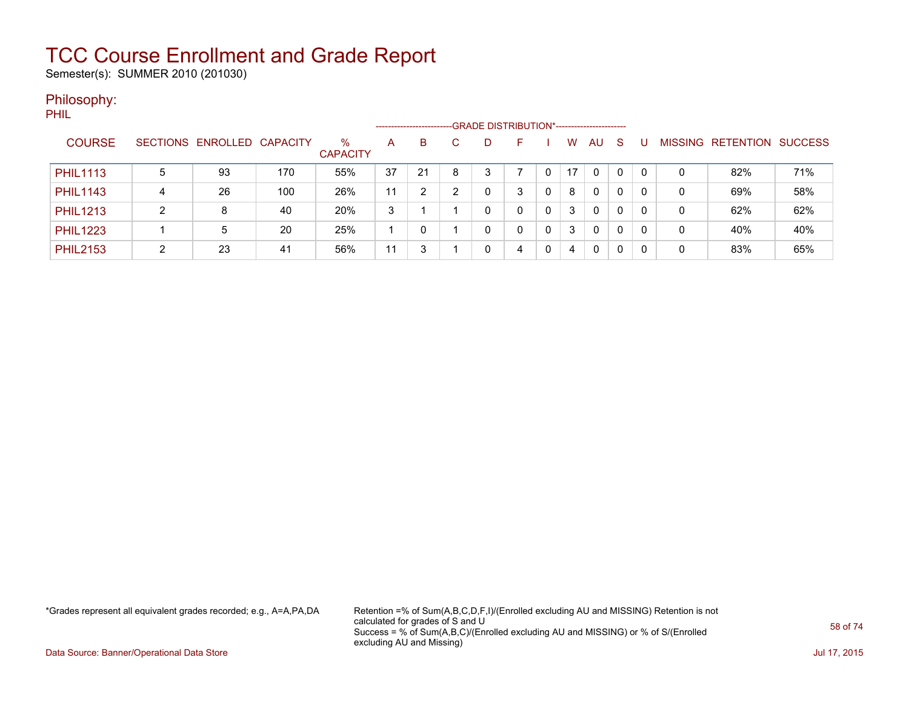# TCC Course Enrollment and Grade Report

Semester(s): SUMMER 2010 (201030)

## Philosophy:

PHIL

| COURSE | SECTIONS | ENROLLED | CAPACITY | % CAPACITY | A | B | C | D | F | I | W | AU | S | U | MISSING | RETENTION | SUCCESS |
|---|---|---|---|---|---|---|---|---|---|---|---|---|---|---|---|---|---|
| | | | | | GRADE DISTRIBUTION* | | | | | | | | | | | | |
| PHIL1113 | 5 | 93 | 170 | 55% | 37 | 21 | 8 | 3 | 7 | 0 | 17 | 0 | 0 | 0 | 0 | 82% | 71% |
| PHIL1143 | 4 | 26 | 100 | 26% | 11 | 2 | 2 | 0 | 3 | 0 | 8 | 0 | 0 | 0 | 0 | 69% | 58% |
| PHIL1213 | 2 | 8 | 40 | 20% | 3 | 1 | 1 | 0 | 0 | 0 | 3 | 0 | 0 | 0 | 0 | 62% | 62% |
| PHIL1223 | 1 | 5 | 20 | 25% | 1 | 0 | 1 | 0 | 0 | 0 | 3 | 0 | 0 | 0 | 0 | 40% | 40% |
| PHIL2153 | 2 | 23 | 41 | 56% | 11 | 3 | 1 | 0 | 4 | 0 | 4 | 0 | 0 | 0 | 0 | 83% | 65% |

*Grades represent all equivalent grades recorded; e.g., A=A,PA,DA

Retention =% of Sum(A,B,C,D,F,I)/(Enrolled excluding AU and MISSING) Retention is not calculated for grades of S and U
Success = % of Sum(A,B,C)/(Enrolled excluding AU and MISSING) or % of S/(Enrolled excluding AU and Missing)

Data Source: Banner/Operational Data Store

Jul 17, 2015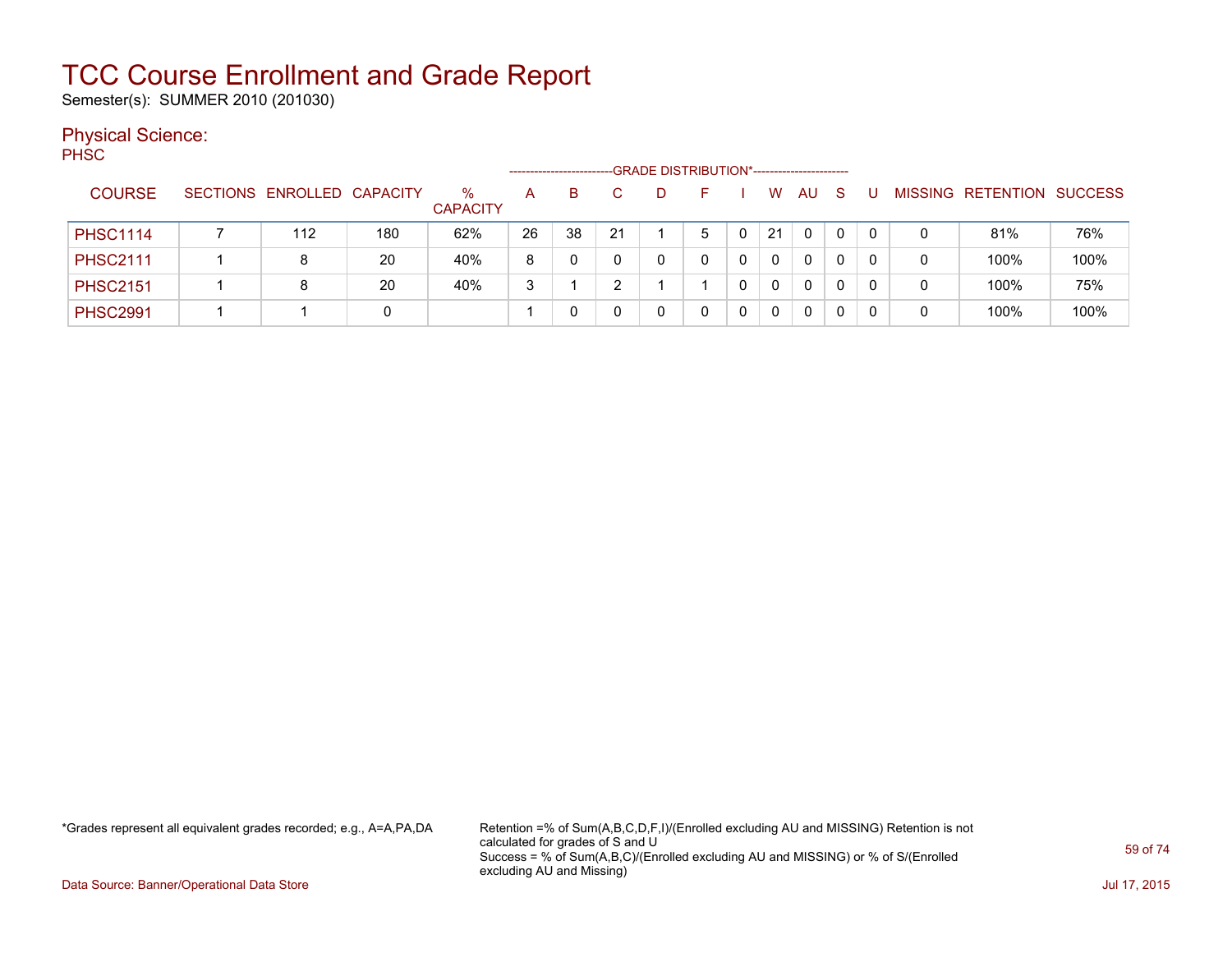# TCC Course Enrollment and Grade Report

Semester(s): SUMMER 2010 (201030)

## Physical Science:

PHSC

| COURSE | SECTIONS | ENROLLED | CAPACITY | % CAPACITY | A | B | C | D | F | I | W | AU | S | U | MISSING | RETENTION | SUCCESS |
|---|---|---|---|---|---|---|---|---|---|---|---|---|---|---|---|---|---|
| | | | | | GRADE DISTRIBUTION* | | | | | | | | | | | | |
| PHSC1114 | 7 | 112 | 180 | 62% | 26 | 38 | 21 | 1 | 5 | 0 | 21 | 0 | 0 | 0 | 0 | 81% | 76% |
| PHSC2111 | 1 | 8 | 20 | 40% | 8 | 0 | 0 | 0 | 0 | 0 | 0 | 0 | 0 | 0 | 0 | 100% | 100% |
| PHSC2151 | 1 | 8 | 20 | 40% | 3 | 1 | 2 | 1 | 1 | 0 | 0 | 0 | 0 | 0 | 0 | 100% | 75% |
| PHSC2991 | 1 | 1 | 0 | | 1 | 0 | 0 | 0 | 0 | 0 | 0 | 0 | 0 | 0 | 0 | 100% | 100% |

*Grades represent all equivalent grades recorded; e.g., A=A,PA,DA

Retention =% of Sum(A,B,C,D,F,I)/(Enrolled excluding AU and MISSING) Retention is not calculated for grades of S and U
Success = % of Sum(A,B,C)/(Enrolled excluding AU and MISSING) or % of S/(Enrolled excluding AU and Missing)

Data Source: Banner/Operational Data Store

Jul 17, 2015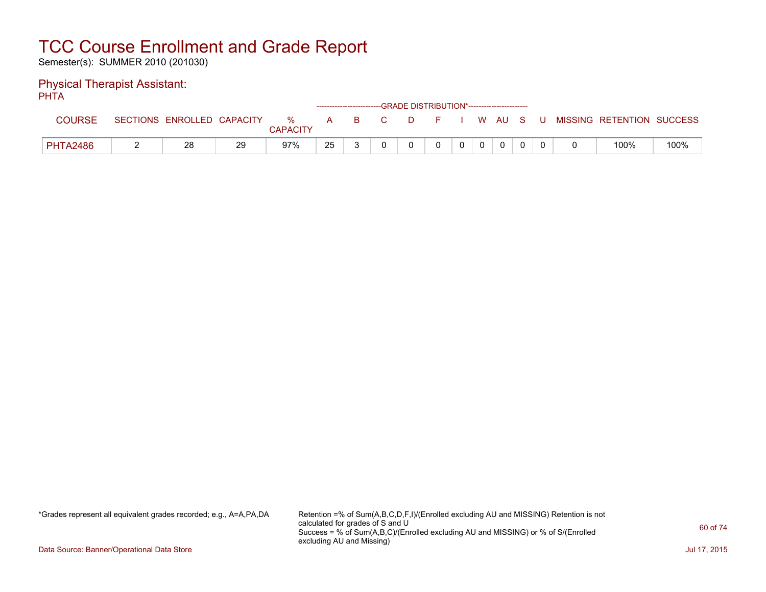# TCC Course Enrollment and Grade Report

Semester(s): SUMMER 2010 (201030)

## Physical Therapist Assistant:

PHTA

| COURSE | SECTIONS | ENROLLED | CAPACITY | % CAPACITY | A | B | C | D | F | I | W | AU | S | U | MISSING | RETENTION | SUCCESS |
|---|---|---|---|---|---|---|---|---|---|---|---|---|---|---|---|---|---|
| | | | | | GRADE DISTRIBUTION* | | | | | | | | | | | | |
| PHTA2486 | 2 | 28 | 29 | 97% | 25 | 3 | 0 | 0 | 0 | 0 | 0 | 0 | 0 | 0 | 0 | 100% | 100% |

*Grades represent all equivalent grades recorded; e.g., A=A,PA,DA

Retention =% of Sum(A,B,C,D,F,I)/(Enrolled excluding AU and MISSING) Retention is not calculated for grades of S and U
Success = % of Sum(A,B,C)/(Enrolled excluding AU and MISSING) or % of S/(Enrolled excluding AU and Missing)

Data Source: Banner/Operational Data Store

Jul 17, 2015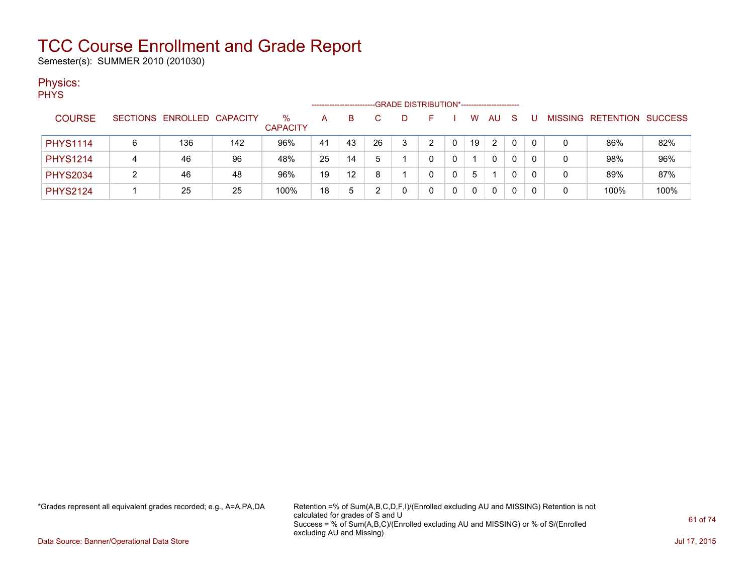# TCC Course Enrollment and Grade Report

Semester(s): SUMMER 2010 (201030)

## Physics:

PHYS

| COURSE | SECTIONS | ENROLLED | CAPACITY | % CAPACITY | A | B | C | D | F | I | W | AU | S | U | MISSING | RETENTION | SUCCESS |
|---|---|---|---|---|---|---|---|---|---|---|---|---|---|---|---|---|---|
| | | | | | GRADE DISTRIBUTION* | | | | | | | | | | | | |
| PHYS1114 | 6 | 136 | 142 | 96% | 41 | 43 | 26 | 3 | 2 | 0 | 19 | 2 | 0 | 0 | 0 | 86% | 82% |
| PHYS1214 | 4 | 46 | 96 | 48% | 25 | 14 | 5 | 1 | 0 | 0 | 1 | 0 | 0 | 0 | 0 | 98% | 96% |
| PHYS2034 | 2 | 46 | 48 | 96% | 19 | 12 | 8 | 1 | 0 | 0 | 5 | 1 | 0 | 0 | 0 | 89% | 87% |
| PHYS2124 | 1 | 25 | 25 | 100% | 18 | 5 | 2 | 0 | 0 | 0 | 0 | 0 | 0 | 0 | 0 | 100% | 100% |

*Grades represent all equivalent grades recorded; e.g., A=A,PA,DA

Retention =% of Sum(A,B,C,D,F,I)/(Enrolled excluding AU and MISSING) Retention is not calculated for grades of S and U
Success = % of Sum(A,B,C)/(Enrolled excluding AU and MISSING) or % of S/(Enrolled excluding AU and Missing)

Data Source: Banner/Operational Data Store

Jul 17, 2015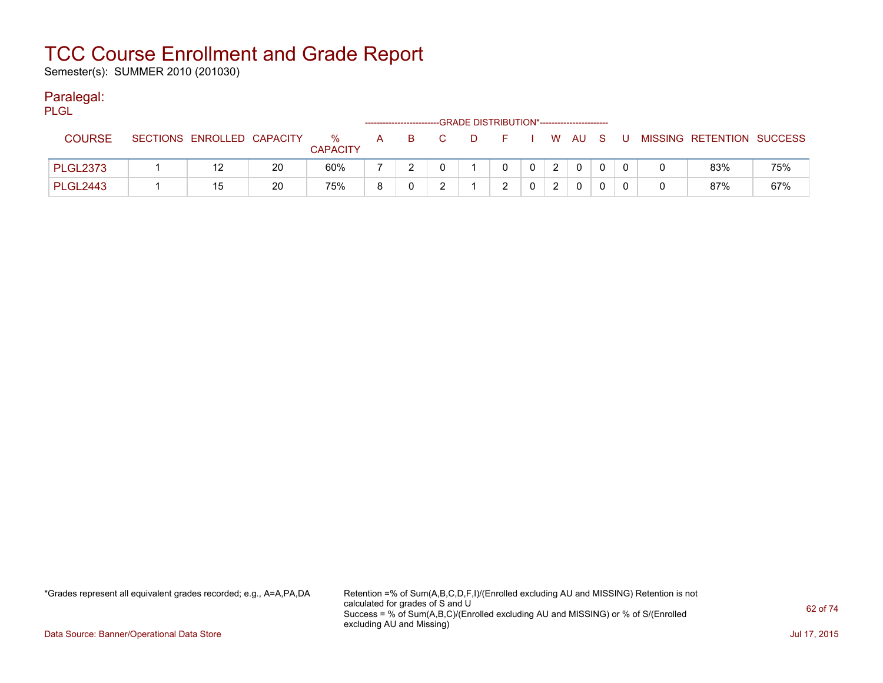# TCC Course Enrollment and Grade Report

Semester(s): SUMMER 2010 (201030)

## Paralegal:

PLGL

| COURSE | SECTIONS | ENROLLED | CAPACITY | % CAPACITY | A | B | C | D | F | I | W | AU | S | U | MISSING | RETENTION | SUCCESS |
|---|---|---|---|---|---|---|---|---|---|---|---|---|---|---|---|---|---|
| | | | | | GRADE DISTRIBUTION* | | | | | | | | | | | | |
| PLGL2373 | 1 | 12 | 20 | 60% | 7 | 2 | 0 | 1 | 0 | 0 | 2 | 0 | 0 | 0 | 0 | 83% | 75% |
| PLGL2443 | 1 | 15 | 20 | 75% | 8 | 0 | 2 | 1 | 2 | 0 | 2 | 0 | 0 | 0 | 0 | 87% | 67% |

*Grades represent all equivalent grades recorded; e.g., A=A,PA,DA

Retention =% of Sum(A,B,C,D,F,I)/(Enrolled excluding AU and MISSING) Retention is not calculated for grades of S and U

Success = % of Sum(A,B,C)/(Enrolled excluding AU and MISSING) or % of S/(Enrolled excluding AU and Missing)

Data Source: Banner/Operational Data Store

Jul 17, 2015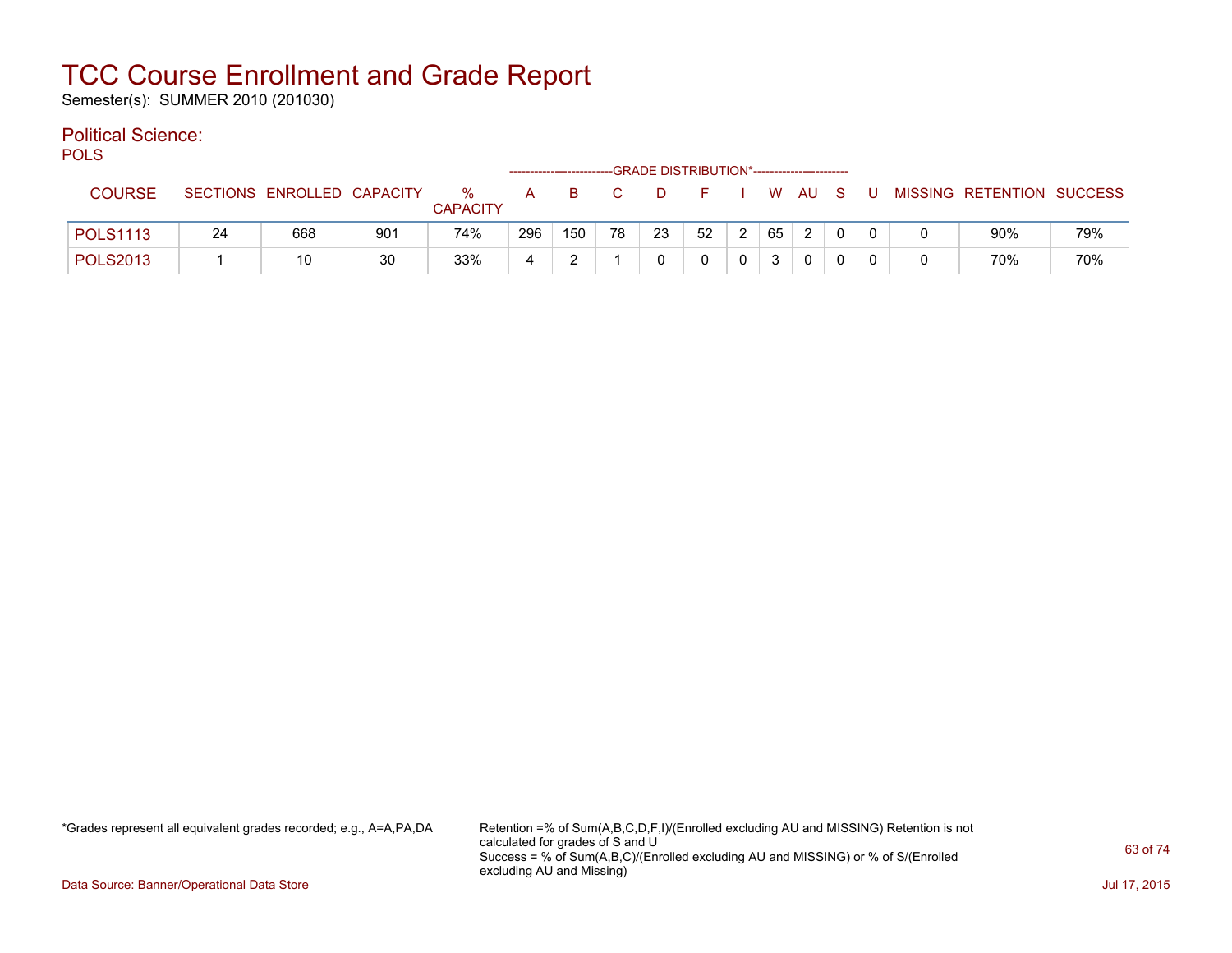# TCC Course Enrollment and Grade Report

Semester(s): SUMMER 2010 (201030)

## Political Science:

POLS

| COURSE | SECTIONS | ENROLLED | CAPACITY | % CAPACITY | A | B | C | D | F | I | W | AU | S | U | MISSING | RETENTION | SUCCESS |
|---|---|---|---|---|---|---|---|---|---|---|---|---|---|---|---|---|---|
| | | | | | GRADE DISTRIBUTION* | | | | | | | | | | | | |
| POLS1113 | 24 | 668 | 901 | 74% | 296 | 150 | 78 | 23 | 52 | 2 | 65 | 2 | 0 | 0 | 0 | 90% | 79% |
| POLS2013 | 1 | 10 | 30 | 33% | 4 | 2 | 1 | 0 | 0 | 0 | 3 | 0 | 0 | 0 | 0 | 70% | 70% |

*Grades represent all equivalent grades recorded; e.g., A=A,PA,DA

Retention =% of Sum(A,B,C,D,F,I)/(Enrolled excluding AU and MISSING) Retention is not calculated for grades of S and U
Success = % of Sum(A,B,C)/(Enrolled excluding AU and MISSING) or % of S/(Enrolled excluding AU and Missing)

Data Source: Banner/Operational Data Store

Jul 17, 2015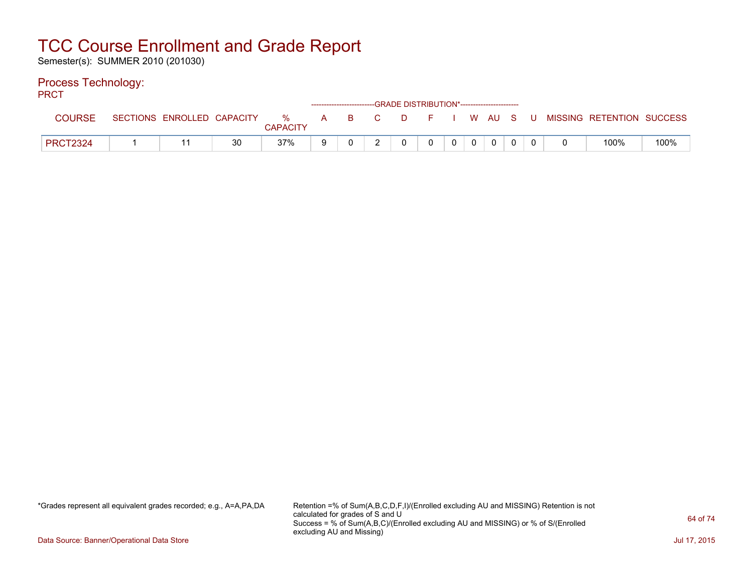# TCC Course Enrollment and Grade Report

Semester(s): SUMMER 2010 (201030)

## Process Technology:

PRCT

| COURSE | SECTIONS | ENROLLED | CAPACITY | % CAPACITY | A | B | C | D | F | I | W | AU | S | U | MISSING | RETENTION | SUCCESS |
|---|---|---|---|---|---|---|---|---|---|---|---|---|---|---|---|---|---|
| | | | | | GRADE DISTRIBUTION* | | | | | | | | | | | | |
| PRCT2324 | 1 | 11 | 30 | 37% | 9 | 0 | 2 | 0 | 0 | 0 | 0 | 0 | 0 | 0 | 0 | 100% | 100% |

*Grades represent all equivalent grades recorded; e.g., A=A,PA,DA

Retention =% of Sum(A,B,C,D,F,I)/(Enrolled excluding AU and MISSING) Retention is not calculated for grades of S and U
Success = % of Sum(A,B,C)/(Enrolled excluding AU and MISSING) or % of S/(Enrolled excluding AU and Missing)

Data Source: Banner/Operational Data Store

Jul 17, 2015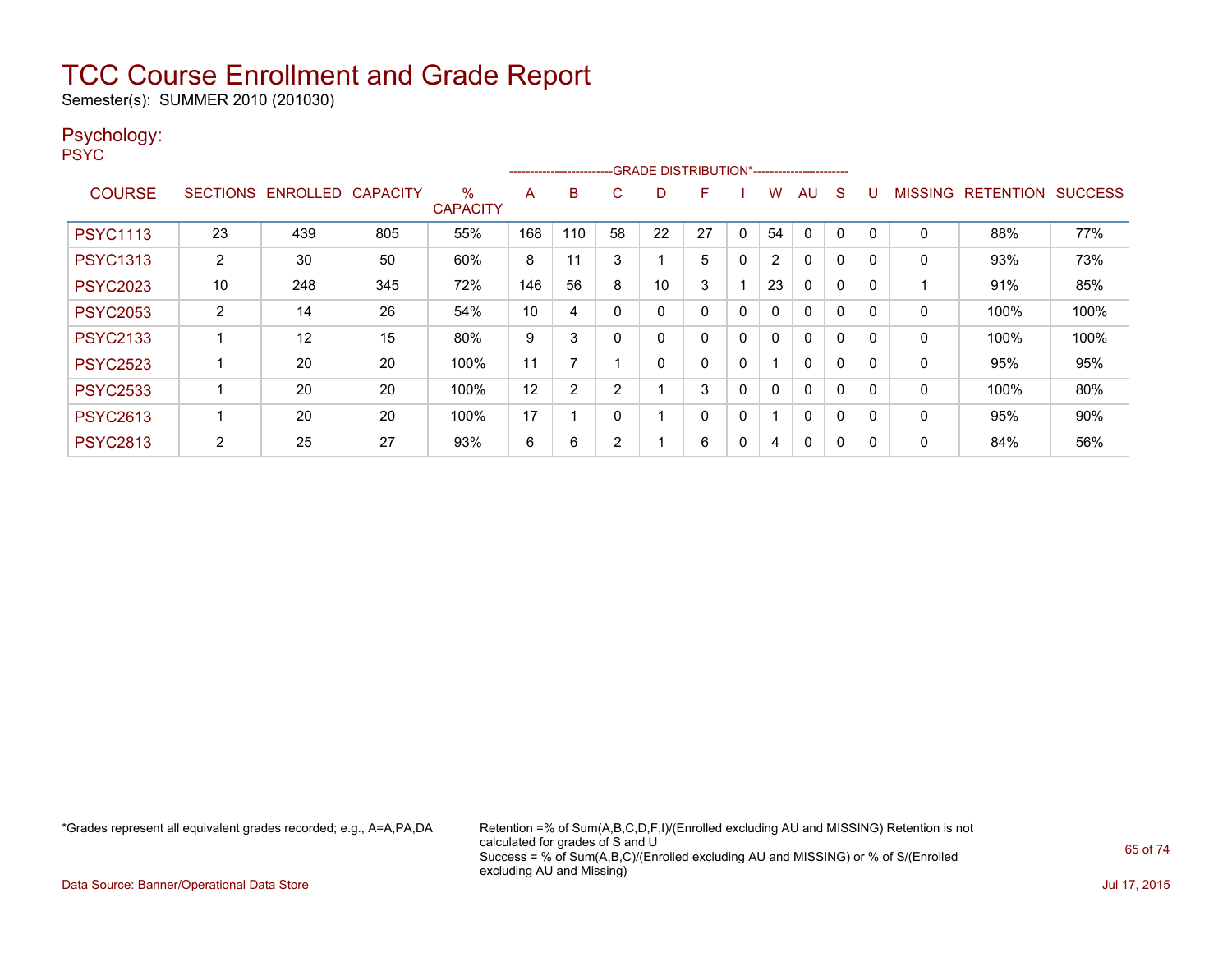# TCC Course Enrollment and Grade Report

Semester(s): SUMMER 2010 (201030)

## Psychology:

PSYC

| COURSE | SECTIONS | ENROLLED | CAPACITY | % CAPACITY | A | B | C | D | F | I | W | AU | S | U | MISSING | RETENTION | SUCCESS |
|---|---|---|---|---|---|---|---|---|---|---|---|---|---|---|---|---|---|
| | | | | | GRADE DISTRIBUTION* | | | | | | | | | | | | |
| PSYC1113 | 23 | 439 | 805 | 55% | 168 | 110 | 58 | 22 | 27 | 0 | 54 | 0 | 0 | 0 | 0 | 88% | 77% |
| PSYC1313 | 2 | 30 | 50 | 60% | 8 | 11 | 3 | 1 | 5 | 0 | 2 | 0 | 0 | 0 | 0 | 93% | 73% |
| PSYC2023 | 10 | 248 | 345 | 72% | 146 | 56 | 8 | 10 | 3 | 1 | 23 | 0 | 0 | 0 | 1 | 91% | 85% |
| PSYC2053 | 2 | 14 | 26 | 54% | 10 | 4 | 0 | 0 | 0 | 0 | 0 | 0 | 0 | 0 | 0 | 100% | 100% |
| PSYC2133 | 1 | 12 | 15 | 80% | 9 | 3 | 0 | 0 | 0 | 0 | 0 | 0 | 0 | 0 | 0 | 100% | 100% |
| PSYC2523 | 1 | 20 | 20 | 100% | 11 | 7 | 1 | 0 | 0 | 0 | 1 | 0 | 0 | 0 | 0 | 95% | 95% |
| PSYC2533 | 1 | 20 | 20 | 100% | 12 | 2 | 2 | 1 | 3 | 0 | 0 | 0 | 0 | 0 | 0 | 100% | 80% |
| PSYC2613 | 1 | 20 | 20 | 100% | 17 | 1 | 0 | 1 | 0 | 0 | 1 | 0 | 0 | 0 | 0 | 95% | 90% |
| PSYC2813 | 2 | 25 | 27 | 93% | 6 | 6 | 2 | 1 | 6 | 0 | 4 | 0 | 0 | 0 | 0 | 84% | 56% |

*Grades represent all equivalent grades recorded; e.g., A=A,PA,DA

Retention =% of Sum(A,B,C,D,F,I)/(Enrolled excluding AU and MISSING) Retention is not calculated for grades of S and U
Success = % of Sum(A,B,C)/(Enrolled excluding AU and MISSING) or % of S/(Enrolled excluding AU and Missing)

Data Source: Banner/Operational Data Store

Jul 17, 2015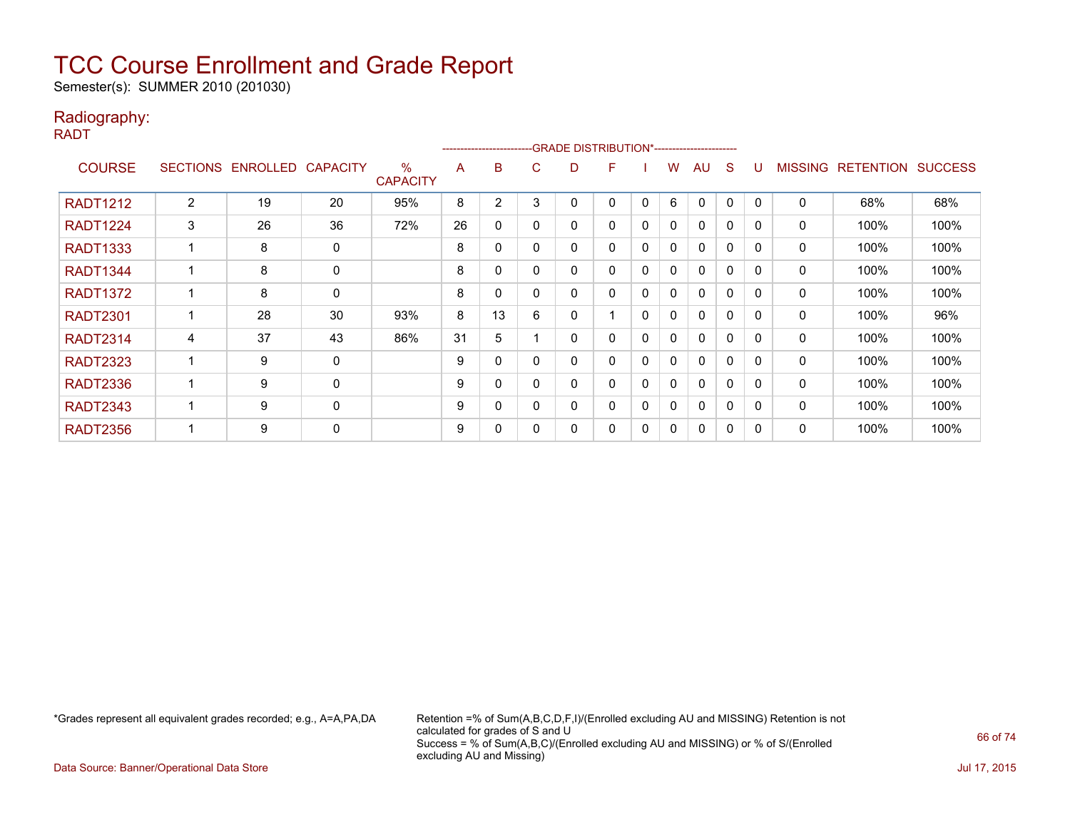# TCC Course Enrollment and Grade Report

Semester(s): SUMMER 2010 (201030)

## Radiography:

RADT

| COURSE | SECTIONS | ENROLLED | CAPACITY | % CAPACITY | A | B | C | D | F | I | W | AU | S | U | MISSING | RETENTION | SUCCESS |
|---|---|---|---|---|---|---|---|---|---|---|---|---|---|---|---|---|---|
| | | | | | GRADE DISTRIBUTION* | | | | | | | | | | | | |
| RADT1212 | 2 | 19 | 20 | 95% | 8 | 2 | 3 | 0 | 0 | 0 | 6 | 0 | 0 | 0 | 0 | 68% | 68% |
| RADT1224 | 3 | 26 | 36 | 72% | 26 | 0 | 0 | 0 | 0 | 0 | 0 | 0 | 0 | 0 | 0 | 100% | 100% |
| RADT1333 | 1 | 8 | 0 | | 8 | 0 | 0 | 0 | 0 | 0 | 0 | 0 | 0 | 0 | 0 | 100% | 100% |
| RADT1344 | 1 | 8 | 0 | | 8 | 0 | 0 | 0 | 0 | 0 | 0 | 0 | 0 | 0 | 0 | 100% | 100% |
| RADT1372 | 1 | 8 | 0 | | 8 | 0 | 0 | 0 | 0 | 0 | 0 | 0 | 0 | 0 | 0 | 100% | 100% |
| RADT2301 | 1 | 28 | 30 | 93% | 8 | 13 | 6 | 0 | 1 | 0 | 0 | 0 | 0 | 0 | 0 | 100% | 96% |
| RADT2314 | 4 | 37 | 43 | 86% | 31 | 5 | 1 | 0 | 0 | 0 | 0 | 0 | 0 | 0 | 0 | 100% | 100% |
| RADT2323 | 1 | 9 | 0 | | 9 | 0 | 0 | 0 | 0 | 0 | 0 | 0 | 0 | 0 | 0 | 100% | 100% |
| RADT2336 | 1 | 9 | 0 | | 9 | 0 | 0 | 0 | 0 | 0 | 0 | 0 | 0 | 0 | 0 | 100% | 100% |
| RADT2343 | 1 | 9 | 0 | | 9 | 0 | 0 | 0 | 0 | 0 | 0 | 0 | 0 | 0 | 0 | 100% | 100% |
| RADT2356 | 1 | 9 | 0 | | 9 | 0 | 0 | 0 | 0 | 0 | 0 | 0 | 0 | 0 | 0 | 100% | 100% |

*Grades represent all equivalent grades recorded; e.g., A=A,PA,DA

Retention =% of Sum(A,B,C,D,F,I)/(Enrolled excluding AU and MISSING) Retention is not calculated for grades of S and U
Success = % of Sum(A,B,C)/(Enrolled excluding AU and MISSING) or % of S/(Enrolled excluding AU and Missing)

Data Source: Banner/Operational Data Store

Jul 17, 2015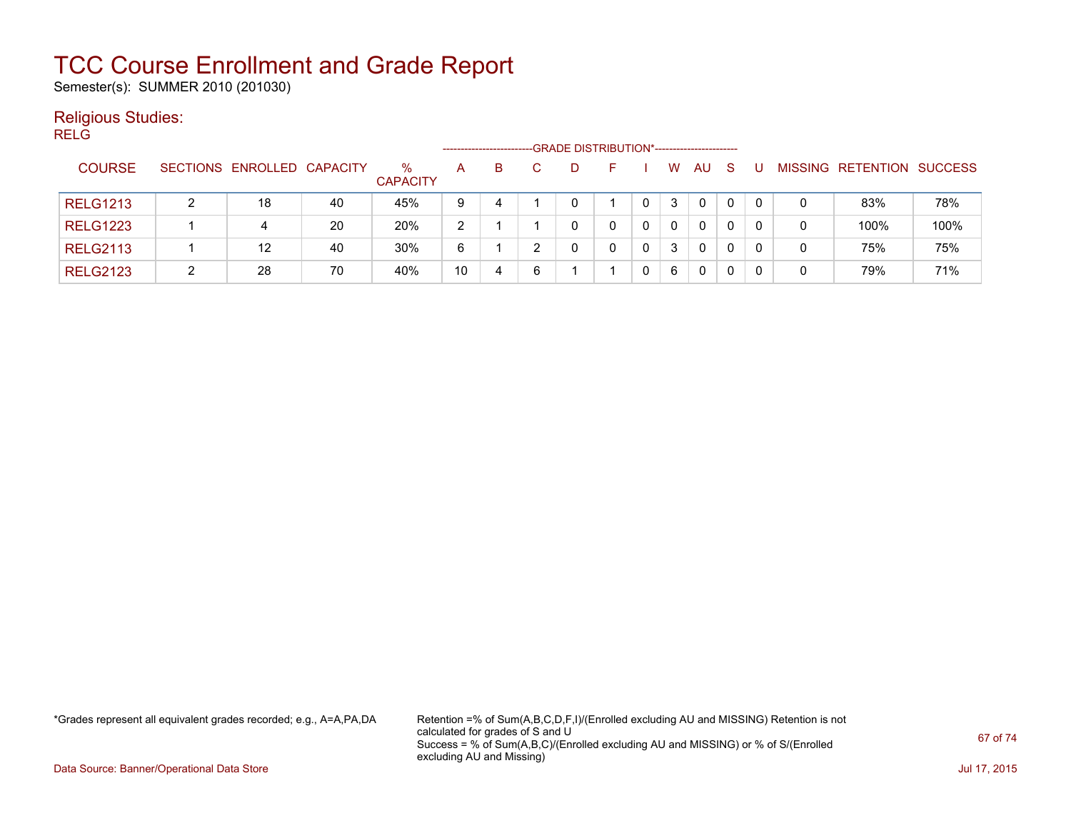# TCC Course Enrollment and Grade Report

Semester(s): SUMMER 2010 (201030)

## Religious Studies:

### RELG

| COURSE | SECTIONS | ENROLLED | CAPACITY | % CAPACITY | A | B | C | D | F | I | W | AU | S | U | MISSING | RETENTION | SUCCESS |
|---|---|---|---|---|---|---|---|---|---|---|---|---|---|---|---|---|---|
| | | | | | GRADE DISTRIBUTION* | | | | | | | | | | | | |
| RELG1213 | 2 | 18 | 40 | 45% | 9 | 4 | 1 | 0 | 1 | 0 | 3 | 0 | 0 | 0 | 0 | 83% | 78% |
| RELG1223 | 1 | 4 | 20 | 20% | 2 | 1 | 1 | 0 | 0 | 0 | 0 | 0 | 0 | 0 | 0 | 100% | 100% |
| RELG2113 | 1 | 12 | 40 | 30% | 6 | 1 | 2 | 0 | 0 | 0 | 3 | 0 | 0 | 0 | 0 | 75% | 75% |
| RELG2123 | 2 | 28 | 70 | 40% | 10 | 4 | 6 | 1 | 1 | 0 | 6 | 0 | 0 | 0 | 0 | 79% | 71% |

*Grades represent all equivalent grades recorded; e.g., A=A,PA,DA

Retention =% of Sum(A,B,C,D,F,I)/(Enrolled excluding AU and MISSING) Retention is not calculated for grades of S and U
Success = % of Sum(A,B,C)/(Enrolled excluding AU and MISSING) or % of S/(Enrolled excluding AU and Missing)

Data Source: Banner/Operational Data Store

Jul 17, 2015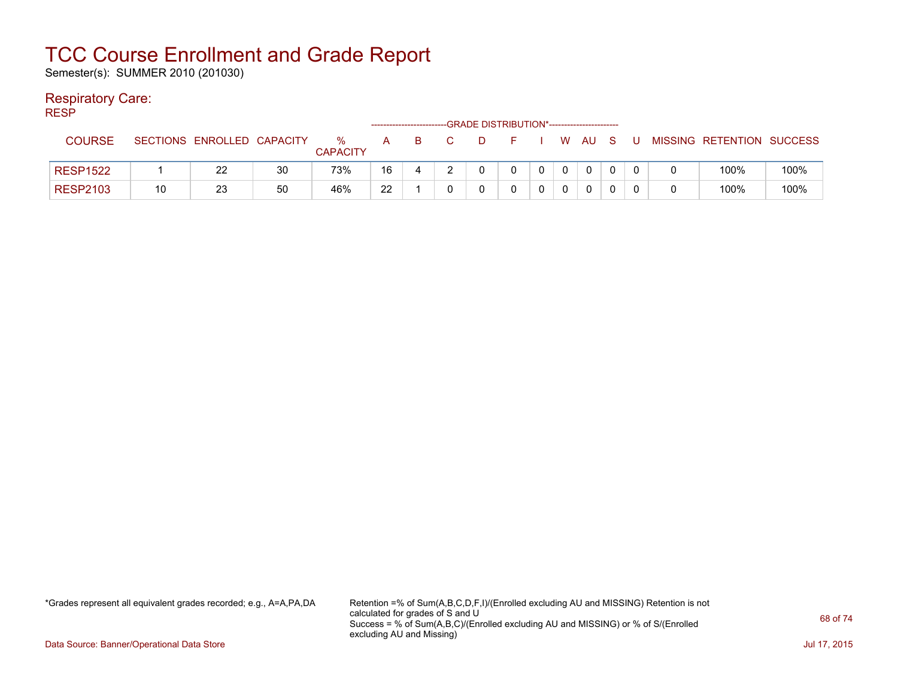# TCC Course Enrollment and Grade Report

Semester(s): SUMMER 2010 (201030)

## Respiratory Care:

RESP

| COURSE | SECTIONS | ENROLLED | CAPACITY | % CAPACITY | A | B | C | D | F | I | W | AU | S | U | MISSING | RETENTION | SUCCESS |
|---|---|---|---|---|---|---|---|---|---|---|---|---|---|---|---|---|---|
| | | | | | GRADE DISTRIBUTION* | | | | | | | | | | | | |
| RESP1522 | 1 | 22 | 30 | 73% | 16 | 4 | 2 | 0 | 0 | 0 | 0 | 0 | 0 | 0 | 0 | 100% | 100% |
| RESP2103 | 10 | 23 | 50 | 46% | 22 | 1 | 0 | 0 | 0 | 0 | 0 | 0 | 0 | 0 | 0 | 100% | 100% |

*Grades represent all equivalent grades recorded; e.g., A=A,PA,DA

Retention =% of Sum(A,B,C,D,F,I)/(Enrolled excluding AU and MISSING) Retention is not calculated for grades of S and U
Success = % of Sum(A,B,C)/(Enrolled excluding AU and MISSING) or % of S/(Enrolled excluding AU and Missing)

Data Source: Banner/Operational Data Store

Jul 17, 2015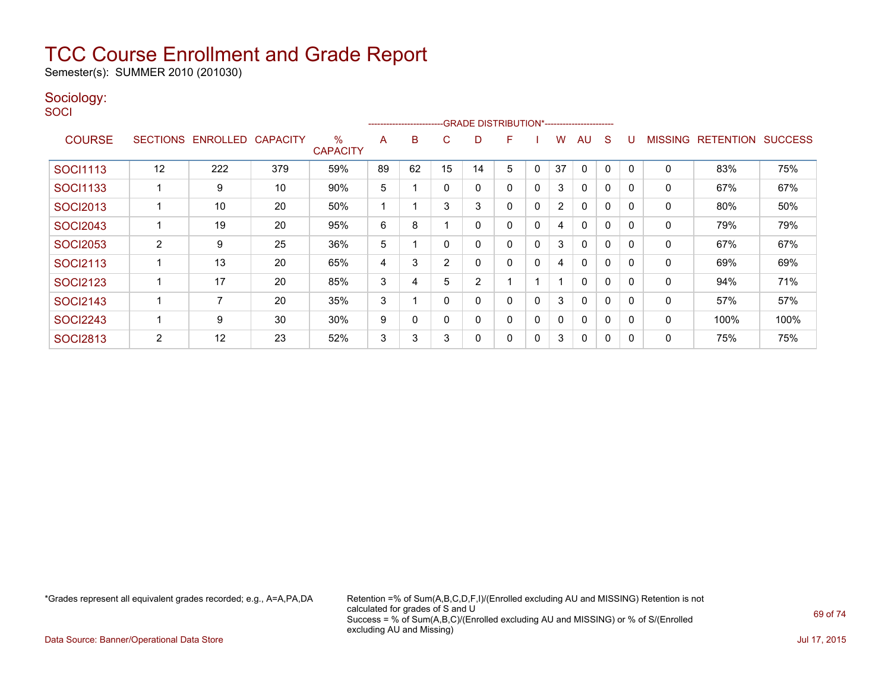# TCC Course Enrollment and Grade Report

Semester(s): SUMMER 2010 (201030)

## Sociology:

SOCI

| COURSE | SECTIONS | ENROLLED | CAPACITY | % CAPACITY | A | B | C | D | F | I | W | AU | S | U | MISSING | RETENTION | SUCCESS |
|---|---|---|---|---|---|---|---|---|---|---|---|---|---|---|---|---|---|
| | | | | | GRADE DISTRIBUTION* | | | | | | | | | | | | |
| SOCI1113 | 12 | 222 | 379 | 59% | 89 | 62 | 15 | 14 | 5 | 0 | 37 | 0 | 0 | 0 | 0 | 83% | 75% |
| SOCI1133 | 1 | 9 | 10 | 90% | 5 | 1 | 0 | 0 | 0 | 0 | 3 | 0 | 0 | 0 | 0 | 67% | 67% |
| SOCI2013 | 1 | 10 | 20 | 50% | 1 | 1 | 3 | 3 | 0 | 0 | 2 | 0 | 0 | 0 | 0 | 80% | 50% |
| SOCI2043 | 1 | 19 | 20 | 95% | 6 | 8 | 1 | 0 | 0 | 0 | 4 | 0 | 0 | 0 | 0 | 79% | 79% |
| SOCI2053 | 2 | 9 | 25 | 36% | 5 | 1 | 0 | 0 | 0 | 0 | 3 | 0 | 0 | 0 | 0 | 67% | 67% |
| SOCI2113 | 1 | 13 | 20 | 65% | 4 | 3 | 2 | 0 | 0 | 0 | 4 | 0 | 0 | 0 | 0 | 69% | 69% |
| SOCI2123 | 1 | 17 | 20 | 85% | 3 | 4 | 5 | 2 | 1 | 1 | 1 | 0 | 0 | 0 | 0 | 94% | 71% |
| SOCI2143 | 1 | 7 | 20 | 35% | 3 | 1 | 0 | 0 | 0 | 0 | 3 | 0 | 0 | 0 | 0 | 57% | 57% |
| SOCI2243 | 1 | 9 | 30 | 30% | 9 | 0 | 0 | 0 | 0 | 0 | 0 | 0 | 0 | 0 | 0 | 100% | 100% |
| SOCI2813 | 2 | 12 | 23 | 52% | 3 | 3 | 3 | 0 | 0 | 0 | 3 | 0 | 0 | 0 | 0 | 75% | 75% |

*Grades represent all equivalent grades recorded; e.g., A=A,PA,DA

Retention =% of Sum(A,B,C,D,F,I)/(Enrolled excluding AU and MISSING) Retention is not calculated for grades of S and U
Success = % of Sum(A,B,C)/(Enrolled excluding AU and MISSING) or % of S/(Enrolled excluding AU and Missing)

Data Source: Banner/Operational Data Store

Jul 17, 2015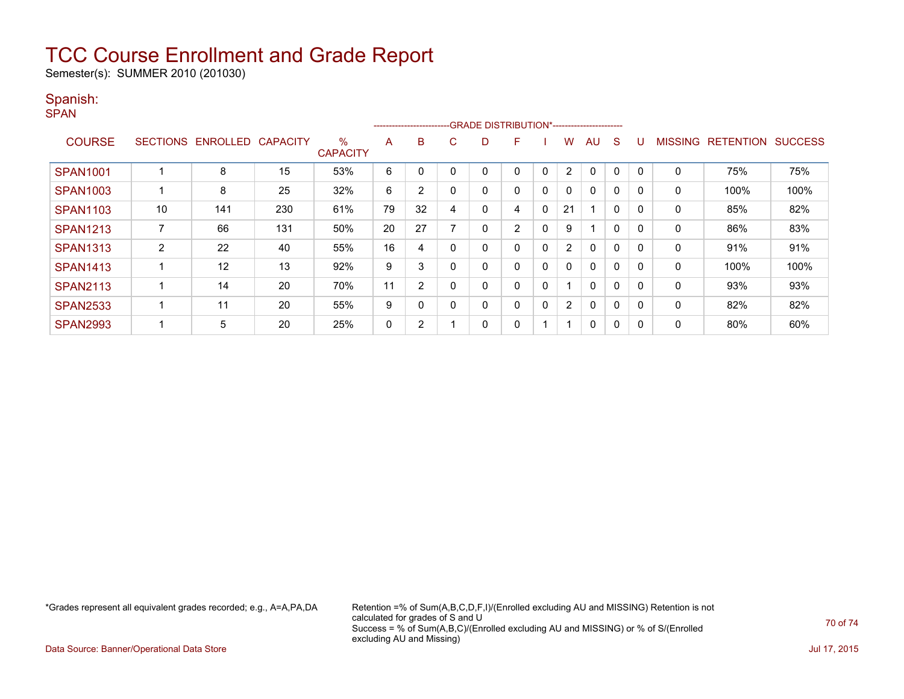# TCC Course Enrollment and Grade Report

Semester(s): SUMMER 2010 (201030)

## Spanish:

SPAN

| COURSE | SECTIONS | ENROLLED | CAPACITY | % CAPACITY | A | B | C | D | F | I | W | AU | S | U | MISSING | RETENTION | SUCCESS |
|---|---|---|---|---|---|---|---|---|---|---|---|---|---|---|---|---|---|
| | | | | | GRADE DISTRIBUTION* | | | | | | | | | | | | |
| SPAN1001 | 1 | 8 | 15 | 53% | 6 | 0 | 0 | 0 | 0 | 0 | 2 | 0 | 0 | 0 | 0 | 75% | 75% |
| SPAN1003 | 1 | 8 | 25 | 32% | 6 | 2 | 0 | 0 | 0 | 0 | 0 | 0 | 0 | 0 | 0 | 100% | 100% |
| SPAN1103 | 10 | 141 | 230 | 61% | 79 | 32 | 4 | 0 | 4 | 0 | 21 | 1 | 0 | 0 | 0 | 85% | 82% |
| SPAN1213 | 7 | 66 | 131 | 50% | 20 | 27 | 7 | 0 | 2 | 0 | 9 | 1 | 0 | 0 | 0 | 86% | 83% |
| SPAN1313 | 2 | 22 | 40 | 55% | 16 | 4 | 0 | 0 | 0 | 0 | 2 | 0 | 0 | 0 | 0 | 91% | 91% |
| SPAN1413 | 1 | 12 | 13 | 92% | 9 | 3 | 0 | 0 | 0 | 0 | 0 | 0 | 0 | 0 | 0 | 100% | 100% |
| SPAN2113 | 1 | 14 | 20 | 70% | 11 | 2 | 0 | 0 | 0 | 0 | 1 | 0 | 0 | 0 | 0 | 93% | 93% |
| SPAN2533 | 1 | 11 | 20 | 55% | 9 | 0 | 0 | 0 | 0 | 0 | 2 | 0 | 0 | 0 | 0 | 82% | 82% |
| SPAN2993 | 1 | 5 | 20 | 25% | 0 | 2 | 1 | 0 | 0 | 1 | 1 | 0 | 0 | 0 | 0 | 80% | 60% |

*Grades represent all equivalent grades recorded; e.g., A=A,PA,DA

Retention =% of Sum(A,B,C,D,F,I)/(Enrolled excluding AU and MISSING) Retention is not calculated for grades of S and U

Success = % of Sum(A,B,C)/(Enrolled excluding AU and MISSING) or % of S/(Enrolled excluding AU and Missing)

Data Source: Banner/Operational Data Store

Jul 17, 2015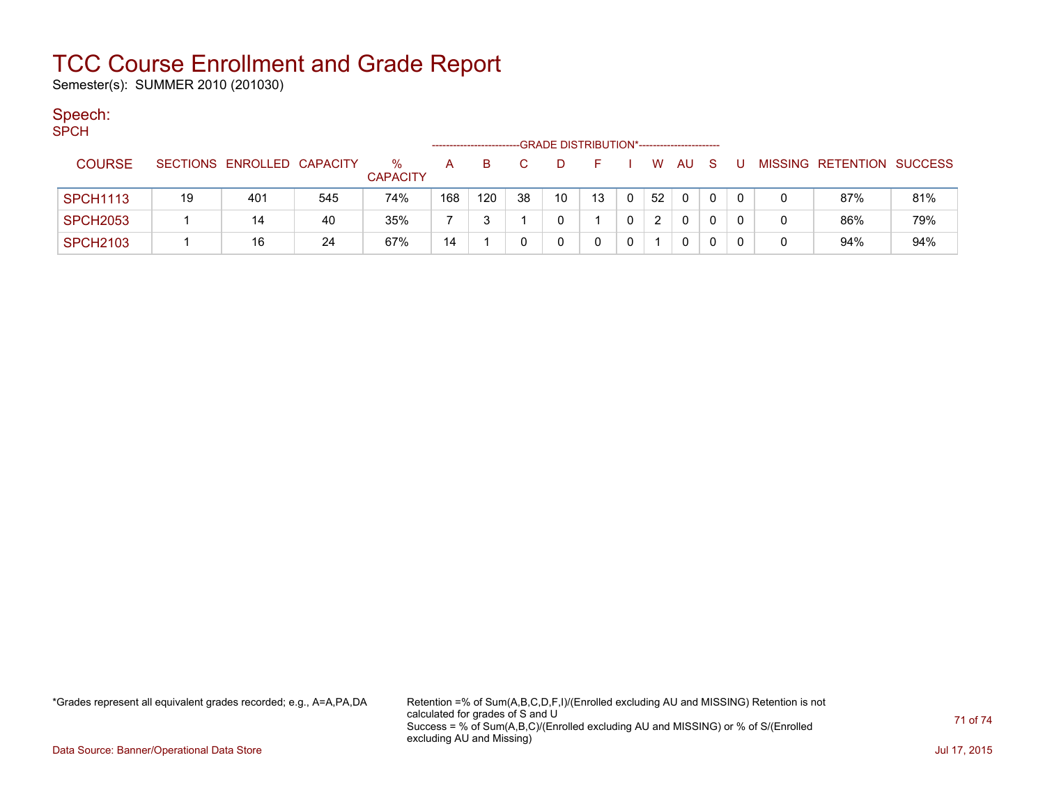# TCC Course Enrollment and Grade Report

Semester(s): SUMMER 2010 (201030)

## Speech:

SPCH

| COURSE | SECTIONS | ENROLLED | CAPACITY | % CAPACITY | A | B | C | D | F | I | W | AU | S | U | MISSING | RETENTION | SUCCESS |
|---|---|---|---|---|---|---|---|---|---|---|---|---|---|---|---|---|---|
| | | | | | GRADE DISTRIBUTION* | | | | | | | | | | | | |
| SPCH1113 | 19 | 401 | 545 | 74% | 168 | 120 | 38 | 10 | 13 | 0 | 52 | 0 | 0 | 0 | 0 | 87% | 81% |
| SPCH2053 | 1 | 14 | 40 | 35% | 7 | 3 | 1 | 0 | 1 | 0 | 2 | 0 | 0 | 0 | 0 | 86% | 79% |
| SPCH2103 | 1 | 16 | 24 | 67% | 14 | 1 | 0 | 0 | 0 | 0 | 1 | 0 | 0 | 0 | 0 | 94% | 94% |

*Grades represent all equivalent grades recorded; e.g., A=A,PA,DA

Retention =% of Sum(A,B,C,D,F,I)/(Enrolled excluding AU and MISSING) Retention is not calculated for grades of S and U
Success = % of Sum(A,B,C)/(Enrolled excluding AU and MISSING) or % of S/(Enrolled excluding AU and Missing)

Data Source: Banner/Operational Data Store

Jul 17, 2015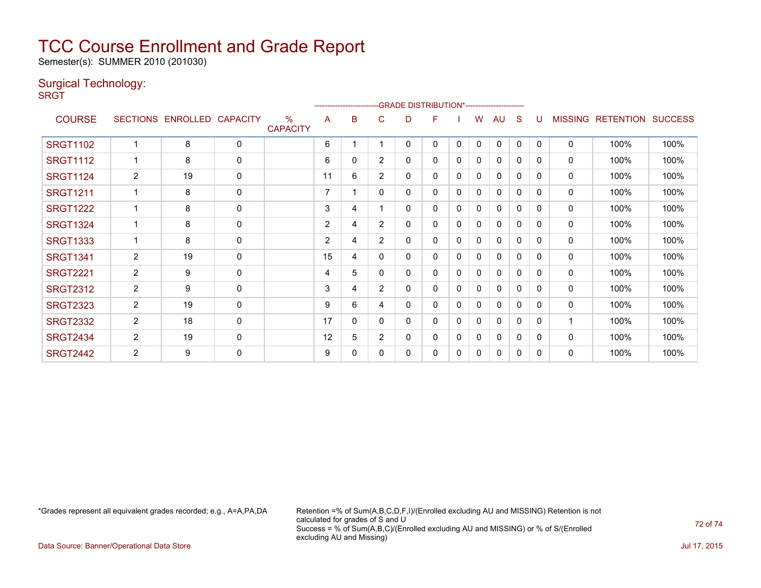# TCC Course Enrollment and Grade Report

Semester(s): SUMMER 2010 (201030)

## Surgical Technology:

SRGT

| COURSE | SECTIONS | ENROLLED | CAPACITY | % CAPACITY | A | B | C | D | F | I | W | AU | S | U | MISSING | RETENTION | SUCCESS |
|---|---|---|---|---|---|---|---|---|---|---|---|---|---|---|---|---|---|
| | | | | | GRADE DISTRIBUTION* | | | | | | | | | | | | |
| SRGT1102 | 1 | 8 | 0 | | 6 | 1 | 1 | 0 | 0 | 0 | 0 | 0 | 0 | 0 | 0 | 100% | 100% |
| SRGT1112 | 1 | 8 | 0 | | 6 | 0 | 2 | 0 | 0 | 0 | 0 | 0 | 0 | 0 | 0 | 100% | 100% |
| SRGT1124 | 2 | 19 | 0 | | 11 | 6 | 2 | 0 | 0 | 0 | 0 | 0 | 0 | 0 | 0 | 100% | 100% |
| SRGT1211 | 1 | 8 | 0 | | 7 | 1 | 0 | 0 | 0 | 0 | 0 | 0 | 0 | 0 | 0 | 100% | 100% |
| SRGT1222 | 1 | 8 | 0 | | 3 | 4 | 1 | 0 | 0 | 0 | 0 | 0 | 0 | 0 | 0 | 100% | 100% |
| SRGT1324 | 1 | 8 | 0 | | 2 | 4 | 2 | 0 | 0 | 0 | 0 | 0 | 0 | 0 | 0 | 100% | 100% |
| SRGT1333 | 1 | 8 | 0 | | 2 | 4 | 2 | 0 | 0 | 0 | 0 | 0 | 0 | 0 | 0 | 100% | 100% |
| SRGT1341 | 2 | 19 | 0 | | 15 | 4 | 0 | 0 | 0 | 0 | 0 | 0 | 0 | 0 | 0 | 100% | 100% |
| SRGT2221 | 2 | 9 | 0 | | 4 | 5 | 0 | 0 | 0 | 0 | 0 | 0 | 0 | 0 | 0 | 100% | 100% |
| SRGT2312 | 2 | 9 | 0 | | 3 | 4 | 2 | 0 | 0 | 0 | 0 | 0 | 0 | 0 | 0 | 100% | 100% |
| SRGT2323 | 2 | 19 | 0 | | 9 | 6 | 4 | 0 | 0 | 0 | 0 | 0 | 0 | 0 | 0 | 100% | 100% |
| SRGT2332 | 2 | 18 | 0 | | 17 | 0 | 0 | 0 | 0 | 0 | 0 | 0 | 0 | 0 | 1 | 100% | 100% |
| SRGT2434 | 2 | 19 | 0 | | 12 | 5 | 2 | 0 | 0 | 0 | 0 | 0 | 0 | 0 | 0 | 100% | 100% |
| SRGT2442 | 2 | 9 | 0 | | 9 | 0 | 0 | 0 | 0 | 0 | 0 | 0 | 0 | 0 | 0 | 100% | 100% |

*Grades represent all equivalent grades recorded; e.g., A=A,PA,DA

Retention =% of Sum(A,B,C,D,F,I)/(Enrolled excluding AU and MISSING) Retention is not calculated for grades of S and U
Success = % of Sum(A,B,C)/(Enrolled excluding AU and MISSING) or % of S/(Enrolled excluding AU and Missing)

Data Source: Banner/Operational Data Store

Jul 17, 2015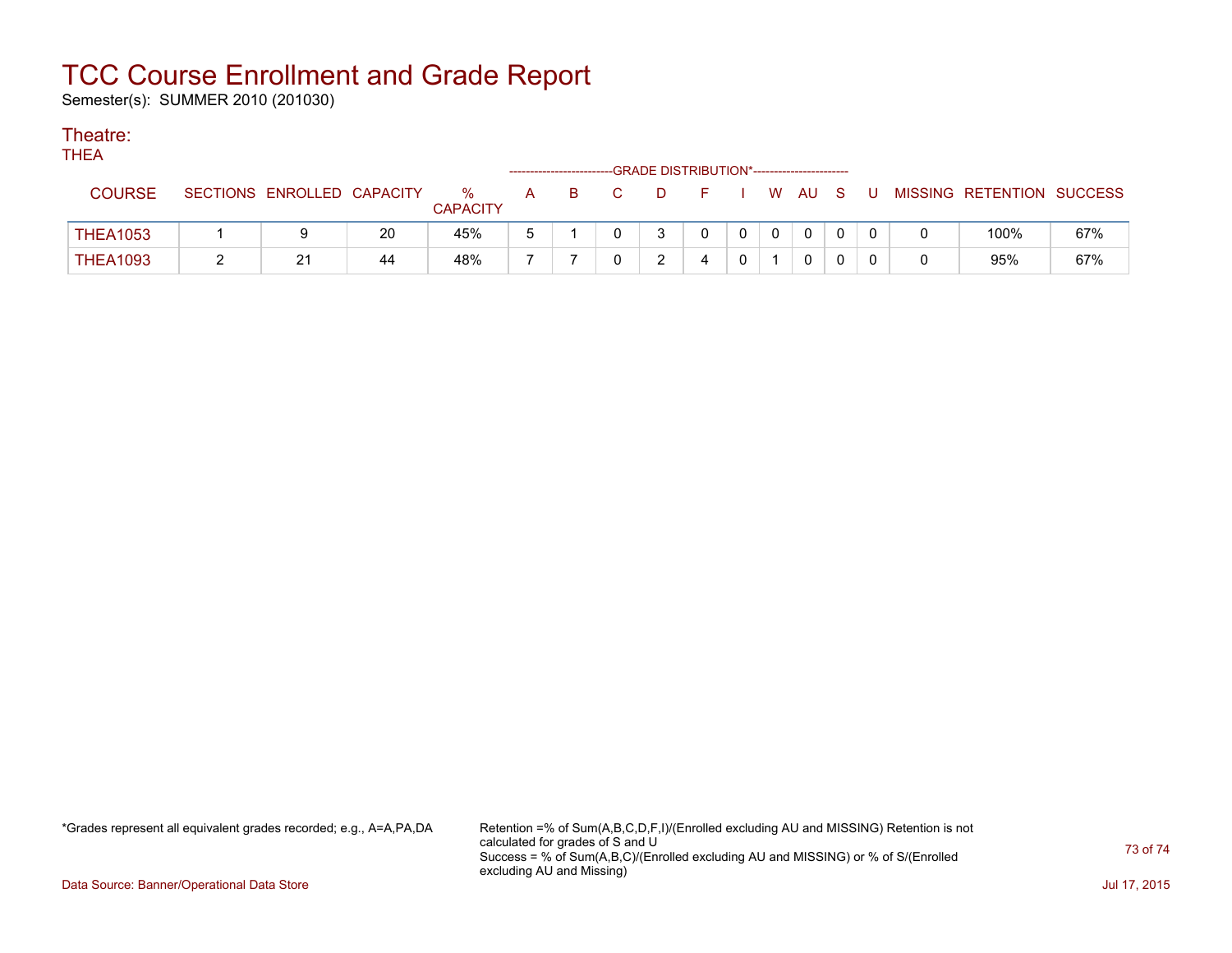# TCC Course Enrollment and Grade Report

Semester(s): SUMMER 2010 (201030)

## Theatre:

THEA

| COURSE | SECTIONS | ENROLLED | CAPACITY | % CAPACITY | A | B | C | D | F | I | W | AU | S | U | MISSING | RETENTION | SUCCESS |
|---|---|---|---|---|---|---|---|---|---|---|---|---|---|---|---|---|---|
| | | | | | GRADE DISTRIBUTION* | | | | | | | | | | | | |
| THEA1053 | 1 | 9 | 20 | 45% | 5 | 1 | 0 | 3 | 0 | 0 | 0 | 0 | 0 | 0 | 0 | 100% | 67% |
| THEA1093 | 2 | 21 | 44 | 48% | 7 | 7 | 0 | 2 | 4 | 0 | 1 | 0 | 0 | 0 | 0 | 95% | 67% |

*Grades represent all equivalent grades recorded; e.g., A=A,PA,DA

Retention =% of Sum(A,B,C,D,F,I)/(Enrolled excluding AU and MISSING) Retention is not calculated for grades of S and U
Success = % of Sum(A,B,C)/(Enrolled excluding AU and MISSING) or % of S/(Enrolled excluding AU and Missing)

Data Source: Banner/Operational Data Store

Jul 17, 2015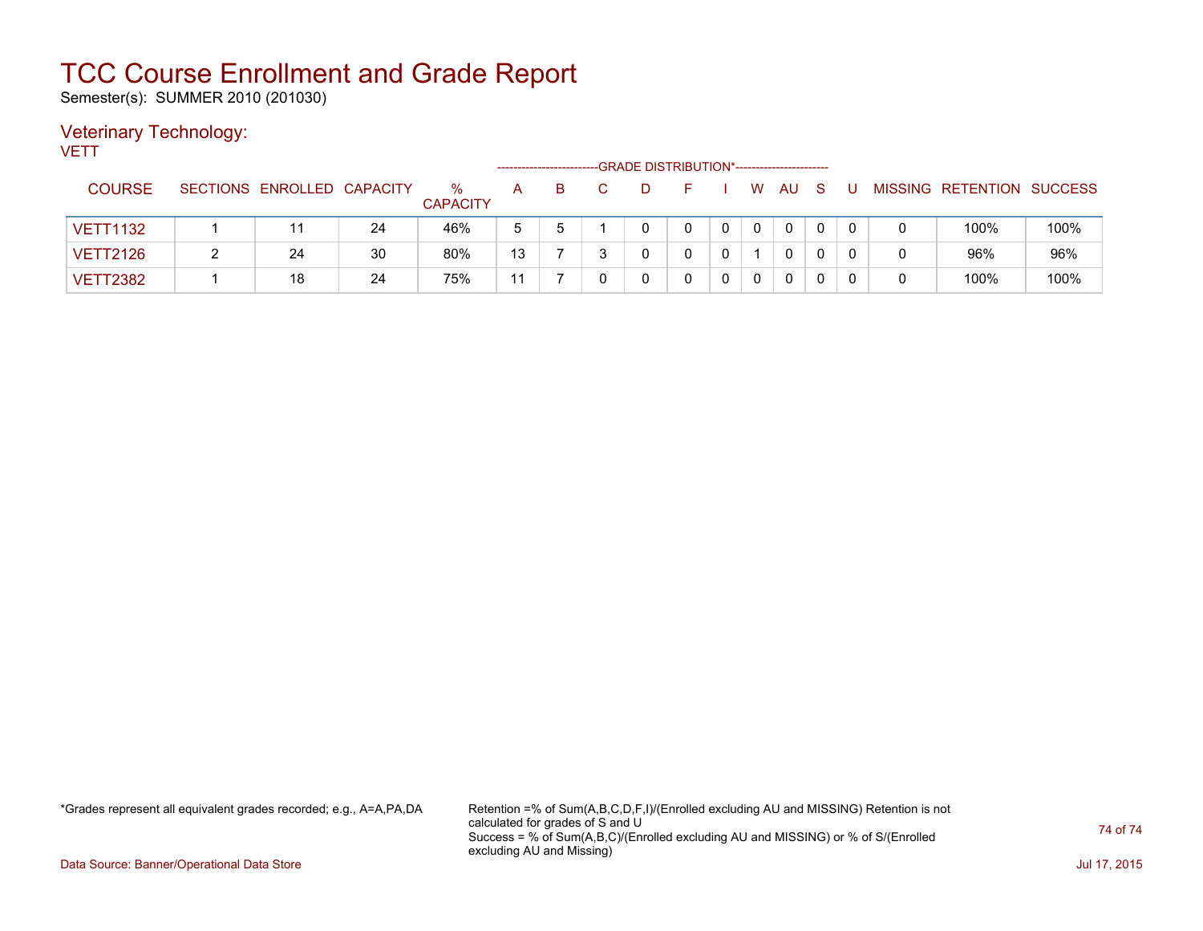# TCC Course Enrollment and Grade Report

Semester(s): SUMMER 2010 (201030)

## Veterinary Technology:

VETT

| COURSE | SECTIONS | ENROLLED | CAPACITY | % CAPACITY | A | B | C | D | F | I | W | AU | S | U | MISSING | RETENTION | SUCCESS |
|---|---|---|---|---|---|---|---|---|---|---|---|---|---|---|---|---|---|
| | | | | | GRADE DISTRIBUTION* | | | | | | | | | | | | |
| VETT1132 | 1 | 11 | 24 | 46% | 5 | 5 | 1 | 0 | 0 | 0 | 0 | 0 | 0 | 0 | 0 | 100% | 100% |
| VETT2126 | 2 | 24 | 30 | 80% | 13 | 7 | 3 | 0 | 0 | 0 | 1 | 0 | 0 | 0 | 0 | 96% | 96% |
| VETT2382 | 1 | 18 | 24 | 75% | 11 | 7 | 0 | 0 | 0 | 0 | 0 | 0 | 0 | 0 | 0 | 100% | 100% |

*Grades represent all equivalent grades recorded; e.g., A=A,PA,DA

Retention =% of Sum(A,B,C,D,F,I)/(Enrolled excluding AU and MISSING) Retention is not calculated for grades of S and U
Success = % of Sum(A,B,C)/(Enrolled excluding AU and MISSING) or % of S/(Enrolled excluding AU and Missing)

Data Source: Banner/Operational Data Store

Jul 17, 2015